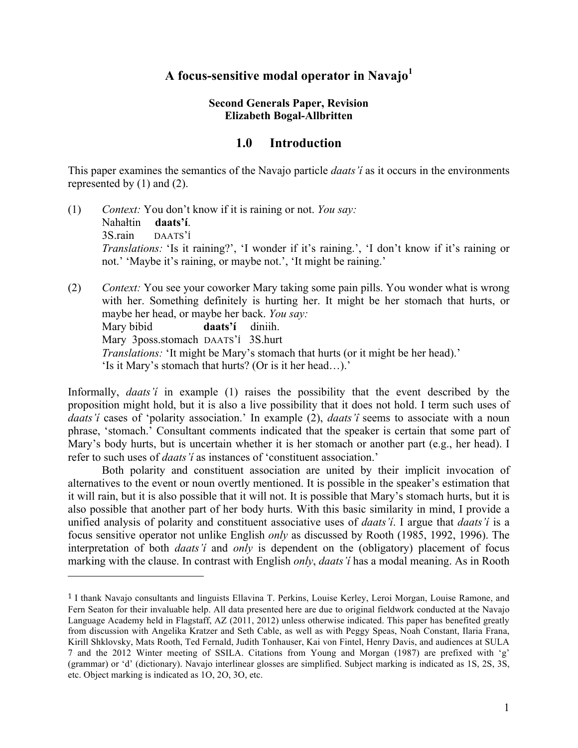# A focus-sensitive modal operator in Navajo[1]

**Second Generals Paper, Revision**
**Elizabeth Bogal-Allbritten**

## 1.0 Introduction

This paper examines the semantics of the Navajo particle *daats'í* as it occurs in the environments represented by (1) and (2).

(1) *Context:* You don't know if it is raining or not. *You say:*
Nahałtin **daats'í**.
3S.rain DAATS'Í
*Translations:* 'Is it raining?', 'I wonder if it's raining.', 'I don't know if it's raining or not.' 'Maybe it's raining, or maybe not.', 'It might be raining.'

(2) *Context:* You see your coworker Mary taking some pain pills. You wonder what is wrong with her. Something definitely is hurting her. It might be her stomach that hurts, or maybe her head, or maybe her back. *You say:*
Mary bibid **daats'í** diniih.
Mary 3poss.stomach DAATS'Í 3S.hurt
*Translations:* 'It might be Mary's stomach that hurts (or it might be her head).'
'Is it Mary's stomach that hurts? (Or is it her head…).'

Informally, *daats'í* in example (1) raises the possibility that the event described by the proposition might hold, but it is also a live possibility that it does not hold. I term such uses of *daats'í* cases of 'polarity association.' In example (2), *daats'î* seems to associate with a noun phrase, 'stomach.' Consultant comments indicated that the speaker is certain that some part of Mary's body hurts, but is uncertain whether it is her stomach or another part (e.g., her head). I refer to such uses of *daats'í* as instances of 'constituent association.'

Both polarity and constituent association are united by their implicit invocation of alternatives to the event or noun overtly mentioned. It is possible in the speaker's estimation that it will rain, but it is also possible that it will not. It is possible that Mary's stomach hurts, but it is also possible that another part of her body hurts. With this basic similarity in mind, I provide a unified analysis of polarity and constituent associative uses of *daats'í*. I argue that *daats'í* is a focus sensitive operator not unlike English *only* as discussed by Rooth (1985, 1992, 1996). The interpretation of both *daats'í* and *only* is dependent on the (obligatory) placement of focus marking with the clause. In contrast with English *only*, *daats'í* has a modal meaning. As in Rooth

---

[1] I thank Navajo consultants and linguists Ellavina T. Perkins, Louise Kerley, Leroi Morgan, Louise Ramone, and Fern Seaton for their invaluable help. All data presented here are due to original fieldwork conducted at the Navajo Language Academy held in Flagstaff, AZ (2011, 2012) unless otherwise indicated. This paper has benefited greatly from discussion with Angelika Kratzer and Seth Cable, as well as with Peggy Speas, Noah Constant, Ilaria Frana, Kirill Shklovsky, Mats Rooth, Ted Fernald, Judith Tonhauser, Kai von Fintel, Henry Davis, and audiences at SULA 7 and the 2012 Winter meeting of SSILA. Citations from Young and Morgan (1987) are prefixed with 'g' (grammar) or 'd' (dictionary). Navajo interlinear glosses are simplified. Subject marking is indicated as 1S, 2S, 3S, etc. Object marking is indicated as 1O, 2O, 3O, etc.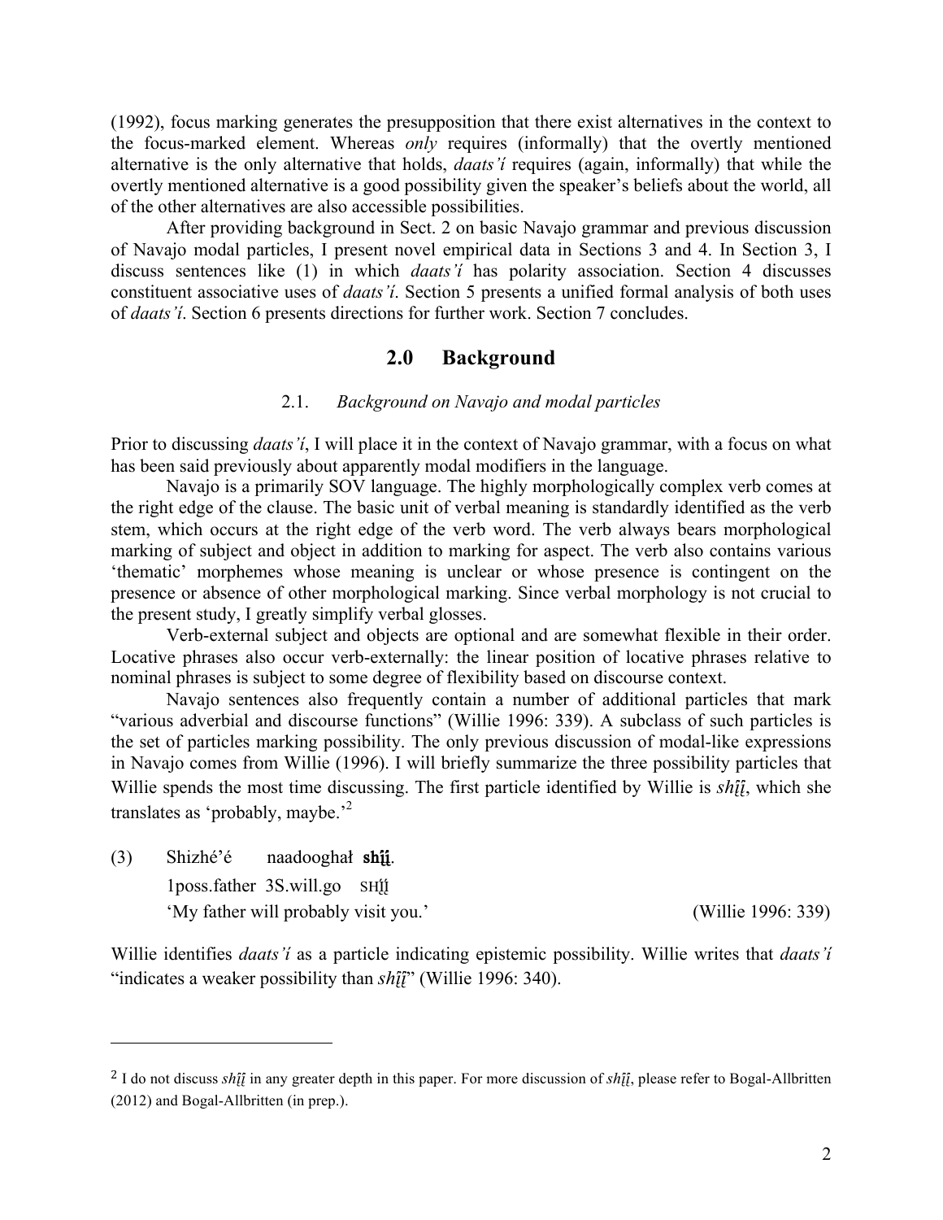(1992), focus marking generates the presupposition that there exist alternatives in the context to the focus-marked element. Whereas *only* requires (informally) that the overtly mentioned alternative is the only alternative that holds, *daats'í* requires (again, informally) that while the overtly mentioned alternative is a good possibility given the speaker's beliefs about the world, all of the other alternatives are also accessible possibilities.

After providing background in Sect. 2 on basic Navajo grammar and previous discussion of Navajo modal particles, I present novel empirical data in Sections 3 and 4. In Section 3, I discuss sentences like (1) in which *daats'í* has polarity association. Section 4 discusses constituent associative uses of *daats'í*. Section 5 presents a unified formal analysis of both uses of *daats'í*. Section 6 presents directions for further work. Section 7 concludes.

## 2.0 Background

### 2.1. *Background on Navajo and modal particles*

Prior to discussing *daats'í*, I will place it in the context of Navajo grammar, with a focus on what has been said previously about apparently modal modifiers in the language.

Navajo is a primarily SOV language. The highly morphologically complex verb comes at the right edge of the clause. The basic unit of verbal meaning is standardly identified as the verb stem, which occurs at the right edge of the verb word. The verb always bears morphological marking of subject and object in addition to marking for aspect. The verb also contains various 'thematic' morphemes whose meaning is unclear or whose presence is contingent on the presence or absence of other morphological marking. Since verbal morphology is not crucial to the present study, I greatly simplify verbal glosses.

Verb-external subject and objects are optional and are somewhat flexible in their order. Locative phrases also occur verb-externally: the linear position of locative phrases relative to nominal phrases is subject to some degree of flexibility based on discourse context.

Navajo sentences also frequently contain a number of additional particles that mark "various adverbial and discourse functions" (Willie 1996: 339). A subclass of such particles is the set of particles marking possibility. The only previous discussion of modal-like expressions in Navajo comes from Willie (1996). I will briefly summarize the three possibility particles that Willie spends the most time discussing. The first particle identified by Willie is *shįį́*, which she translates as 'probably, maybe.'[2]

(3) Shizhé'é naadooghał **shįį́**.
 1poss.father 3S.will.go SHĮĮ́
 'My father will probably visit you.' (Willie 1996: 339)

Willie identifies *daats'í* as a particle indicating epistemic possibility. Willie writes that *daats'í* "indicates a weaker possibility than *shįį́*" (Willie 1996: 340).

---

[2] I do not discuss *shįį́* in any greater depth in this paper. For more discussion of *shįį́*, please refer to Bogal-Allbritten (2012) and Bogal-Allbritten (in prep.).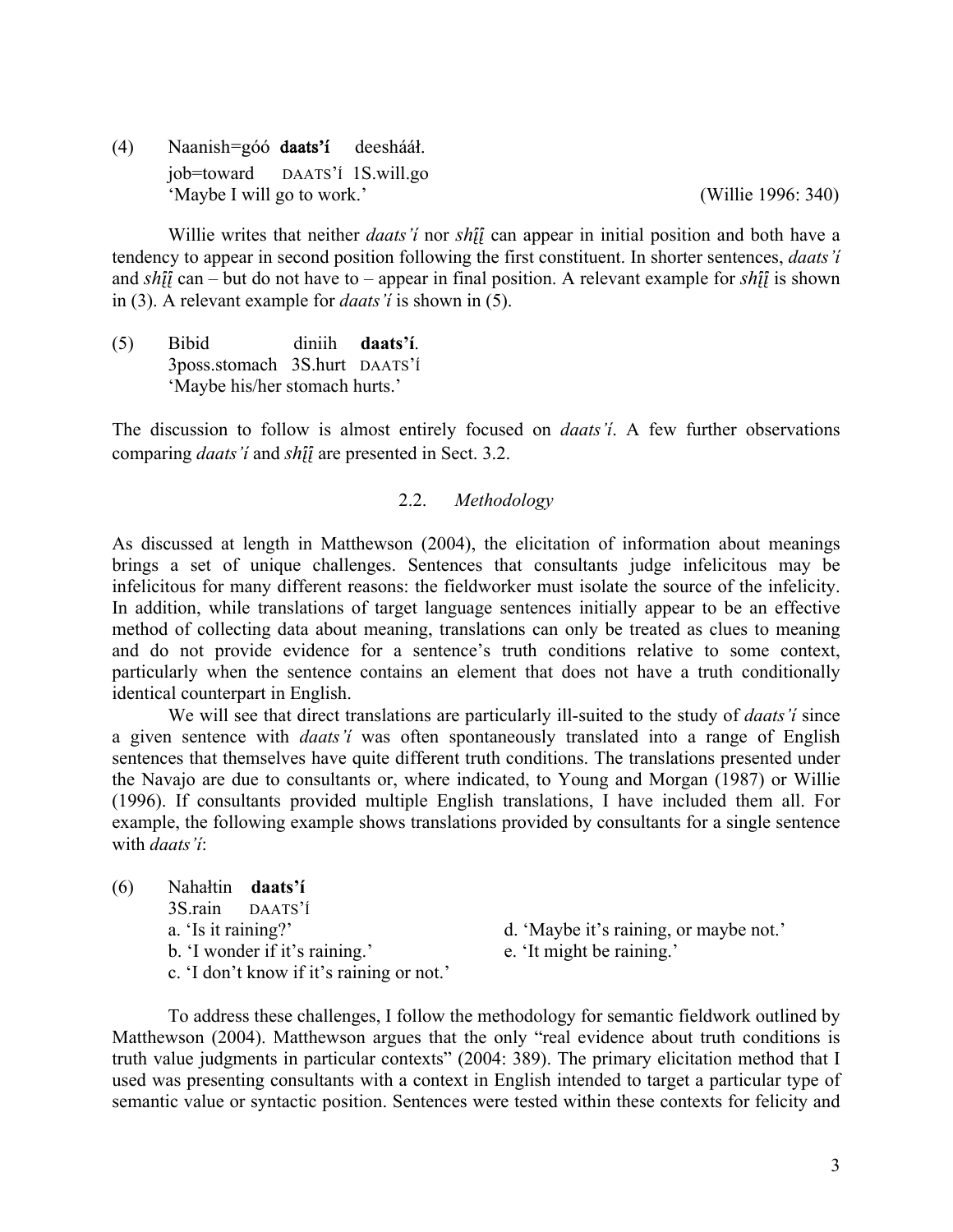(4) Naanish=góó **daats'í** deeshááł.
job=toward DAATS'Í 1S.will.go
'Maybe I will go to work.' (Willie 1996: 340)

Willie writes that neither *daats'í* nor *shį́į́* can appear in initial position and both have a tendency to appear in second position following the first constituent. In shorter sentences, *daats'í* and *shį́į́* can – but do not have to – appear in final position. A relevant example for *shį́į́* is shown in (3). A relevant example for *daats'í* is shown in (5).

(5) Bibid diniih **daats'í**.
3poss.stomach 3S.hurt DAATS'Í
'Maybe his/her stomach hurts.'

The discussion to follow is almost entirely focused on *daats'í*. A few further observations comparing *daats'í* and *shį́į́* are presented in Sect. 3.2.

### 2.2. *Methodology*

As discussed at length in Matthewson (2004), the elicitation of information about meanings brings a set of unique challenges. Sentences that consultants judge infelicitous may be infelicitous for many different reasons: the fieldworker must isolate the source of the infelicity. In addition, while translations of target language sentences initially appear to be an effective method of collecting data about meaning, translations can only be treated as clues to meaning and do not provide evidence for a sentence's truth conditions relative to some context, particularly when the sentence contains an element that does not have a truth conditionally identical counterpart in English.

We will see that direct translations are particularly ill-suited to the study of *daats'í* since a given sentence with *daats'í* was often spontaneously translated into a range of English sentences that themselves have quite different truth conditions. The translations presented under the Navajo are due to consultants or, where indicated, to Young and Morgan (1987) or Willie (1996). If consultants provided multiple English translations, I have included them all. For example, the following example shows translations provided by consultants for a single sentence with *daats'í*:

(6) Nahałtin **daats'í**
3S.rain DAATS'Í
a. 'Is it raining?'
b. 'I wonder if it's raining.'
c. 'I don't know if it's raining or not.'
d. 'Maybe it's raining, or maybe not.'
e. 'It might be raining.'

To address these challenges, I follow the methodology for semantic fieldwork outlined by Matthewson (2004). Matthewson argues that the only "real evidence about truth conditions is truth value judgments in particular contexts" (2004: 389). The primary elicitation method that I used was presenting consultants with a context in English intended to target a particular type of semantic value or syntactic position. Sentences were tested within these contexts for felicity and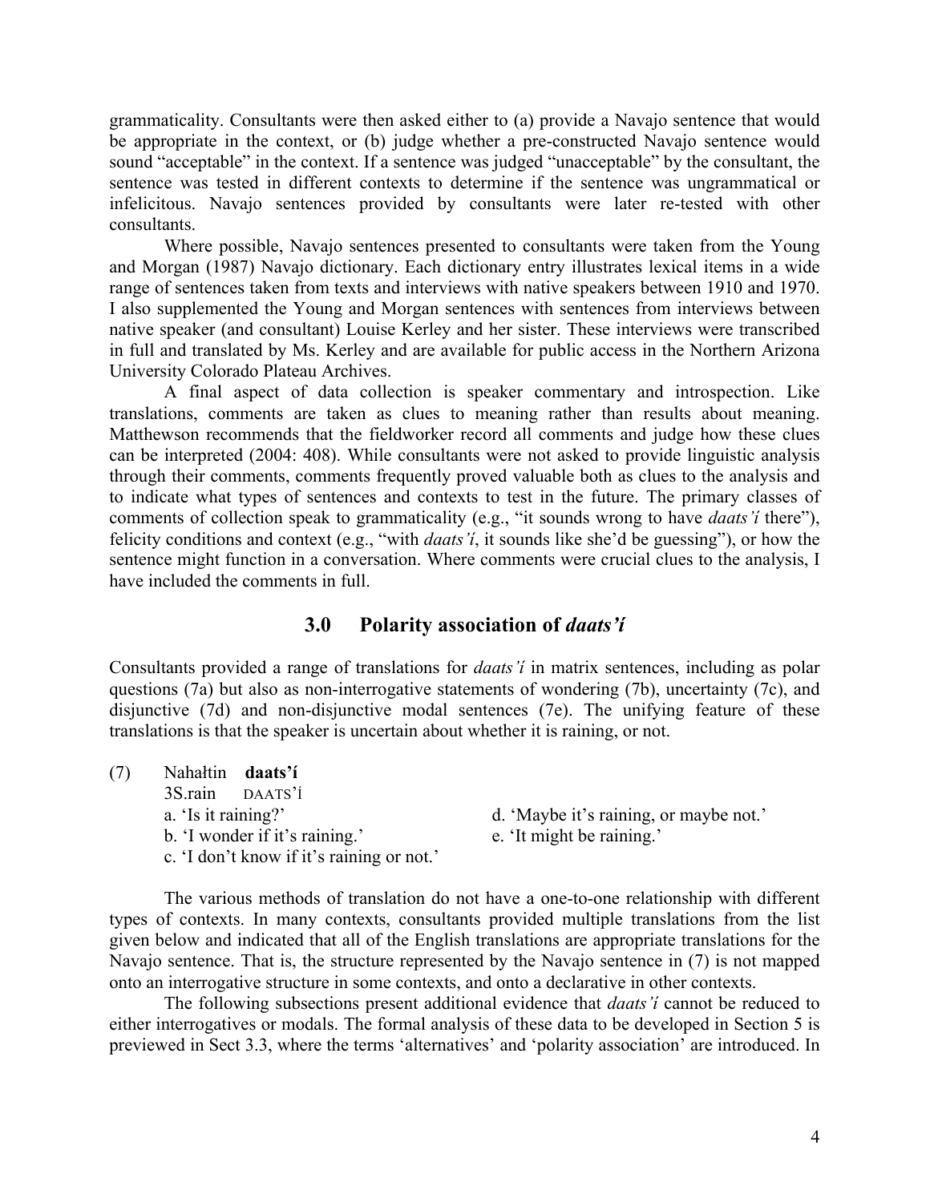grammaticality. Consultants were then asked either to (a) provide a Navajo sentence that would be appropriate in the context, or (b) judge whether a pre-constructed Navajo sentence would sound "acceptable" in the context. If a sentence was judged "unacceptable" by the consultant, the sentence was tested in different contexts to determine if the sentence was ungrammatical or infelicitous. Navajo sentences provided by consultants were later re-tested with other consultants.

Where possible, Navajo sentences presented to consultants were taken from the Young and Morgan (1987) Navajo dictionary. Each dictionary entry illustrates lexical items in a wide range of sentences taken from texts and interviews with native speakers between 1910 and 1970. I also supplemented the Young and Morgan sentences with sentences from interviews between native speaker (and consultant) Louise Kerley and her sister. These interviews were transcribed in full and translated by Ms. Kerley and are available for public access in the Northern Arizona University Colorado Plateau Archives.

A final aspect of data collection is speaker commentary and introspection. Like translations, comments are taken as clues to meaning rather than results about meaning. Matthewson recommends that the fieldworker record all comments and judge how these clues can be interpreted (2004: 408). While consultants were not asked to provide linguistic analysis through their comments, comments frequently proved valuable both as clues to the analysis and to indicate what types of sentences and contexts to test in the future. The primary classes of comments of collection speak to grammaticality (e.g., "it sounds wrong to have *daats'í* there"), felicity conditions and context (e.g., "with *daats'í*, it sounds like she'd be guessing"), or how the sentence might function in a conversation. Where comments were crucial clues to the analysis, I have included the comments in full.

## 3.0 Polarity association of *daats'í*

Consultants provided a range of translations for *daats'í* in matrix sentences, including as polar questions (7a) but also as non-interrogative statements of wondering (7b), uncertainty (7c), and disjunctive (7d) and non-disjunctive modal sentences (7e). The unifying feature of these translations is that the speaker is uncertain about whether it is raining, or not.

(7) Nahałtin **daats'í**
  3S.rain DAATS'Í
  a. 'Is it raining?'
  b. 'I wonder if it's raining.'
  c. 'I don't know if it's raining or not.'
  d. 'Maybe it's raining, or maybe not.'
  e. 'It might be raining.'

The various methods of translation do not have a one-to-one relationship with different types of contexts. In many contexts, consultants provided multiple translations from the list given below and indicated that all of the English translations are appropriate translations for the Navajo sentence. That is, the structure represented by the Navajo sentence in (7) is not mapped onto an interrogative structure in some contexts, and onto a declarative in other contexts.

The following subsections present additional evidence that *daats'í* cannot be reduced to either interrogatives or modals. The formal analysis of these data to be developed in Section 5 is previewed in Sect 3.3, where the terms 'alternatives' and 'polarity association' are introduced. In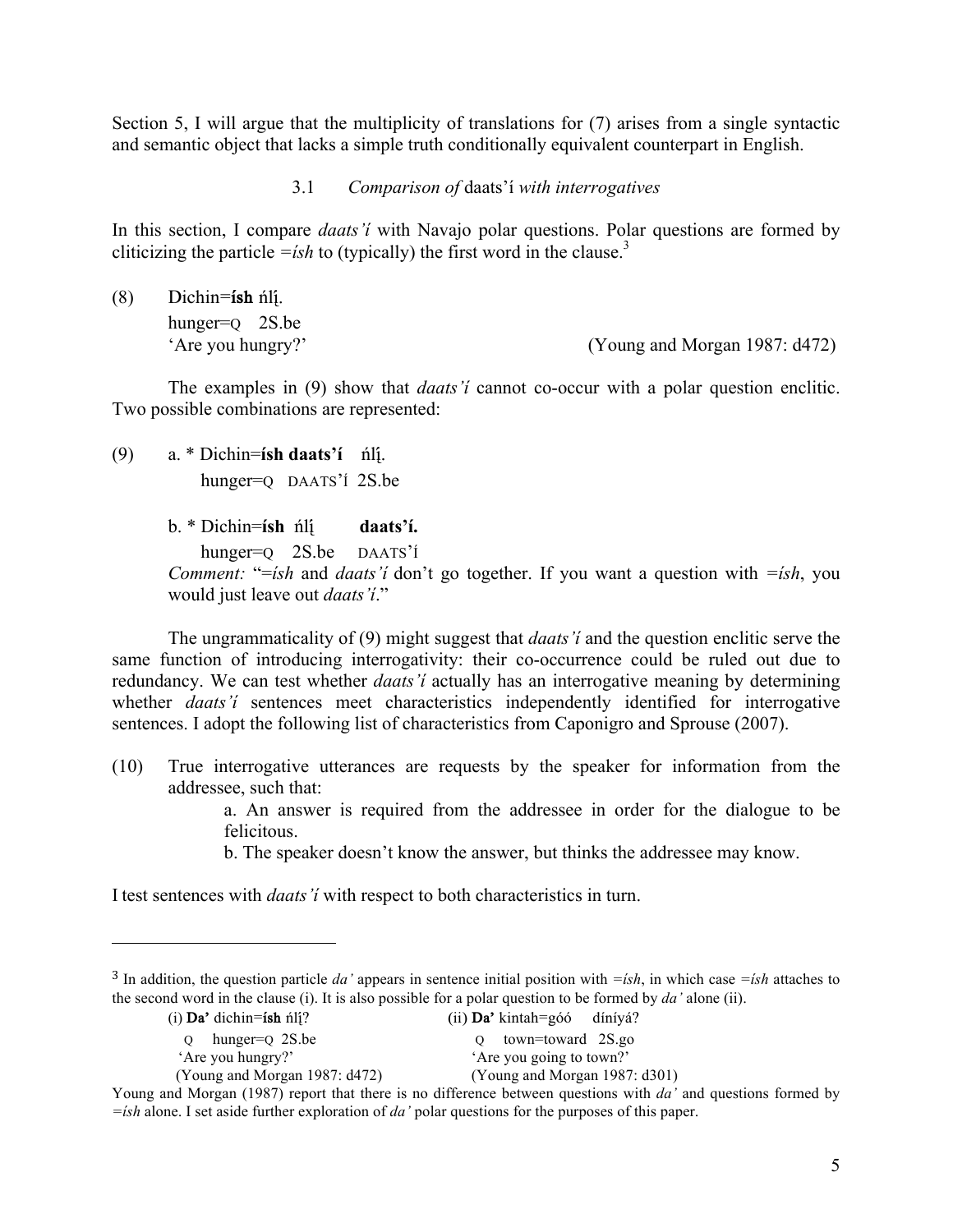Section 5, I will argue that the multiplicity of translations for (7) arises from a single syntactic and semantic object that lacks a simple truth conditionally equivalent counterpart in English.

### 3.1 *Comparison of* daats'í *with interrogatives*

In this section, I compare *daats'í* with Navajo polar questions. Polar questions are formed by cliticizing the particle *=ísh* to (typically) the first word in the clause.[3]

(8) Dichin=**ísh** ńlį́.
 hunger=Q 2S.be
 'Are you hungry?' (Young and Morgan 1987: d472)

The examples in (9) show that *daats'í* cannot co-occur with a polar question enclitic. Two possible combinations are represented:

(9) a. * Dichin=**ísh daats'í** ńlį́.
 hunger=Q DAATS'Í 2S.be

 b. * Dichin=**ísh** ńlį́ **daats'í.**
 hunger=Q 2S.be DAATS'Í
 *Comment:* "=*ísh* and *daats'í* don't go together. If you want a question with =*ísh*, you would just leave out *daats'í*."

The ungrammaticality of (9) might suggest that *daats'í* and the question enclitic serve the same function of introducing interrogativity: their co-occurrence could be ruled out due to redundancy. We can test whether *daats'í* actually has an interrogative meaning by determining whether *daats'í* sentences meet characteristics independently identified for interrogative sentences. I adopt the following list of characteristics from Caponigro and Sprouse (2007).

(10) True interrogative utterances are requests by the speaker for information from the addressee, such that:
 a. An answer is required from the addressee in order for the dialogue to be felicitous.
 b. The speaker doesn't know the answer, but thinks the addressee may know.

I test sentences with *daats'í* with respect to both characteristics in turn.

---

[3] In addition, the question particle *da'* appears in sentence initial position with =*ísh*, in which case =*ísh* attaches to the second word in the clause (i). It is also possible for a polar question to be formed by *da'* alone (ii).

(i) **Da'** dichin=**ísh** ńlį́?
 Q hunger=Q 2S.be
 'Are you hungry?'
 (Young and Morgan 1987: d472)

(ii) **Da'** kintah=góó díníyá?
 Q town=toward 2S.go
 'Are you going to town?'
 (Young and Morgan 1987: d301)

Young and Morgan (1987) report that there is no difference between questions with *da'* and questions formed by =*ísh* alone. I set aside further exploration of *da'* polar questions for the purposes of this paper.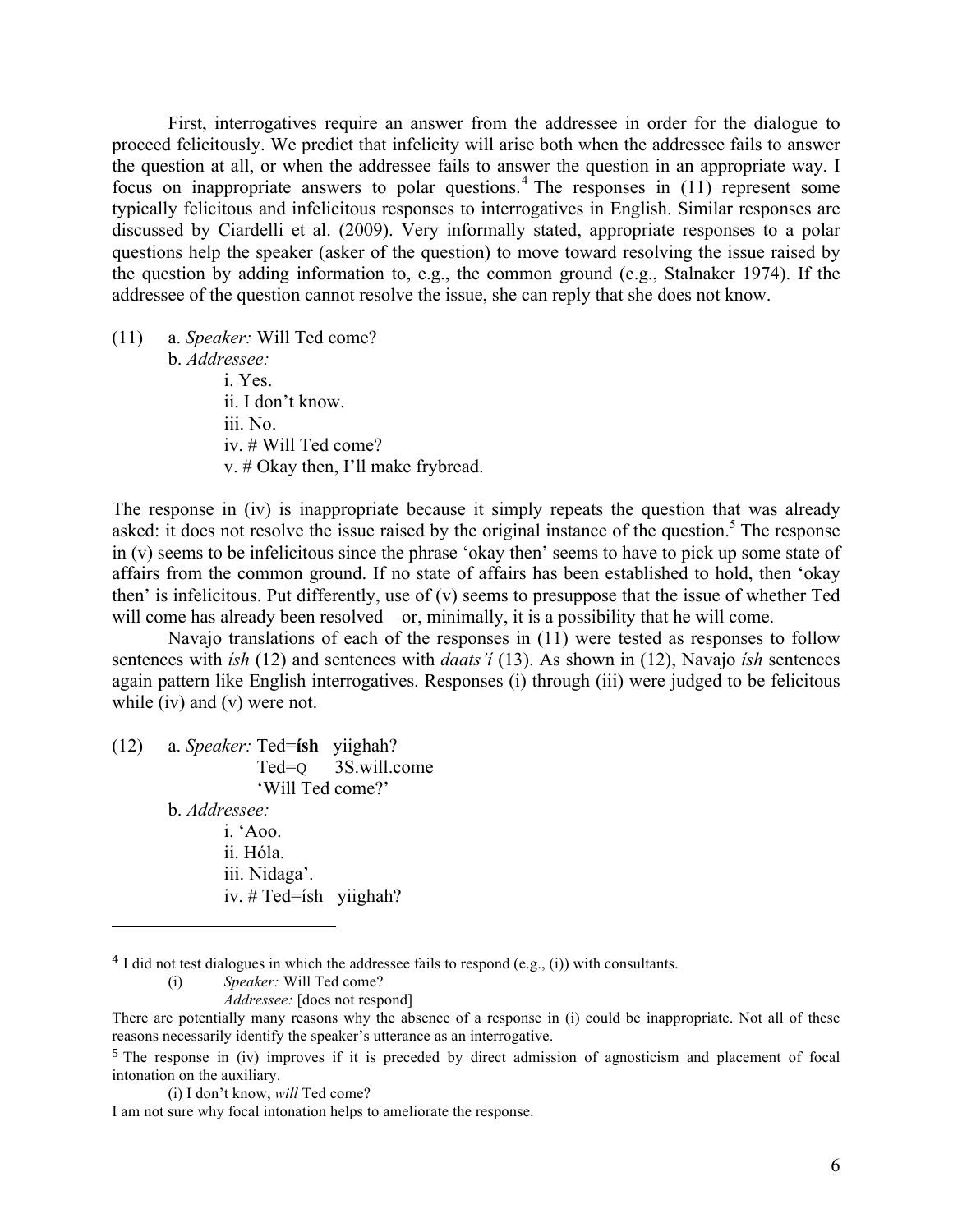First, interrogatives require an answer from the addressee in order for the dialogue to proceed felicitously. We predict that infelicity will arise both when the addressee fails to answer the question at all, or when the addressee fails to answer the question in an appropriate way. I focus on inappropriate answers to polar questions.[4] The responses in (11) represent some typically felicitous and infelicitous responses to interrogatives in English. Similar responses are discussed by Ciardelli et al. (2009). Very informally stated, appropriate responses to a polar questions help the speaker (asker of the question) to move toward resolving the issue raised by the question by adding information to, e.g., the common ground (e.g., Stalnaker 1974). If the addressee of the question cannot resolve the issue, she can reply that she does not know.

(11) a. *Speaker:* Will Ted come?
 b. *Addressee:*
  i. Yes.
  ii. I don't know.
  iii. No.
  iv. # Will Ted come?
  v. # Okay then, I'll make frybread.

The response in (iv) is inappropriate because it simply repeats the question that was already asked: it does not resolve the issue raised by the original instance of the question.[5] The response in (v) seems to be infelicitous since the phrase 'okay then' seems to have to pick up some state of affairs from the common ground. If no state of affairs has been established to hold, then 'okay then' is infelicitous. Put differently, use of (v) seems to presuppose that the issue of whether Ted will come has already been resolved – or, minimally, it is a possibility that he will come.

Navajo translations of each of the responses in (11) were tested as responses to follow sentences with *ísh* (12) and sentences with *daats'í* (13). As shown in (12), Navajo *ísh* sentences again pattern like English interrogatives. Responses (i) through (iii) were judged to be felicitous while (iv) and (v) were not.

(12) a. *Speaker:* Ted=**ísh** yiighah?
  Ted=Q 3S.will.come
  'Will Ted come?'
 b. *Addressee:*
  i. 'Aoo.
  ii. Hóla.
  iii. Nidaga'.
  iv. # Ted=ísh yiighah?

---

[4] I did not test dialogues in which the addressee fails to respond (e.g., (i)) with consultants.

(i) *Speaker:* Will Ted come?
 *Addressee:* [does not respond]

There are potentially many reasons why the absence of a response in (i) could be inappropriate. Not all of these reasons necessarily identify the speaker's utterance as an interrogative.

[5] The response in (iv) improves if it is preceded by direct admission of agnosticism and placement of focal intonation on the auxiliary.

(i) I don't know, *will* Ted come?

I am not sure why focal intonation helps to ameliorate the response.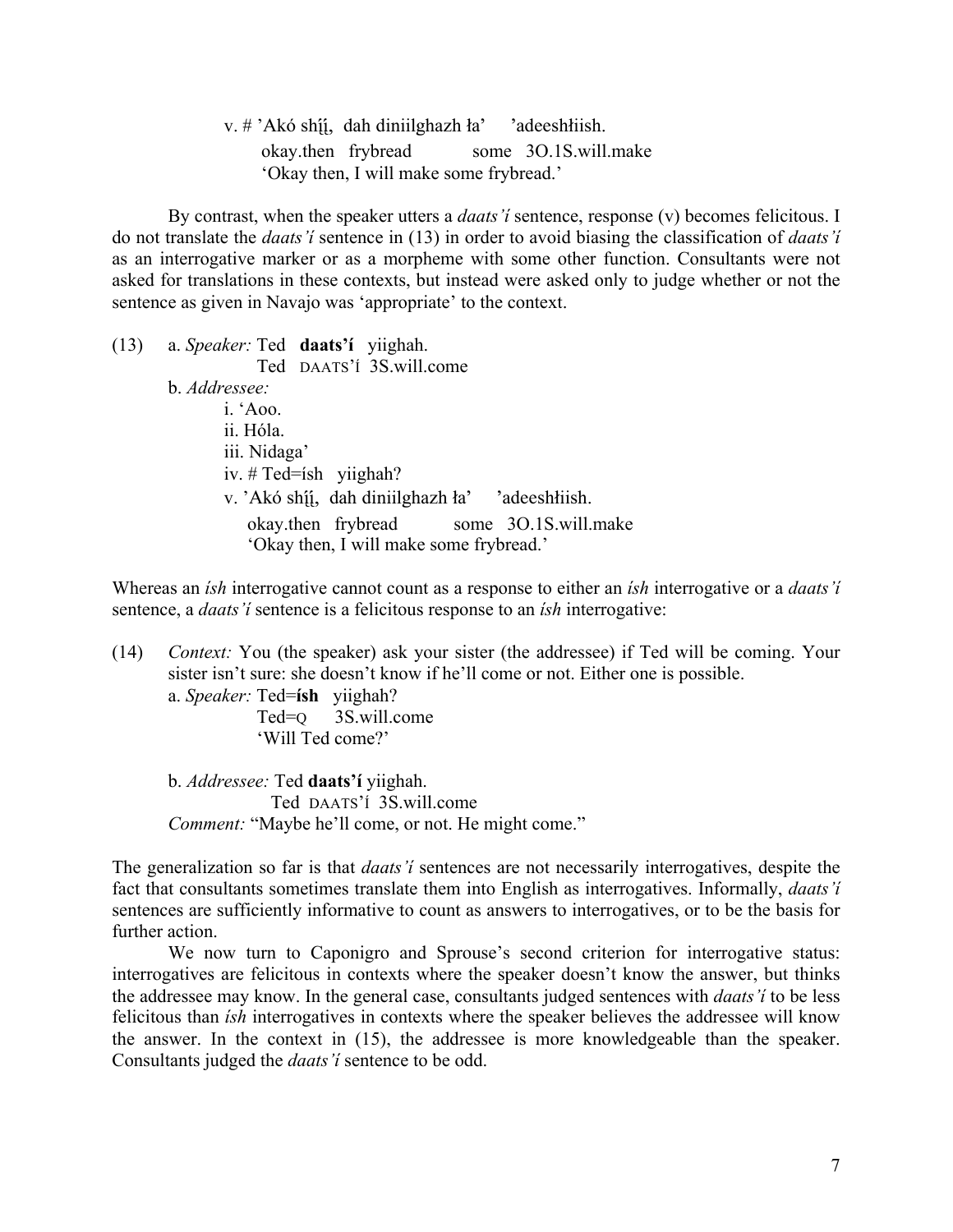v. # 'Akó shį́į́, dah diniilghazh ła' 'adeeshłiish.
okay.then frybread some 3O.1S.will.make
'Okay then, I will make some frybread.'

By contrast, when the speaker utters a *daats'í* sentence, response (v) becomes felicitous. I do not translate the *daats'í* sentence in (13) in order to avoid biasing the classification of *daats'í* as an interrogative marker or as a morpheme with some other function. Consultants were not asked for translations in these contexts, but instead were asked only to judge whether or not the sentence as given in Navajo was 'appropriate' to the context.

(13) a. *Speaker:* Ted **daats'í** yiighah.
Ted DAATS'Í 3S.will.come
b. *Addressee:*
i. 'Aoo.
ii. Hóla.
iii. Nidaga'
iv. # Ted=ísh yiighah?
v. 'Akó shį́į́, dah diniilghazh ła' 'adeeshłiish.
okay.then frybread some 3O.1S.will.make
'Okay then, I will make some frybread.'

Whereas an *ísh* interrogative cannot count as a response to either an *ísh* interrogative or a *daats'í* sentence, a *daats'í* sentence is a felicitous response to an *ísh* interrogative:

(14) *Context:* You (the speaker) ask your sister (the addressee) if Ted will be coming. Your sister isn't sure: she doesn't know if he'll come or not. Either one is possible.
a. *Speaker:* Ted=**ísh** yiighah?
Ted=Q 3S.will.come
'Will Ted come?'

b. *Addressee:* Ted **daats'í** yiighah.
Ted DAATS'Í 3S.will.come
*Comment:* "Maybe he'll come, or not. He might come."

The generalization so far is that *daats'í* sentences are not necessarily interrogatives, despite the fact that consultants sometimes translate them into English as interrogatives. Informally, *daats'í* sentences are sufficiently informative to count as answers to interrogatives, or to be the basis for further action.

We now turn to Caponigro and Sprouse's second criterion for interrogative status: interrogatives are felicitous in contexts where the speaker doesn't know the answer, but thinks the addressee may know. In the general case, consultants judged sentences with *daats'í* to be less felicitous than *ísh* interrogatives in contexts where the speaker believes the addressee will know the answer. In the context in (15), the addressee is more knowledgeable than the speaker. Consultants judged the *daats'í* sentence to be odd.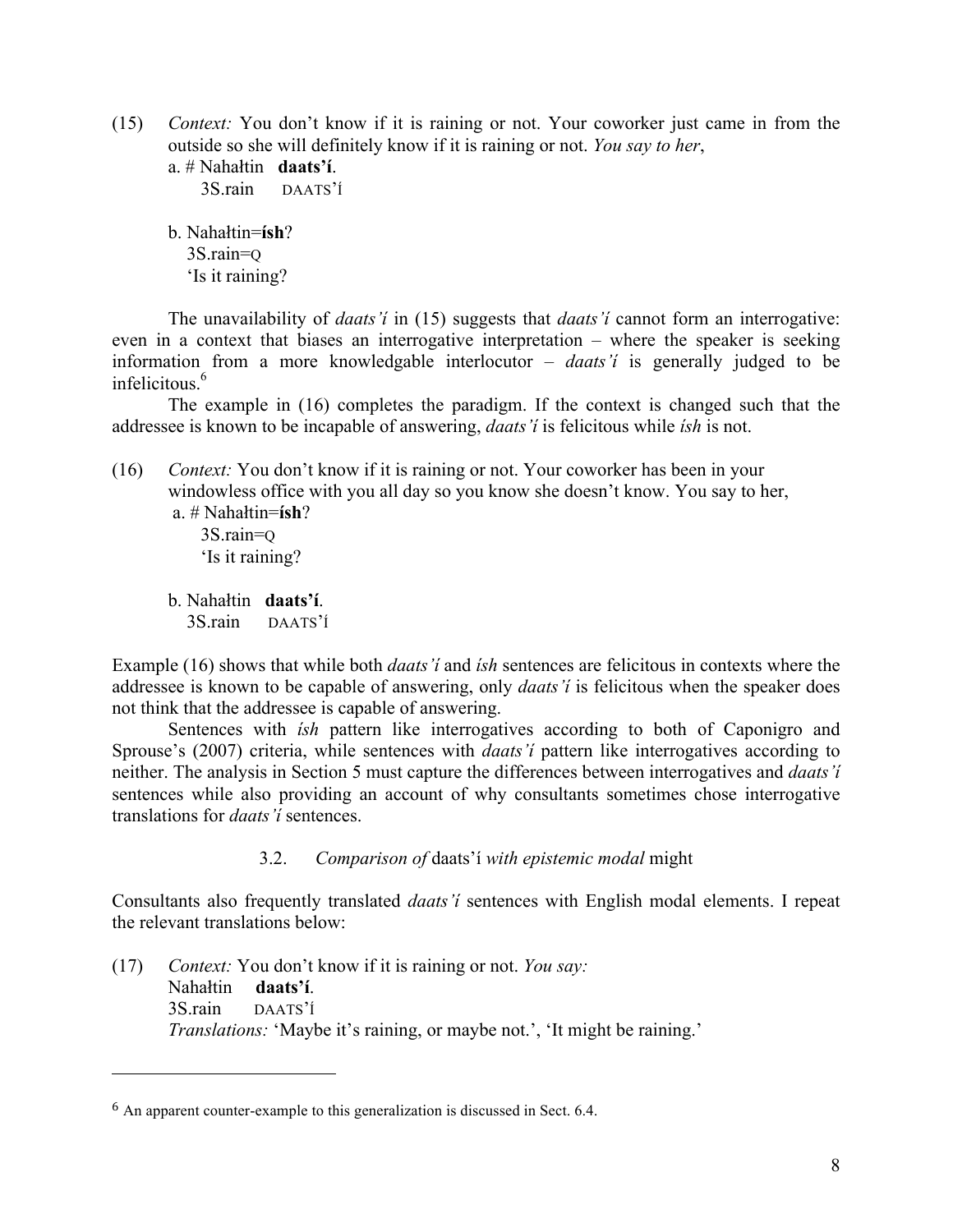(15) *Context:* You don't know if it is raining or not. Your coworker just came in from the outside so she will definitely know if it is raining or not. *You say to her*,

  a. # Nahałtin **daats'í**.
    3S.rain DAATS'Í

  b. Nahałtin=**ísh**?
    3S.rain=Q
    'Is it raining?

The unavailability of *daats'í* in (15) suggests that *daats'í* cannot form an interrogative: even in a context that biases an interrogative interpretation – where the speaker is seeking information from a more knowledgable interlocutor – *daats'í* is generally judged to be infelicitous.[6]

The example in (16) completes the paradigm. If the context is changed such that the addressee is known to be incapable of answering, *daats'í* is felicitous while *ísh* is not.

(16) *Context:* You don't know if it is raining or not. Your coworker has been in your windowless office with you all day so you know she doesn't know. You say to her,

  a. # Nahałtin=**ísh**?
    3S.rain=Q
    'Is it raining?

  b. Nahałtin **daats'í**.
    3S.rain DAATS'Í

Example (16) shows that while both *daats'í* and *ísh* sentences are felicitous in contexts where the addressee is known to be capable of answering, only *daats'í* is felicitous when the speaker does not think that the addressee is capable of answering.

Sentences with *ísh* pattern like interrogatives according to both of Caponigro and Sprouse's (2007) criteria, while sentences with *daats'í* pattern like interrogatives according to neither. The analysis in Section 5 must capture the differences between interrogatives and *daats'í* sentences while also providing an account of why consultants sometimes chose interrogative translations for *daats'í* sentences.

### 3.2. *Comparison of* daats'í *with epistemic modal* might

Consultants also frequently translated *daats'í* sentences with English modal elements. I repeat the relevant translations below:

(17) *Context:* You don't know if it is raining or not. *You say:*
  Nahałtin **daats'í**.
  3S.rain DAATS'Í
  *Translations:* 'Maybe it's raining, or maybe not.', 'It might be raining.'

---

[6] An apparent counter-example to this generalization is discussed in Sect. 6.4.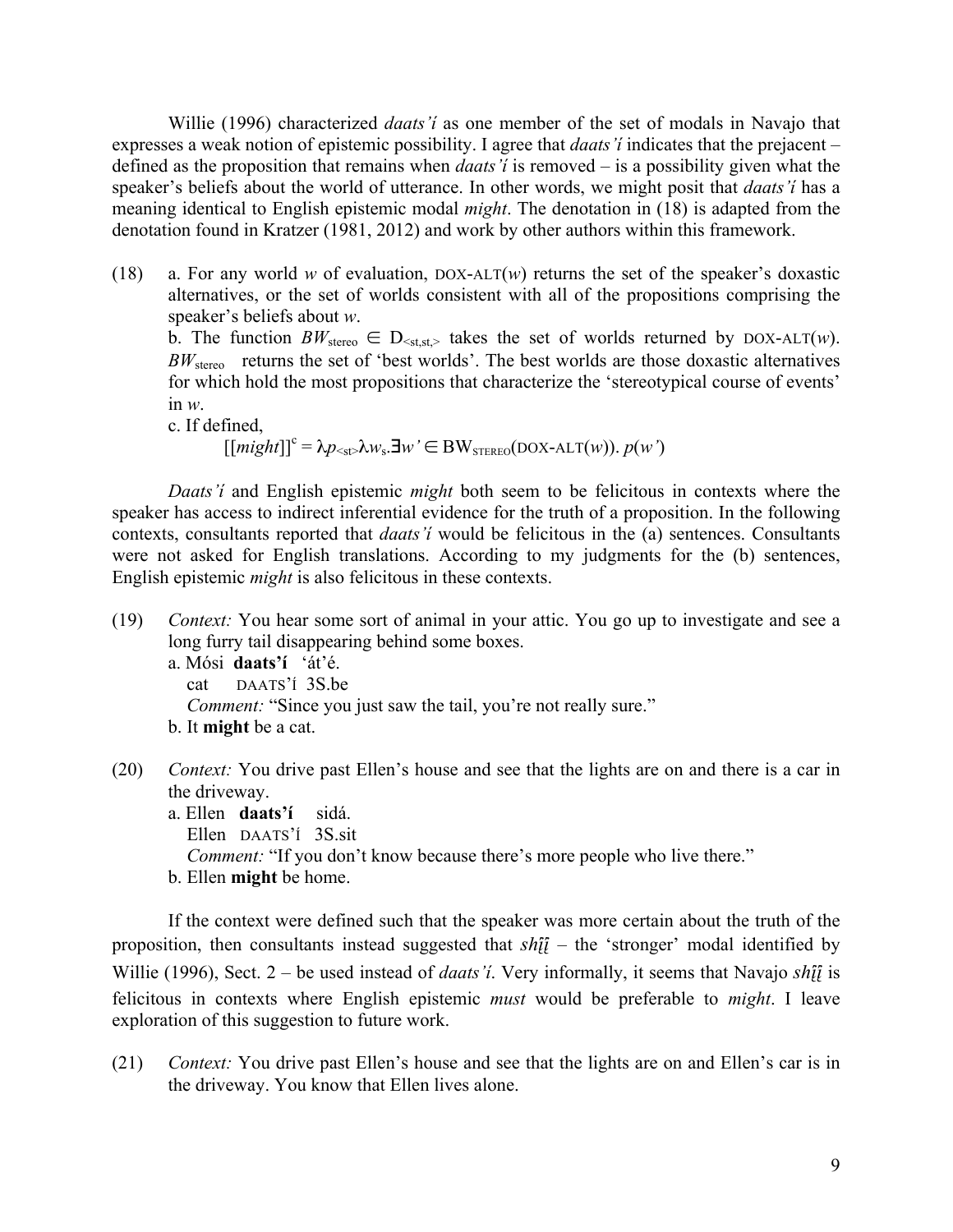Willie (1996) characterized *daats'í* as one member of the set of modals in Navajo that expresses a weak notion of epistemic possibility. I agree that *daats'í* indicates that the prejacent – defined as the proposition that remains when *daats'í* is removed – is a possibility given what the speaker's beliefs about the world of utterance. In other words, we might posit that *daats'í* has a meaning identical to English epistemic modal *might*. The denotation in (18) is adapted from the denotation found in Kratzer (1981, 2012) and work by other authors within this framework.

(18) a. For any world *w* of evaluation, DOX-ALT(*w*) returns the set of the speaker's doxastic alternatives, or the set of worlds consistent with all of the propositions comprising the speaker's beliefs about *w*.

b. The function $BW_{\text{stereo}} \in D_{<st,st,>}$ takes the set of worlds returned by DOX-ALT(*w*). $BW_{\text{stereo}}$ returns the set of 'best worlds'. The best worlds are those doxastic alternatives for which hold the most propositions that characterize the 'stereotypical course of events' in *w*.

c. If defined,

$$[[might]]^c = \lambda p_{<st>}\lambda w_s.\exists w' \in \text{BW}_{\text{STEREO}}(\text{DOX-ALT}(w)).\ p(w')$$

*Daats'í* and English epistemic *might* both seem to be felicitous in contexts where the speaker has access to indirect inferential evidence for the truth of a proposition. In the following contexts, consultants reported that *daats'í* would be felicitous in the (a) sentences. Consultants were not asked for English translations. According to my judgments for the (b) sentences, English epistemic *might* is also felicitous in these contexts.

(19) *Context:* You hear some sort of animal in your attic. You go up to investigate and see a long furry tail disappearing behind some boxes.

a. Mósi **daats'í** 'át'é.
   cat DAATS'Í 3S.be
   *Comment:* "Since you just saw the tail, you're not really sure."

b. It **might** be a cat.

(20) *Context:* You drive past Ellen's house and see that the lights are on and there is a car in the driveway.

a. Ellen **daats'í** sidá.
   Ellen DAATS'Í 3S.sit
   *Comment:* "If you don't know because there's more people who live there."

b. Ellen **might** be home.

If the context were defined such that the speaker was more certain about the truth of the proposition, then consultants instead suggested that *shį́į́* – the 'stronger' modal identified by Willie (1996), Sect. 2 – be used instead of *daats'í*. Very informally, it seems that Navajo *shį́į́* is felicitous in contexts where English epistemic *must* would be preferable to *might*. I leave exploration of this suggestion to future work.

(21) *Context:* You drive past Ellen's house and see that the lights are on and Ellen's car is in the driveway. You know that Ellen lives alone.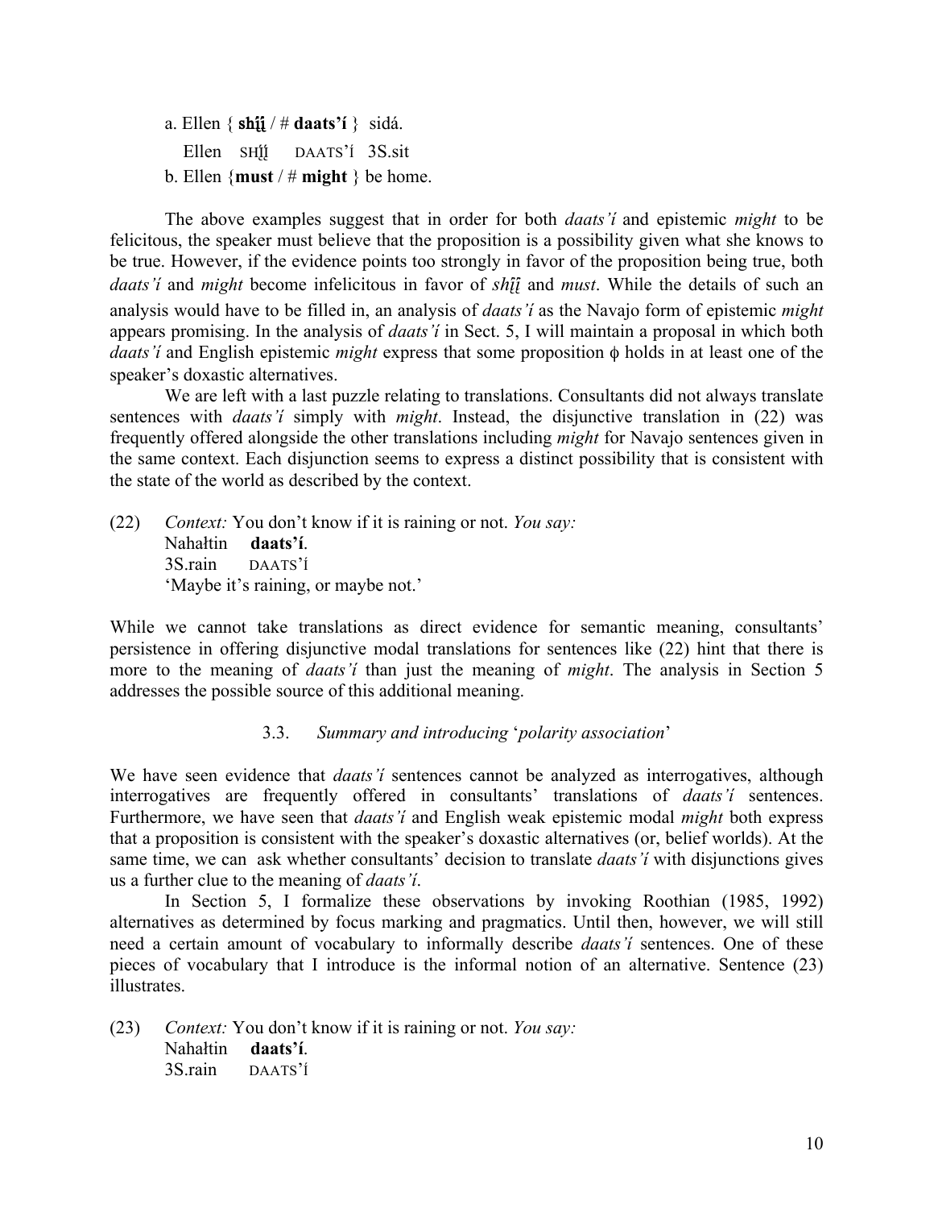a. Ellen { **shį́į** / # **daats'í** } sidá.
   Ellen SHĮ́Į DAATS'Í 3S.sit
b. Ellen {**must** / # **might** } be home.

The above examples suggest that in order for both *daats'í* and epistemic *might* to be felicitous, the speaker must believe that the proposition is a possibility given what she knows to be true. However, if the evidence points too strongly in favor of the proposition being true, both *daats'í* and *might* become infelicitous in favor of *shį́į* and *must*. While the details of such an analysis would have to be filled in, an analysis of *daats'í* as the Navajo form of epistemic *might* appears promising. In the analysis of *daats'í* in Sect. 5, I will maintain a proposal in which both *daats'í* and English epistemic *might* express that some proposition $\phi$ holds in at least one of the speaker's doxastic alternatives.

We are left with a last puzzle relating to translations. Consultants did not always translate sentences with *daats'í* simply with *might*. Instead, the disjunctive translation in (22) was frequently offered alongside the other translations including *might* for Navajo sentences given in the same context. Each disjunction seems to express a distinct possibility that is consistent with the state of the world as described by the context.

(22) *Context:* You don't know if it is raining or not. *You say:*
Nahałtin **daats'í**.
3S.rain DAATS'Í
'Maybe it's raining, or maybe not.'

While we cannot take translations as direct evidence for semantic meaning, consultants' persistence in offering disjunctive modal translations for sentences like (22) hint that there is more to the meaning of *daats'í* than just the meaning of *might*. The analysis in Section 5 addresses the possible source of this additional meaning.

### 3.3. *Summary and introducing* '*polarity association*'

We have seen evidence that *daats'í* sentences cannot be analyzed as interrogatives, although interrogatives are frequently offered in consultants' translations of *daats'í* sentences. Furthermore, we have seen that *daats'í* and English weak epistemic modal *might* both express that a proposition is consistent with the speaker's doxastic alternatives (or, belief worlds). At the same time, we can ask whether consultants' decision to translate *daats'í* with disjunctions gives us a further clue to the meaning of *daats'í*.

In Section 5, I formalize these observations by invoking Roothian (1985, 1992) alternatives as determined by focus marking and pragmatics. Until then, however, we will still need a certain amount of vocabulary to informally describe *daats'í* sentences. One of these pieces of vocabulary that I introduce is the informal notion of an alternative. Sentence (23) illustrates.

(23) *Context:* You don't know if it is raining or not. *You say:*
Nahałtin **daats'í**.
3S.rain DAATS'Í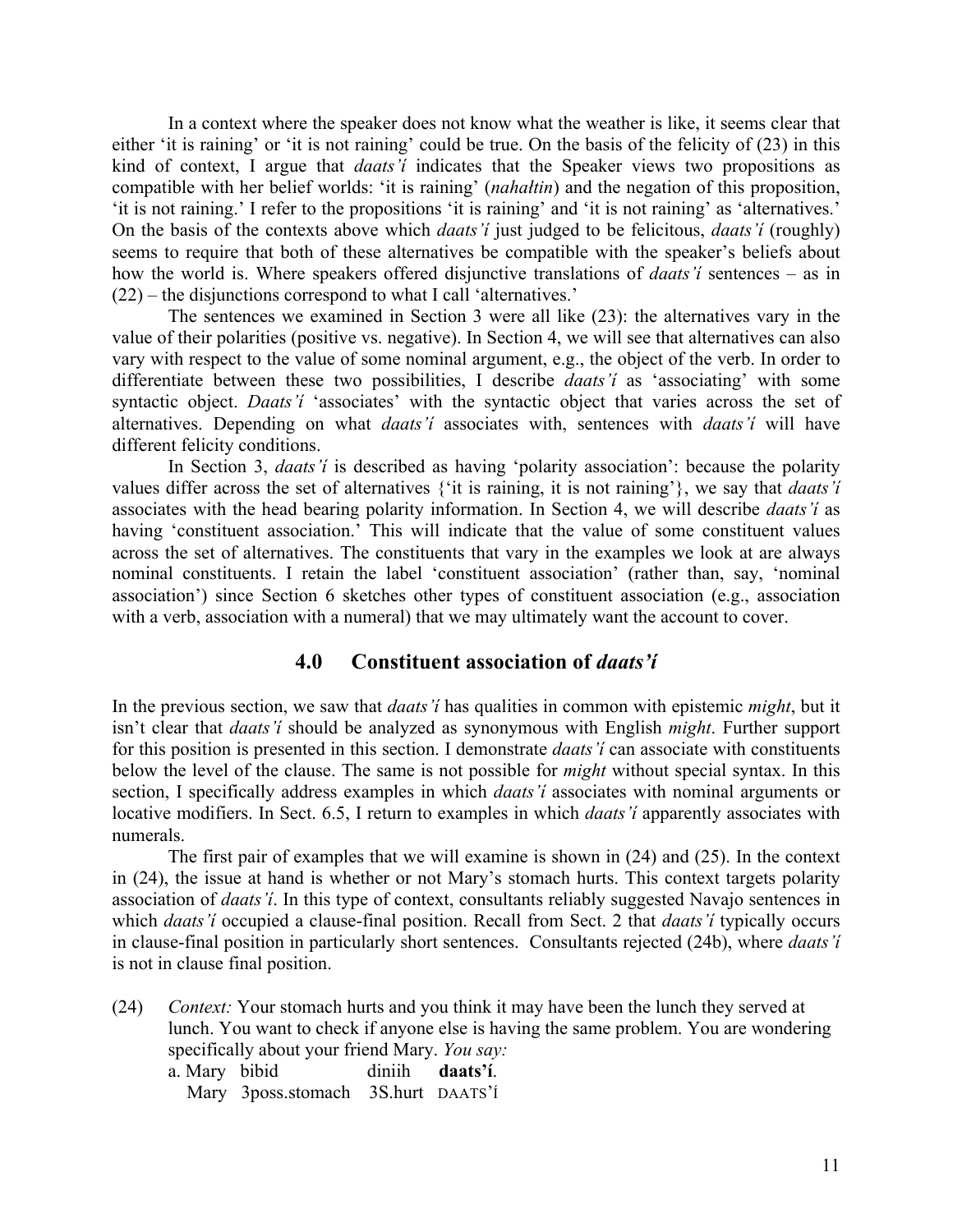In a context where the speaker does not know what the weather is like, it seems clear that either 'it is raining' or 'it is not raining' could be true. On the basis of the felicity of (23) in this kind of context, I argue that *daats'í* indicates that the Speaker views two propositions as compatible with her belief worlds: 'it is raining' (*nahałtin*) and the negation of this proposition, 'it is not raining.' I refer to the propositions 'it is raining' and 'it is not raining' as 'alternatives.' On the basis of the contexts above which *daats'í* just judged to be felicitous, *daats'í* (roughly) seems to require that both of these alternatives be compatible with the speaker's beliefs about how the world is. Where speakers offered disjunctive translations of *daats'í* sentences – as in (22) – the disjunctions correspond to what I call 'alternatives.'

The sentences we examined in Section 3 were all like (23): the alternatives vary in the value of their polarities (positive vs. negative). In Section 4, we will see that alternatives can also vary with respect to the value of some nominal argument, e.g., the object of the verb. In order to differentiate between these two possibilities, I describe *daats'í* as 'associating' with some syntactic object. *Daats'í* 'associates' with the syntactic object that varies across the set of alternatives. Depending on what *daats'í* associates with, sentences with *daats'í* will have different felicity conditions.

In Section 3, *daats'í* is described as having 'polarity association': because the polarity values differ across the set of alternatives {'it is raining, it is not raining'}, we say that *daats'í* associates with the head bearing polarity information. In Section 4, we will describe *daats'í* as having 'constituent association.' This will indicate that the value of some constituent values across the set of alternatives. The constituents that vary in the examples we look at are always nominal constituents. I retain the label 'constituent association' (rather than, say, 'nominal association') since Section 6 sketches other types of constituent association (e.g., association with a verb, association with a numeral) that we may ultimately want the account to cover.

## 4.0 Constituent association of *daats'í*

In the previous section, we saw that *daats'í* has qualities in common with epistemic *might*, but it isn't clear that *daats'í* should be analyzed as synonymous with English *might*. Further support for this position is presented in this section. I demonstrate *daats'í* can associate with constituents below the level of the clause. The same is not possible for *might* without special syntax. In this section, I specifically address examples in which *daats'í* associates with nominal arguments or locative modifiers. In Sect. 6.5, I return to examples in which *daats'í* apparently associates with numerals.

The first pair of examples that we will examine is shown in (24) and (25). In the context in (24), the issue at hand is whether or not Mary's stomach hurts. This context targets polarity association of *daats'í*. In this type of context, consultants reliably suggested Navajo sentences in which *daats'í* occupied a clause-final position. Recall from Sect. 2 that *daats'í* typically occurs in clause-final position in particularly short sentences. Consultants rejected (24b), where *daats'í* is not in clause final position.

(24) *Context:* Your stomach hurts and you think it may have been the lunch they served at lunch. You want to check if anyone else is having the same problem. You are wondering specifically about your friend Mary. *You say:*

a. Mary bibid diniih **daats'í**.
   Mary 3poss.stomach 3S.hurt DAATS'Í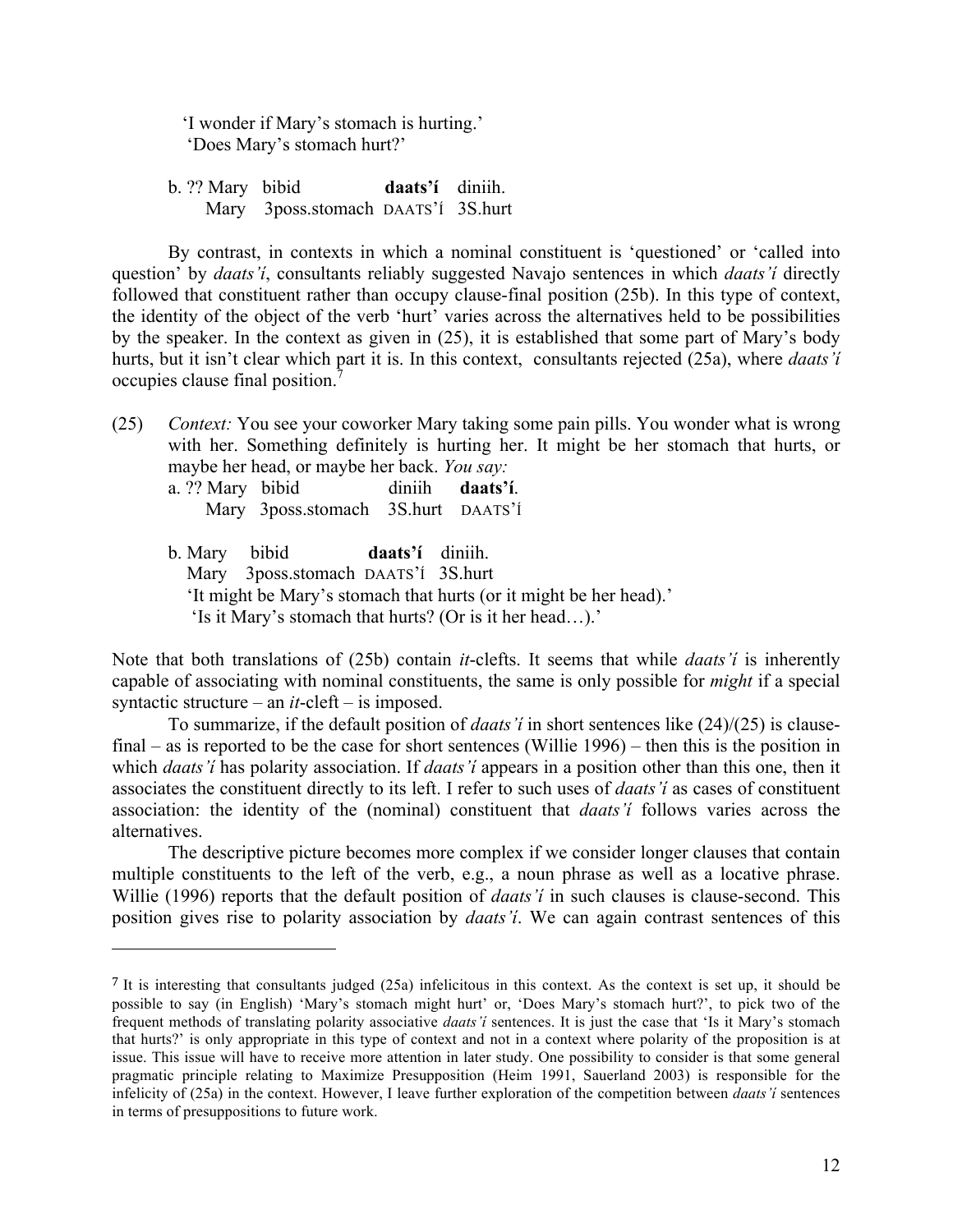'I wonder if Mary's stomach is hurting.'
'Does Mary's stomach hurt?'

b. ?? Mary bibid **daats'í** diniih.
Mary 3poss.stomach DAATS'Í 3S.hurt

By contrast, in contexts in which a nominal constituent is 'questioned' or 'called into question' by *daats'í*, consultants reliably suggested Navajo sentences in which *daats'í* directly followed that constituent rather than occupy clause-final position (25b). In this type of context, the identity of the object of the verb 'hurt' varies across the alternatives held to be possibilities by the speaker. In the context as given in (25), it is established that some part of Mary's body hurts, but it isn't clear which part it is. In this context, consultants rejected (25a), where *daats'í* occupies clause final position.[7]

(25) *Context:* You see your coworker Mary taking some pain pills. You wonder what is wrong with her. Something definitely is hurting her. It might be her stomach that hurts, or maybe her head, or maybe her back. *You say:*

a. ?? Mary bibid diniih **daats'í**.
Mary 3poss.stomach 3S.hurt DAATS'Í

b. Mary bibid **daats'í** diniih.
Mary 3poss.stomach DAATS'Í 3S.hurt
'It might be Mary's stomach that hurts (or it might be her head).'
'Is it Mary's stomach that hurts? (Or is it her head…).'

Note that both translations of (25b) contain *it*-clefts. It seems that while *daats'í* is inherently capable of associating with nominal constituents, the same is only possible for *might* if a special syntactic structure – an *it*-cleft – is imposed.

To summarize, if the default position of *daats'í* in short sentences like (24)/(25) is clause-final – as is reported to be the case for short sentences (Willie 1996) – then this is the position in which *daats'í* has polarity association. If *daats'í* appears in a position other than this one, then it associates the constituent directly to its left. I refer to such uses of *daats'í* as cases of constituent association: the identity of the (nominal) constituent that *daats'í* follows varies across the alternatives.

The descriptive picture becomes more complex if we consider longer clauses that contain multiple constituents to the left of the verb, e.g., a noun phrase as well as a locative phrase. Willie (1996) reports that the default position of *daats'í* in such clauses is clause-second. This position gives rise to polarity association by *daats'í*. We can again contrast sentences of this

---

[7] It is interesting that consultants judged (25a) infelicitous in this context. As the context is set up, it should be possible to say (in English) 'Mary's stomach might hurt' or, 'Does Mary's stomach hurt?', to pick two of the frequent methods of translating polarity associative *daats'í* sentences. It is just the case that 'Is it Mary's stomach that hurts?' is only appropriate in this type of context and not in a context where polarity of the proposition is at issue. This issue will have to receive more attention in later study. One possibility to consider is that some general pragmatic principle relating to Maximize Presupposition (Heim 1991, Sauerland 2003) is responsible for the infelicity of (25a) in the context. However, I leave further exploration of the competition between *daats'í* sentences in terms of presuppositions to future work.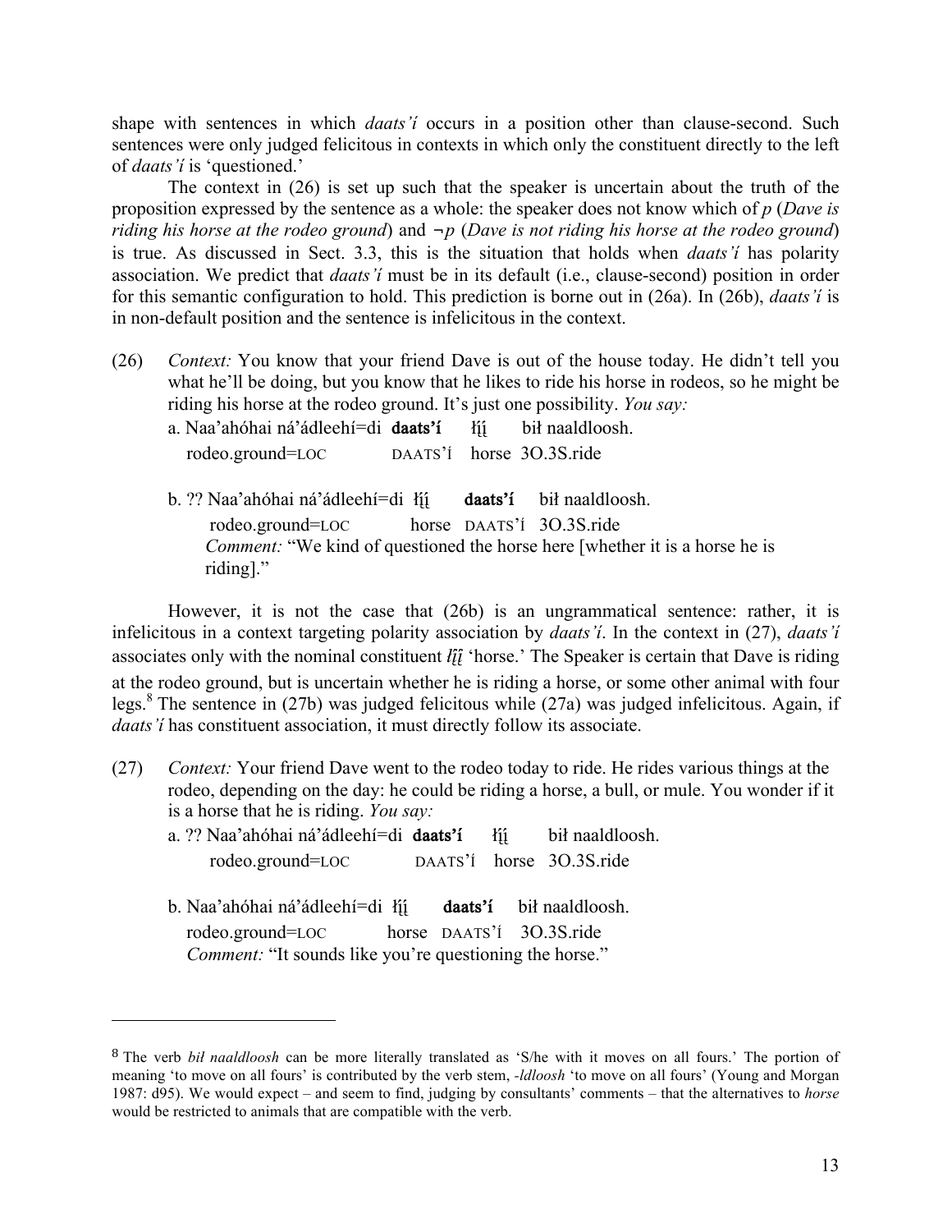shape with sentences in which *daats'í* occurs in a position other than clause-second. Such sentences were only judged felicitous in contexts in which only the constituent directly to the left of *daats'í* is 'questioned.'

The context in (26) is set up such that the speaker is uncertain about the truth of the proposition expressed by the sentence as a whole: the speaker does not know which of *p* (*Dave is riding his horse at the rodeo ground*) and ¬*p* (*Dave is not riding his horse at the rodeo ground*) is true. As discussed in Sect. 3.3, this is the situation that holds when *daats'í* has polarity association. We predict that *daats'í* must be in its default (i.e., clause-second) position in order for this semantic configuration to hold. This prediction is borne out in (26a). In (26b), *daats'í* is in non-default position and the sentence is infelicitous in the context.

(26) *Context:* You know that your friend Dave is out of the house today. He didn't tell you what he'll be doing, but you know that he likes to ride his horse in rodeos, so he might be riding his horse at the rodeo ground. It's just one possibility. *You say:*

a. Naa'ahóhai ná'ádleehí=di **daats'í** łį́į́ bił naaldloosh.
   rodeo.ground=LOC DAATS'Í horse 3O.3S.ride

b. ?? Naa'ahóhai ná'ádleehí=di łį́į́ **daats'í** bił naaldloosh.
   rodeo.ground=LOC horse DAATS'Í 3O.3S.ride
   *Comment:* "We kind of questioned the horse here [whether it is a horse he is riding]."

However, it is not the case that (26b) is an ungrammatical sentence: rather, it is infelicitous in a context targeting polarity association by *daats'í*. In the context in (27), *daats'í* associates only with the nominal constituent *łį́į́* 'horse.' The Speaker is certain that Dave is riding at the rodeo ground, but is uncertain whether he is riding a horse, or some other animal with four legs.[8] The sentence in (27b) was judged felicitous while (27a) was judged infelicitous. Again, if *daats'í* has constituent association, it must directly follow its associate.

(27) *Context:* Your friend Dave went to the rodeo today to ride. He rides various things at the rodeo, depending on the day: he could be riding a horse, a bull, or mule. You wonder if it is a horse that he is riding. *You say:*

a. ?? Naa'ahóhai ná'ádleehí=di **daats'í** łį́į́ bił naaldloosh.
   rodeo.ground=LOC DAATS'Í horse 3O.3S.ride

b. Naa'ahóhai ná'ádleehí=di łį́į́ **daats'í** bił naaldloosh.
   rodeo.ground=LOC horse DAATS'Í 3O.3S.ride
   *Comment:* "It sounds like you're questioning the horse."

---

[8] The verb *bił naaldloosh* can be more literally translated as 'S/he with it moves on all fours.' The portion of meaning 'to move on all fours' is contributed by the verb stem, *-ldloosh* 'to move on all fours' (Young and Morgan 1987: d95). We would expect – and seem to find, judging by consultants' comments – that the alternatives to *horse* would be restricted to animals that are compatible with the verb.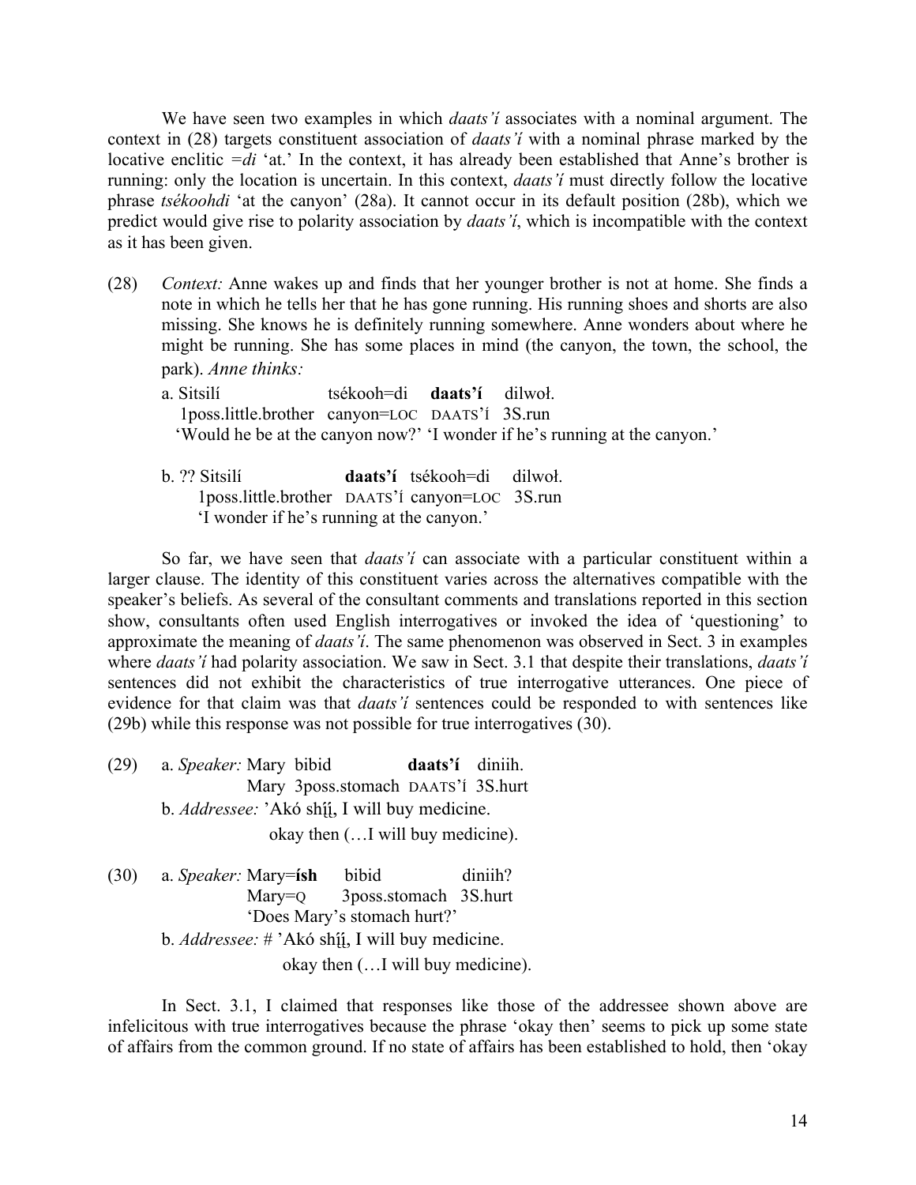We have seen two examples in which *daats'í* associates with a nominal argument. The context in (28) targets constituent association of *daats'í* with a nominal phrase marked by the locative enclitic *=di* 'at.' In the context, it has already been established that Anne's brother is running: only the location is uncertain. In this context, *daats'í* must directly follow the locative phrase *tsékoohdi* 'at the canyon' (28a). It cannot occur in its default position (28b), which we predict would give rise to polarity association by *daats'í*, which is incompatible with the context as it has been given.

(28) *Context:* Anne wakes up and finds that her younger brother is not at home. She finds a note in which he tells her that he has gone running. His running shoes and shorts are also missing. She knows he is definitely running somewhere. Anne wonders about where he might be running. She has some places in mind (the canyon, the town, the school, the park). *Anne thinks:*

a. Sitsilí tsékooh=di **daats'í** dilwoł.
   1poss.little.brother canyon=LOC DAATS'Í 3S.run
   'Would he be at the canyon now?' 'I wonder if he's running at the canyon.'

b. ?? Sitsilí **daats'í** tsékooh=di dilwoł.
   1poss.little.brother DAATS'Í canyon=LOC 3S.run
   'I wonder if he's running at the canyon.'

So far, we have seen that *daats'í* can associate with a particular constituent within a larger clause. The identity of this constituent varies across the alternatives compatible with the speaker's beliefs. As several of the consultant comments and translations reported in this section show, consultants often used English interrogatives or invoked the idea of 'questioning' to approximate the meaning of *daats'í*. The same phenomenon was observed in Sect. 3 in examples where *daats'í* had polarity association. We saw in Sect. 3.1 that despite their translations, *daats'í* sentences did not exhibit the characteristics of true interrogative utterances. One piece of evidence for that claim was that *daats'í* sentences could be responded to with sentences like (29b) while this response was not possible for true interrogatives (30).

(29) a. *Speaker:* Mary bibid **daats'í** diniih.
   Mary 3poss.stomach DAATS'Í 3S.hurt
b. *Addressee:* 'Akó shį́į́, I will buy medicine.
   okay then (…I will buy medicine).

(30) a. *Speaker:* Mary=**ísh** bibid diniih?
   Mary=Q 3poss.stomach 3S.hurt
   'Does Mary's stomach hurt?'
b. *Addressee:* # 'Akó shį́į́, I will buy medicine.
   okay then (…I will buy medicine).

In Sect. 3.1, I claimed that responses like those of the addressee shown above are infelicitous with true interrogatives because the phrase 'okay then' seems to pick up some state of affairs from the common ground. If no state of affairs has been established to hold, then 'okay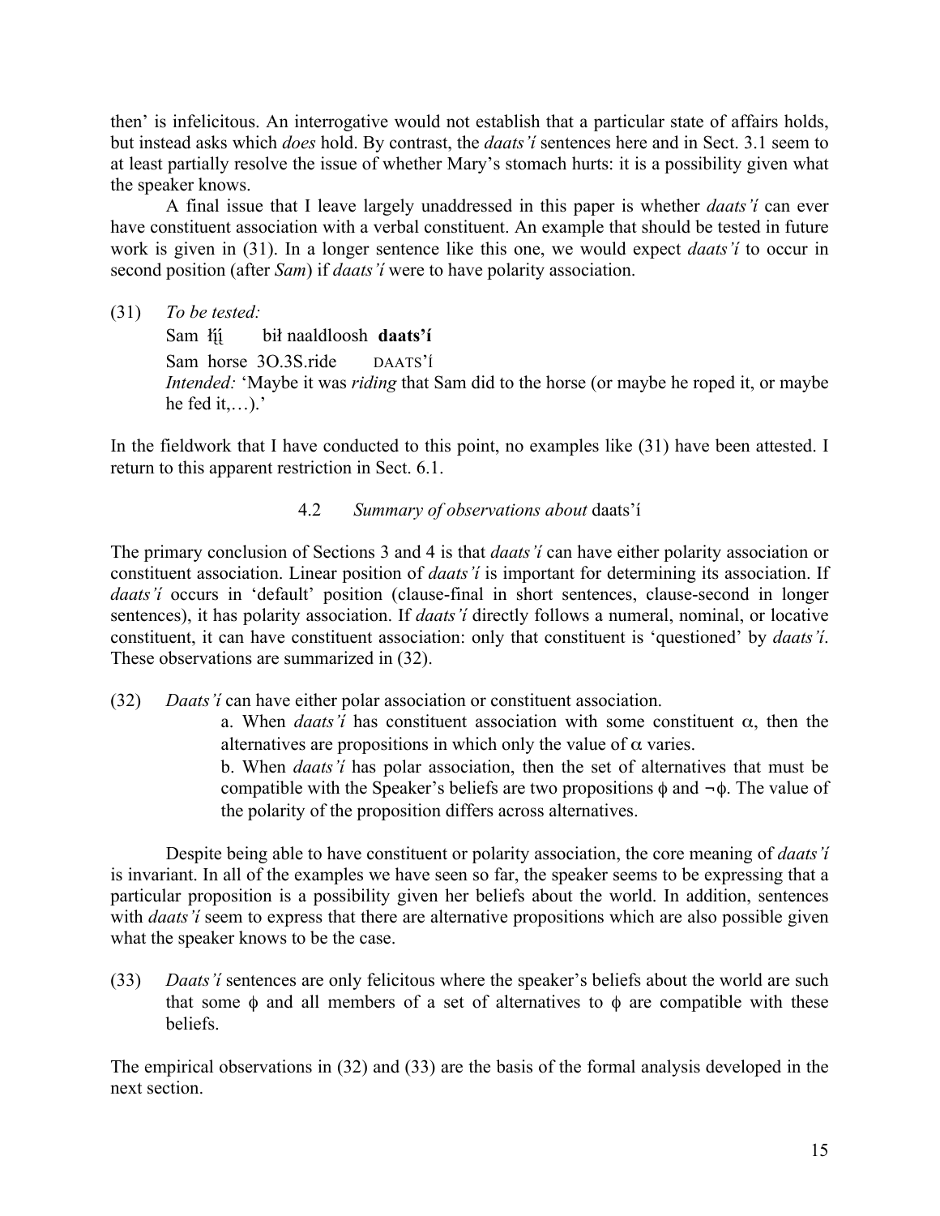then' is infelicitous. An interrogative would not establish that a particular state of affairs holds, but instead asks which *does* hold. By contrast, the *daats'í* sentences here and in Sect. 3.1 seem to at least partially resolve the issue of whether Mary's stomach hurts: it is a possibility given what the speaker knows.

A final issue that I leave largely unaddressed in this paper is whether *daats'í* can ever have constituent association with a verbal constituent. An example that should be tested in future work is given in (31). In a longer sentence like this one, we would expect *daats'í* to occur in second position (after *Sam*) if *daats'í* were to have polarity association.

(31) *To be tested:*
Sam łį́į́ bił naaldloosh **daats'í**
Sam horse 3O.3S.ride DAATS'Í
*Intended:* 'Maybe it was *riding* that Sam did to the horse (or maybe he roped it, or maybe he fed it,…).'

In the fieldwork that I have conducted to this point, no examples like (31) have been attested. I return to this apparent restriction in Sect. 6.1.

### 4.2 *Summary of observations about* daats'í

The primary conclusion of Sections 3 and 4 is that *daats'í* can have either polarity association or constituent association. Linear position of *daats'í* is important for determining its association. If *daats'í* occurs in 'default' position (clause-final in short sentences, clause-second in longer sentences), it has polarity association. If *daats'í* directly follows a numeral, nominal, or locative constituent, it can have constituent association: only that constituent is 'questioned' by *daats'í*. These observations are summarized in (32).

(32) *Daats'í* can have either polar association or constituent association.
a. When *daats'í* has constituent association with some constituent $\alpha$, then the alternatives are propositions in which only the value of $\alpha$ varies.
b. When *daats'í* has polar association, then the set of alternatives that must be compatible with the Speaker's beliefs are two propositions $\phi$ and $\neg\phi$. The value of the polarity of the proposition differs across alternatives.

Despite being able to have constituent or polarity association, the core meaning of *daats'í* is invariant. In all of the examples we have seen so far, the speaker seems to be expressing that a particular proposition is a possibility given her beliefs about the world. In addition, sentences with *daats'í* seem to express that there are alternative propositions which are also possible given what the speaker knows to be the case.

(33) *Daats'í* sentences are only felicitous where the speaker's beliefs about the world are such that some $\phi$ and all members of a set of alternatives to $\phi$ are compatible with these beliefs.

The empirical observations in (32) and (33) are the basis of the formal analysis developed in the next section.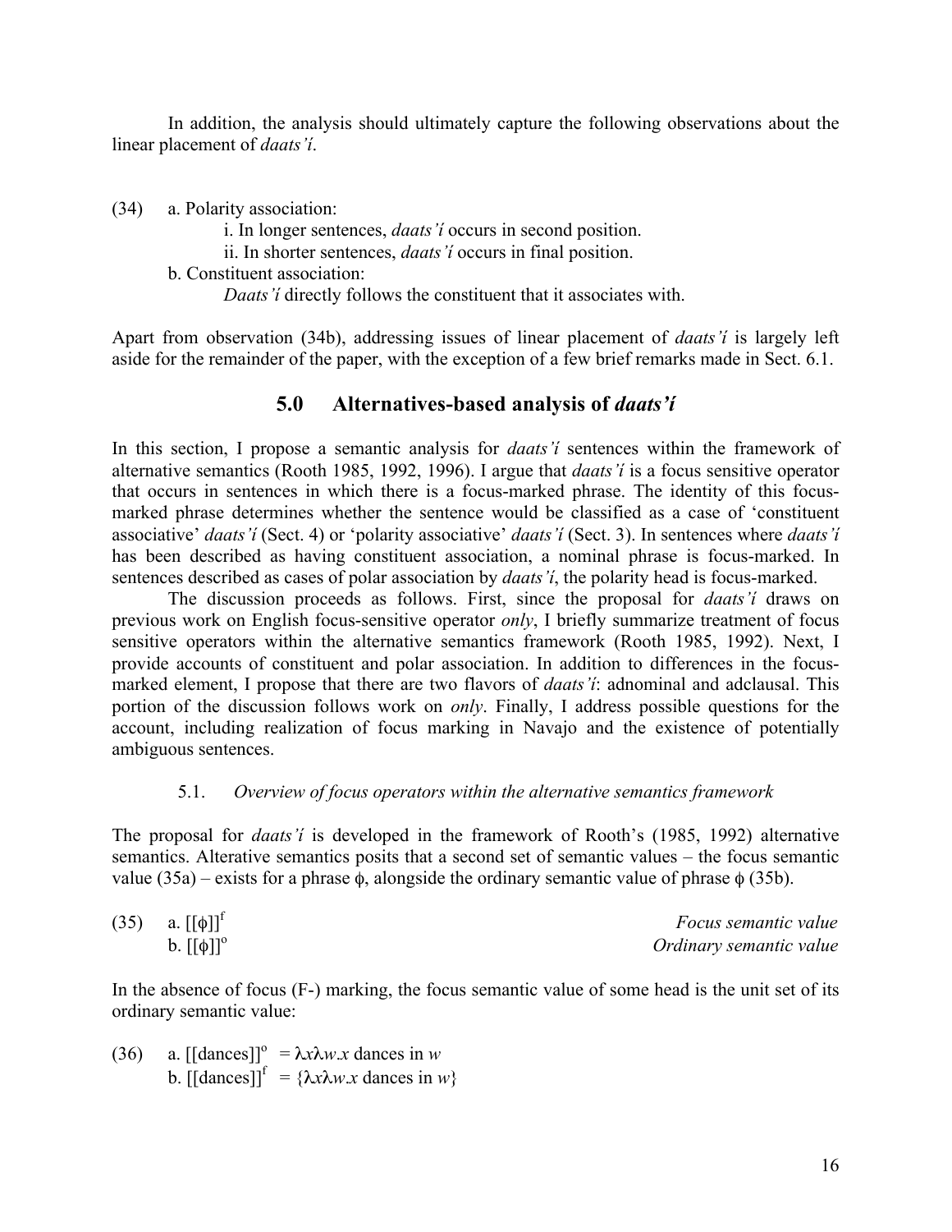In addition, the analysis should ultimately capture the following observations about the linear placement of *daats'í*.

(34) a. Polarity association:
  i. In longer sentences, *daats'í* occurs in second position.
  ii. In shorter sentences, *daats'í* occurs in final position.
 b. Constituent association:
  *Daats'í* directly follows the constituent that it associates with.

Apart from observation (34b), addressing issues of linear placement of *daats'í* is largely left aside for the remainder of the paper, with the exception of a few brief remarks made in Sect. 6.1.

## 5.0 Alternatives-based analysis of *daats'í*

In this section, I propose a semantic analysis for *daats'í* sentences within the framework of alternative semantics (Rooth 1985, 1992, 1996). I argue that *daats'í* is a focus sensitive operator that occurs in sentences in which there is a focus-marked phrase. The identity of this focus-marked phrase determines whether the sentence would be classified as a case of 'constituent associative' *daats'í* (Sect. 4) or 'polarity associative' *daats'í* (Sect. 3). In sentences where *daats'í* has been described as having constituent association, a nominal phrase is focus-marked. In sentences described as cases of polar association by *daats'í*, the polarity head is focus-marked.

The discussion proceeds as follows. First, since the proposal for *daats'í* draws on previous work on English focus-sensitive operator *only*, I briefly summarize treatment of focus sensitive operators within the alternative semantics framework (Rooth 1985, 1992). Next, I provide accounts of constituent and polar association. In addition to differences in the focus-marked element, I propose that there are two flavors of *daats'í*: adnominal and adclausal. This portion of the discussion follows work on *only*. Finally, I address possible questions for the account, including realization of focus marking in Navajo and the existence of potentially ambiguous sentences.

### 5.1. *Overview of focus operators within the alternative semantics framework*

The proposal for *daats'í* is developed in the framework of Rooth's (1985, 1992) alternative semantics. Alterative semantics posits that a second set of semantic values – the focus semantic value (35a) – exists for a phrase $\phi$, alongside the ordinary semantic value of phrase $\phi$ (35b).

(35) a. $[[\phi]]^{f}$  *Focus semantic value*
 b. $[[\phi]]^{o}$  *Ordinary semantic value*

In the absence of focus (F-) marking, the focus semantic value of some head is the unit set of its ordinary semantic value:

(36) a. $[[\text{dances}]]^{o} = \lambda x \lambda w.x$ dances in $w$
 b. $[[\text{dances}]]^{f} = \{\lambda x \lambda w.x$ dances in $w\}$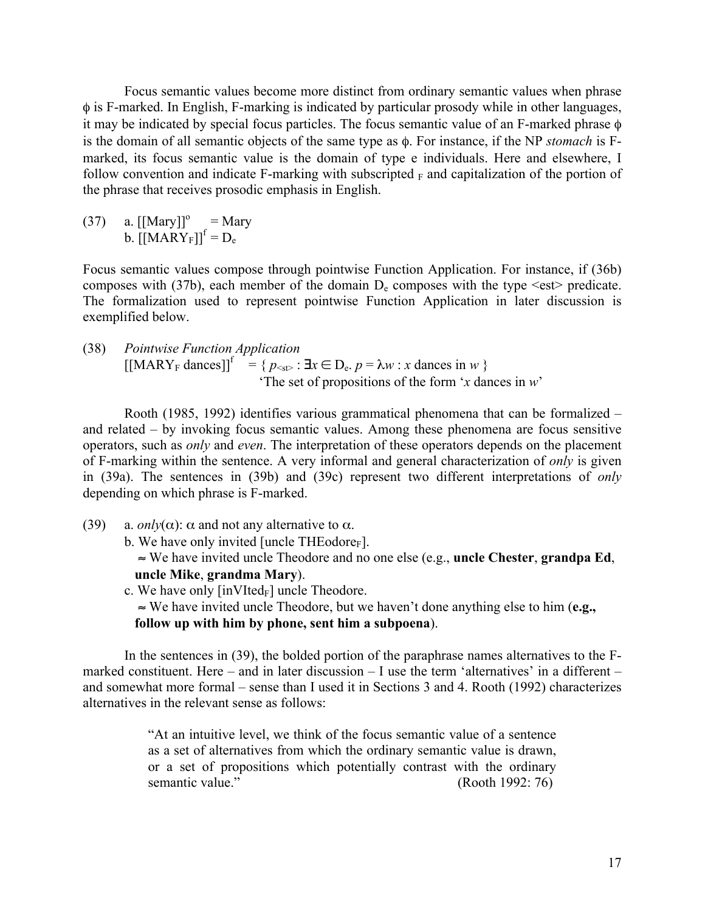Focus semantic values become more distinct from ordinary semantic values when phrase $\phi$ is F-marked. In English, F-marking is indicated by particular prosody while in other languages, it may be indicated by special focus particles. The focus semantic value of an F-marked phrase $\phi$ is the domain of all semantic objects of the same type as $\phi$. For instance, if the NP *stomach* is F-marked, its focus semantic value is the domain of type e individuals. Here and elsewhere, I follow convention and indicate F-marking with subscripted $_F$ and capitalization of the portion of the phrase that receives prosodic emphasis in English.

(37) a. $[[\text{Mary}]]^o = \text{Mary}$
b. $[[\text{MARY}_F]]^f = D_e$

Focus semantic values compose through pointwise Function Application. For instance, if (36b) composes with (37b), each member of the domain $D_e$ composes with the type <est> predicate. The formalization used to represent pointwise Function Application in later discussion is exemplified below.

(38) *Pointwise Function Application*
$[[\text{MARY}_F \text{ dances}]]^f = \{ p_{<st>} : \exists x \in D_e.\ p = \lambda w : x \text{ dances in } w \}$
'The set of propositions of the form '*x* dances in *w*'

Rooth (1985, 1992) identifies various grammatical phenomena that can be formalized – and related – by invoking focus semantic values. Among these phenomena are focus sensitive operators, such as *only* and *even*. The interpretation of these operators depends on the placement of F-marking within the sentence. A very informal and general characterization of *only* is given in (39a). The sentences in (39b) and (39c) represent two different interpretations of *only* depending on which phrase is F-marked.

(39) a. *only*($\alpha$): $\alpha$ and not any alternative to $\alpha$.
b. We have only invited [uncle THEodore$_F$].
≈ We have invited uncle Theodore and no one else (e.g., **uncle Chester**, **grandpa Ed**, **uncle Mike**, **grandma Mary**).
c. We have only [inVIted$_F$] uncle Theodore.
≈ We have invited uncle Theodore, but we haven't done anything else to him (**e.g., follow up with him by phone, sent him a subpoena**).

In the sentences in (39), the bolded portion of the paraphrase names alternatives to the F-marked constituent. Here – and in later discussion – I use the term 'alternatives' in a different – and somewhat more formal – sense than I used it in Sections 3 and 4. Rooth (1992) characterizes alternatives in the relevant sense as follows:

> "At an intuitive level, we think of the focus semantic value of a sentence as a set of alternatives from which the ordinary semantic value is drawn, or a set of propositions which potentially contrast with the ordinary semantic value." (Rooth 1992: 76)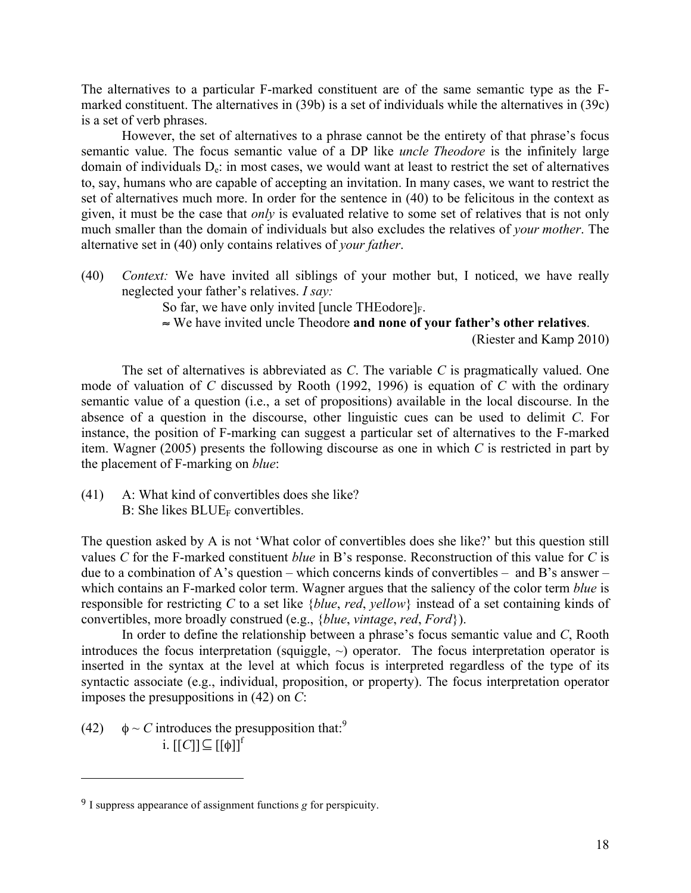The alternatives to a particular F-marked constituent are of the same semantic type as the F-marked constituent. The alternatives in (39b) is a set of individuals while the alternatives in (39c) is a set of verb phrases.

However, the set of alternatives to a phrase cannot be the entirety of that phrase's focus semantic value. The focus semantic value of a DP like *uncle Theodore* is the infinitely large domain of individuals $D_e$: in most cases, we would want at least to restrict the set of alternatives to, say, humans who are capable of accepting an invitation. In many cases, we want to restrict the set of alternatives much more. In order for the sentence in (40) to be felicitous in the context as given, it must be the case that *only* is evaluated relative to some set of relatives that is not only much smaller than the domain of individuals but also excludes the relatives of *your mother*. The alternative set in (40) only contains relatives of *your father*.

(40) *Context:* We have invited all siblings of your mother but, I noticed, we have really neglected your father's relatives. *I say:*

So far, we have only invited [uncle THEodore]$_F$.

≈ We have invited uncle Theodore **and none of your father's other relatives**.

(Riester and Kamp 2010)

The set of alternatives is abbreviated as *C*. The variable *C* is pragmatically valued. One mode of valuation of *C* discussed by Rooth (1992, 1996) is equation of *C* with the ordinary semantic value of a question (i.e., a set of propositions) available in the local discourse. In the absence of a question in the discourse, other linguistic cues can be used to delimit *C*. For instance, the position of F-marking can suggest a particular set of alternatives to the F-marked item. Wagner (2005) presents the following discourse as one in which *C* is restricted in part by the placement of F-marking on *blue*:

(41) A: What kind of convertibles does she like?
B: She likes BLUE$_F$ convertibles.

The question asked by A is not 'What color of convertibles does she like?' but this question still values *C* for the F-marked constituent *blue* in B's response. Reconstruction of this value for *C* is due to a combination of A's question – which concerns kinds of convertibles – and B's answer – which contains an F-marked color term. Wagner argues that the saliency of the color term *blue* is responsible for restricting *C* to a set like {*blue*, *red*, *yellow*} instead of a set containing kinds of convertibles, more broadly construed (e.g., {*blue*, *vintage*, *red*, *Ford*}).

In order to define the relationship between a phrase's focus semantic value and *C*, Rooth introduces the focus interpretation (squiggle, ~) operator. The focus interpretation operator is inserted in the syntax at the level at which focus is interpreted regardless of the type of its syntactic associate (e.g., individual, proposition, or property). The focus interpretation operator imposes the presuppositions in (42) on *C*:

(42) $\phi \sim C$ introduces the presupposition that:[9]

i. $[[C]] \subseteq [[\phi]]^f$

---

[9] I suppress appearance of assignment functions *g* for perspicuity.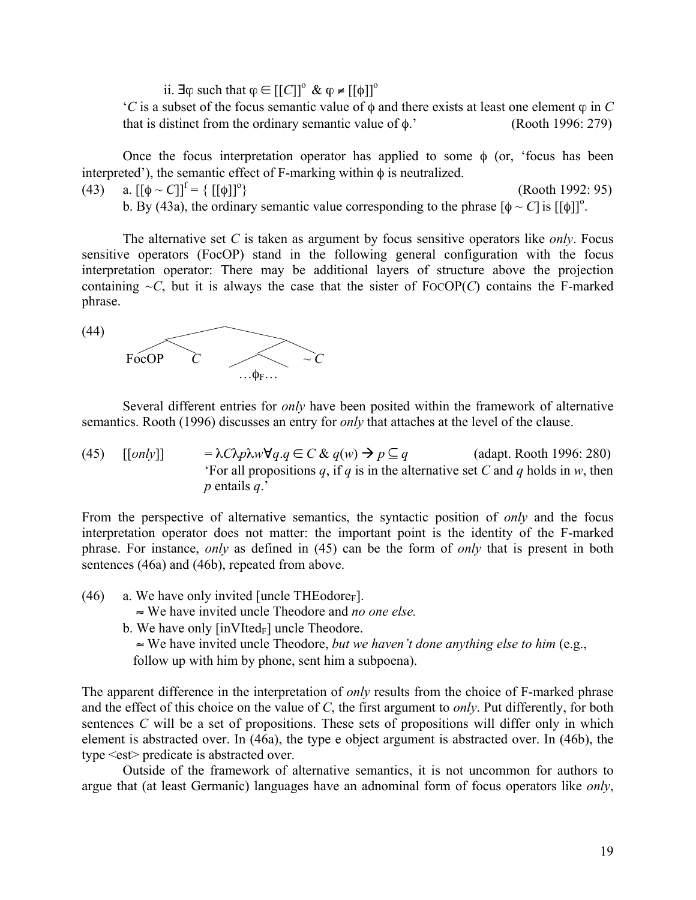ii. $\exists\varphi$ such that $\varphi \in [[C]]^{o}$ & $\varphi \neq [[\phi]]^{o}$

'*C* is a subset of the focus semantic value of $\phi$ and there exists at least one element $\varphi$ in *C* that is distinct from the ordinary semantic value of $\phi$.' (Rooth 1996: 279)

Once the focus interpretation operator has applied to some $\phi$ (or, 'focus has been interpreted'), the semantic effect of F-marking within $\phi$ is neutralized.

(43) a. $[[\phi \sim C]]^{f} = \{ [[\phi]]^{o} \}$ (Rooth 1992: 95)

b. By (43a), the ordinary semantic value corresponding to the phrase $[\phi \sim C]$ is $[[\phi]]^{o}$.

The alternative set *C* is taken as argument by focus sensitive operators like *only*. Focus sensitive operators (FocOP) stand in the following general configuration with the focus interpretation operator: There may be additional layers of structure above the projection containing ~*C*, but it is always the case that the sister of FOCOP(*C*) contains the F-marked phrase.

(44) [ [FocOP *C*] [ [ …$\phi_F$… ] ~ *C* ] ]

Several different entries for *only* have been posited within the framework of alternative semantics. Rooth (1996) discusses an entry for *only* that attaches at the level of the clause.

(45) [[*only*]] $= \lambda C \lambda p \lambda w \forall q. q \in C \;\&\; q(w) \rightarrow p \subseteq q$ (adapt. Rooth 1996: 280)

'For all propositions *q*, if *q* is in the alternative set *C* and *q* holds in *w*, then *p* entails *q*.'

From the perspective of alternative semantics, the syntactic position of *only* and the focus interpretation operator does not matter: the important point is the identity of the F-marked phrase. For instance, *only* as defined in (45) can be the form of *only* that is present in both sentences (46a) and (46b), repeated from above.

(46) a. We have only invited [uncle THEodore$_F$].

≈ We have invited uncle Theodore and *no one else.*

b. We have only [inVIted$_F$] uncle Theodore.

≈ We have invited uncle Theodore, *but we haven't done anything else to him* (e.g., follow up with him by phone, sent him a subpoena).

The apparent difference in the interpretation of *only* results from the choice of F-marked phrase and the effect of this choice on the value of *C*, the first argument to *only*. Put differently, for both sentences *C* will be a set of propositions. These sets of propositions will differ only in which element is abstracted over. In (46a), the type e object argument is abstracted over. In (46b), the type <est> predicate is abstracted over.

Outside of the framework of alternative semantics, it is not uncommon for authors to argue that (at least Germanic) languages have an adnominal form of focus operators like *only*,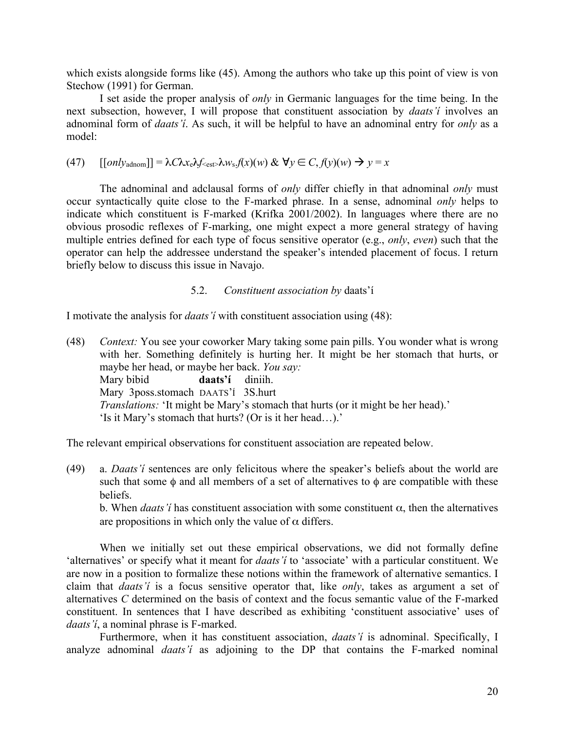which exists alongside forms like (45). Among the authors who take up this point of view is von Stechow (1991) for German.

I set aside the proper analysis of *only* in Germanic languages for the time being. In the next subsection, however, I will propose that constituent association by *daats'í* involves an adnominal form of *daats'í*. As such, it will be helpful to have an adnominal entry for *only* as a model:

(47) $[[only_{adnom}]] = \lambda C \lambda x_e \lambda f_{<est>} \lambda w_s. f(x)(w)\ \&\ \forall y \in C, f(y)(w) \rightarrow y = x$

The adnominal and adclausal forms of *only* differ chiefly in that adnominal *only* must occur syntactically quite close to the F-marked phrase. In a sense, adnominal *only* helps to indicate which constituent is F-marked (Krifka 2001/2002). In languages where there are no obvious prosodic reflexes of F-marking, one might expect a more general strategy of having multiple entries defined for each type of focus sensitive operator (e.g., *only*, *even*) such that the operator can help the addressee understand the speaker's intended placement of focus. I return briefly below to discuss this issue in Navajo.

### 5.2. *Constituent association by* daats'í

I motivate the analysis for *daats'í* with constituent association using (48):

(48) *Context:* You see your coworker Mary taking some pain pills. You wonder what is wrong with her. Something definitely is hurting her. It might be her stomach that hurts, or maybe her head, or maybe her back. *You say:*
Mary bibid **daats'í** diniih.
Mary 3poss.stomach DAATS'Í 3S.hurt
*Translations:* 'It might be Mary's stomach that hurts (or it might be her head).'
'Is it Mary's stomach that hurts? (Or is it her head…).'

The relevant empirical observations for constituent association are repeated below.

(49) a. *Daats'í* sentences are only felicitous where the speaker's beliefs about the world are such that some $\phi$ and all members of a set of alternatives to $\phi$ are compatible with these beliefs.
b. When *daats'í* has constituent association with some constituent $\alpha$, then the alternatives are propositions in which only the value of $\alpha$ differs.

When we initially set out these empirical observations, we did not formally define 'alternatives' or specify what it meant for *daats'í* to 'associate' with a particular constituent. We are now in a position to formalize these notions within the framework of alternative semantics. I claim that *daats'í* is a focus sensitive operator that, like *only*, takes as argument a set of alternatives *C* determined on the basis of context and the focus semantic value of the F-marked constituent. In sentences that I have described as exhibiting 'constituent associative' uses of *daats'í*, a nominal phrase is F-marked.

Furthermore, when it has constituent association, *daats'í* is adnominal. Specifically, I analyze adnominal *daats'í* as adjoining to the DP that contains the F-marked nominal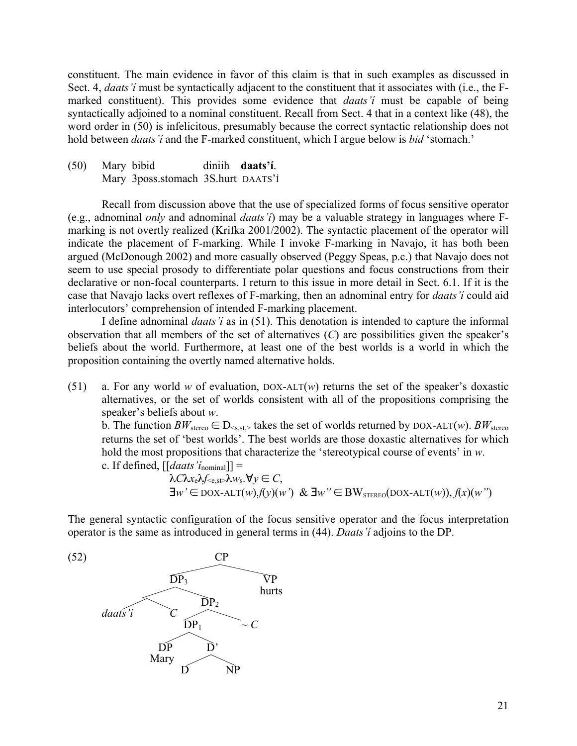constituent. The main evidence in favor of this claim is that in such examples as discussed in Sect. 4, *daats'í* must be syntactically adjacent to the constituent that it associates with (i.e., the F-marked constituent). This provides some evidence that *daats'í* must be capable of being syntactically adjoined to a nominal constituent. Recall from Sect. 4 that in a context like (48), the word order in (50) is infelicitous, presumably because the correct syntactic relationship does not hold between *daats'í* and the F-marked constituent, which I argue below is *bid* 'stomach.'

(50) Mary bibid diniih **daats'í**.
Mary 3poss.stomach 3S.hurt DAATS'í

Recall from discussion above that the use of specialized forms of focus sensitive operator (e.g., adnominal *only* and adnominal *daats'í*) may be a valuable strategy in languages where F-marking is not overtly realized (Krifka 2001/2002). The syntactic placement of the operator will indicate the placement of F-marking. While I invoke F-marking in Navajo, it has both been argued (McDonough 2002) and more casually observed (Peggy Speas, p.c.) that Navajo does not seem to use special prosody to differentiate polar questions and focus constructions from their declarative or non-focal counterparts. I return to this issue in more detail in Sect. 6.1. If it is the case that Navajo lacks overt reflexes of F-marking, then an adnominal entry for *daats'í* could aid interlocutors' comprehension of intended F-marking placement.

I define adnominal *daats'í* as in (51). This denotation is intended to capture the informal observation that all members of the set of alternatives (*C*) are possibilities given the speaker's beliefs about the world. Furthermore, at least one of the best worlds is a world in which the proposition containing the overtly named alternative holds.

(51) a. For any world *w* of evaluation, DOX-ALT(*w*) returns the set of the speaker's doxastic alternatives, or the set of worlds consistent with all of the propositions comprising the speaker's beliefs about *w*.
b. The function $BW_{\text{stereo}} \in D_{<s,st,>}$ takes the set of worlds returned by DOX-ALT(*w*). $BW_{\text{stereo}}$ returns the set of 'best worlds'. The best worlds are those doxastic alternatives for which hold the most propositions that characterize the 'stereotypical course of events' in *w*.
c. If defined, [[*daats'í*$_{\text{nominal}}$]] =
$$\lambda C \lambda x_e \lambda f_{<e,st>} \lambda w_s . \forall y \in C,$$
$$\exists w' \in \text{DOX-ALT}(w). f(y)(w') \;\&\; \exists w'' \in \text{BW}_{\text{STEREO}}(\text{DOX-ALT}(w)), f(x)(w'')$$

The general syntactic configuration of the focus sensitive operator and the focus interpretation operator is the same as introduced in general terms in (44). *Daats'í* adjoins to the DP.

(52)
```
                    CP
           ________/  \________
          DP3                  VP
       ___/ \___              hurts
      /         \
     / \        DP2
daats'í  C     /    \
             DP1    ~ C
            /   \
          DP     D'
         Mary   /  \
               D    NP
```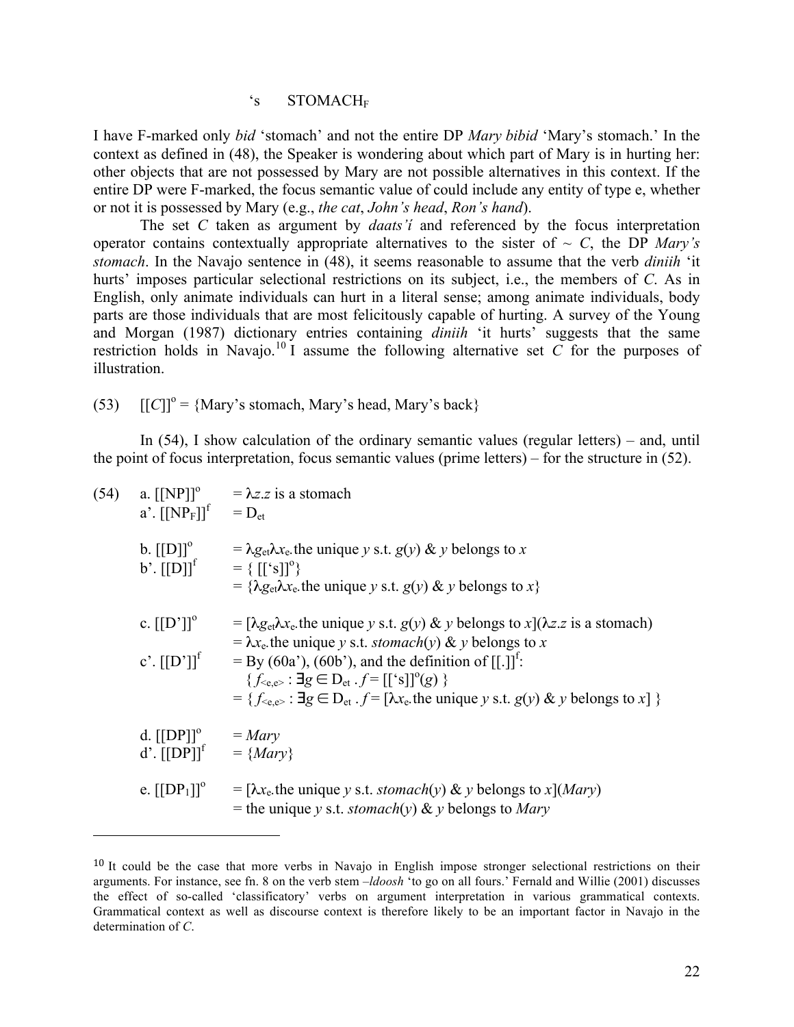's STOMACH$_F$

I have F-marked only *bid* 'stomach' and not the entire DP *Mary bibid* 'Mary's stomach.' In the context as defined in (48), the Speaker is wondering about which part of Mary is in hurting her: other objects that are not possessed by Mary are not possible alternatives in this context. If the entire DP were F-marked, the focus semantic value of could include any entity of type e, whether or not it is possessed by Mary (e.g., *the cat*, *John's head*, *Ron's hand*).

The set *C* taken as argument by *daats'í* and referenced by the focus interpretation operator contains contextually appropriate alternatives to the sister of ~ *C*, the DP *Mary's stomach*. In the Navajo sentence in (48), it seems reasonable to assume that the verb *diniih* 'it hurts' imposes particular selectional restrictions on its subject, i.e., the members of *C*. As in English, only animate individuals can hurt in a literal sense; among animate individuals, body parts are those individuals that are most felicitously capable of hurting. A survey of the Young and Morgan (1987) dictionary entries containing *diniih* 'it hurts' suggests that the same restriction holds in Navajo.[10] I assume the following alternative set *C* for the purposes of illustration.

(53) $[[C]]^o$ = {Mary's stomach, Mary's head, Mary's back}

In (54), I show calculation of the ordinary semantic values (regular letters) – and, until the point of focus interpretation, focus semantic values (prime letters) – for the structure in (52).

(54)
a. $[[\text{NP}]]^o$ = $\lambda z.z$ is a stomach
a'. $[[\text{NP}_F]]^f$ = $D_{et}$

b. $[[\text{D}]]^o$ = $\lambda g_{et}\lambda x_e$.the unique $y$ s.t. $g(y)$ & $y$ belongs to $x$
b'. $[[\text{D}]]^f$ = { $[[\text{'s}]]^o$}
= {$\lambda g_{et}\lambda x_e$.the unique $y$ s.t. $g(y)$ & $y$ belongs to $x$}

c. $[[\text{D'}]]^o$ = [$\lambda g_{et}\lambda x_e$.the unique $y$ s.t. $g(y)$ & $y$ belongs to $x$]($\lambda z.z$ is a stomach)
= $\lambda x_e$.the unique $y$ s.t. *stomach*($y$) & $y$ belongs to $x$
c'. $[[\text{D'}]]^f$ = By (60a'), (60b'), and the definition of $[[.]]^f$:
{ $f_{<e,e>}$ : $\exists g \in D_{et}$ . $f$ = $[[\text{'s}]]^o(g)$ }
= { $f_{<e,e>}$ : $\exists g \in D_{et}$ . $f$ = [$\lambda x_e$.the unique $y$ s.t. $g(y)$ & $y$ belongs to $x$] }

d. $[[\text{DP}]]^o$ = *Mary*
d'. $[[\text{DP}]]^f$ = {*Mary*}

e. $[[\text{DP}_1]]^o$ = [$\lambda x_e$.the unique $y$ s.t. *stomach*($y$) & $y$ belongs to $x$](*Mary*)
= the unique $y$ s.t. *stomach*($y$) & $y$ belongs to *Mary*

---

[10] It could be the case that more verbs in Navajo in English impose stronger selectional restrictions on their arguments. For instance, see fn. 8 on the verb stem *–ldoosh* 'to go on all fours.' Fernald and Willie (2001) discusses the effect of so-called 'classificatory' verbs on argument interpretation in various grammatical contexts. Grammatical context as well as discourse context is therefore likely to be an important factor in Navajo in the determination of *C*.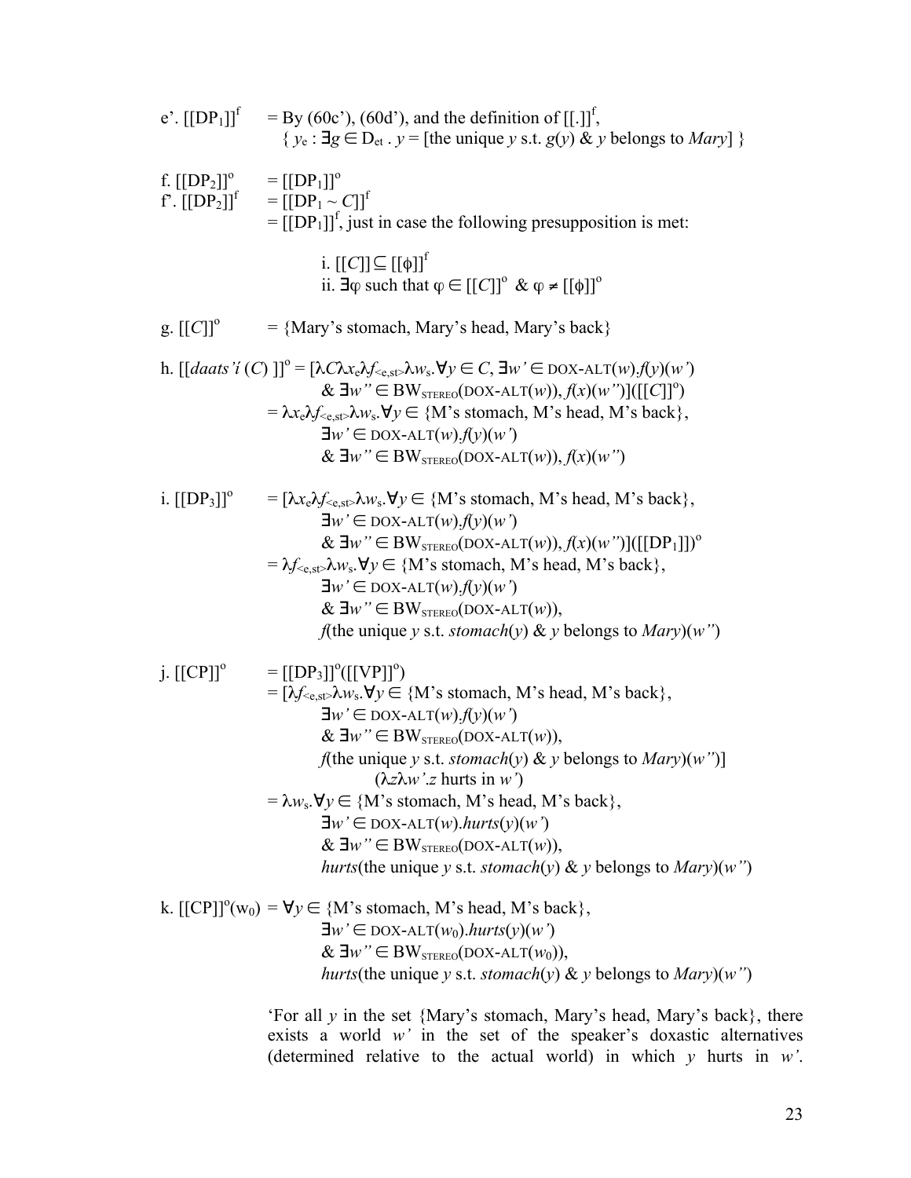e'. $[[\text{DP}_1]]^f$ = By (60c'), (60d'), and the definition of $[[.]]^f$,
$\{ y_e : \exists g \in D_{et} . y = [\text{the unique } y \text{ s.t. } g(y) \text{ \& } y \text{ belongs to } Mary] \}$

f. $[[\text{DP}_2]]^o = [[\text{DP}_1]]^o$

f'. $[[\text{DP}_2]]^f = [[\text{DP}_1 \sim C]]^f$
$= [[\text{DP}_1]]^f$, just in case the following presupposition is met:

i. $[[C]] \subseteq [[\phi]]^f$

ii. $\exists \varphi$ such that $\varphi \in [[C]]^o$ & $\varphi \neq [[\phi]]^o$

g. $[[C]]^o$ = {Mary's stomach, Mary's head, Mary's back}

h. $[[daats'i\ (C)\ ]]^o = [\lambda C \lambda x_e \lambda f_{<e,st>} \lambda w_s . \forall y \in C, \exists w' \in \text{DOX-ALT}(w).f(y)(w')$
$\& \exists w'' \in \text{BW}_{\text{STEREO}}(\text{DOX-ALT}(w)), f(x)(w'')]([[C]]^o)$
$= \lambda x_e \lambda f_{<e,st>} \lambda w_s . \forall y \in \{\text{M's stomach, M's head, M's back}\},$
$\exists w' \in \text{DOX-ALT}(w).f(y)(w')$
$\& \exists w'' \in \text{BW}_{\text{STEREO}}(\text{DOX-ALT}(w)), f(x)(w'')$

i. $[[\text{DP}_3]]^o = [\lambda x_e \lambda f_{<e,st>} \lambda w_s . \forall y \in \{\text{M's stomach, M's head, M's back}\},$
$\exists w' \in \text{DOX-ALT}(w).f(y)(w')$
$\& \exists w'' \in \text{BW}_{\text{STEREO}}(\text{DOX-ALT}(w)), f(x)(w'')]([[\text{DP}_1]])^o$
$= \lambda f_{<e,st>} \lambda w_s . \forall y \in \{\text{M's stomach, M's head, M's back}\},$
$\exists w' \in \text{DOX-ALT}(w).f(y)(w')$
$\& \exists w'' \in \text{BW}_{\text{STEREO}}(\text{DOX-ALT}(w)),$
$f(\text{the unique } y \text{ s.t. } stomach(y) \text{ \& } y \text{ belongs to } Mary)(w'')$

j. $[[\text{CP}]]^o = [[\text{DP}_3]]^o([[\text{VP}]]^o)$
$= [\lambda f_{<e,st>} \lambda w_s . \forall y \in \{\text{M's stomach, M's head, M's back}\},$
$\exists w' \in \text{DOX-ALT}(w).f(y)(w')$
$\& \exists w'' \in \text{BW}_{\text{STEREO}}(\text{DOX-ALT}(w)),$
$f(\text{the unique } y \text{ s.t. } stomach(y) \text{ \& } y \text{ belongs to } Mary)(w'')]$
$(\lambda z \lambda w' . z \text{ hurts in } w')$
$= \lambda w_s . \forall y \in \{\text{M's stomach, M's head, M's back}\},$
$\exists w' \in \text{DOX-ALT}(w).hurts(y)(w')$
$\& \exists w'' \in \text{BW}_{\text{STEREO}}(\text{DOX-ALT}(w)),$
$hurts(\text{the unique } y \text{ s.t. } stomach(y) \text{ \& } y \text{ belongs to } Mary)(w'')$

k. $[[\text{CP}]]^o(w_0) = \forall y \in \{\text{M's stomach, M's head, M's back}\},$
$\exists w' \in \text{DOX-ALT}(w_0).hurts(y)(w')$
$\& \exists w'' \in \text{BW}_{\text{STEREO}}(\text{DOX-ALT}(w_0)),$
$hurts(\text{the unique } y \text{ s.t. } stomach(y) \text{ \& } y \text{ belongs to } Mary)(w'')$

'For all *y* in the set {Mary's stomach, Mary's head, Mary's back}, there exists a world *w'* in the set of the speaker's doxastic alternatives (determined relative to the actual world) in which *y* hurts in *w'*.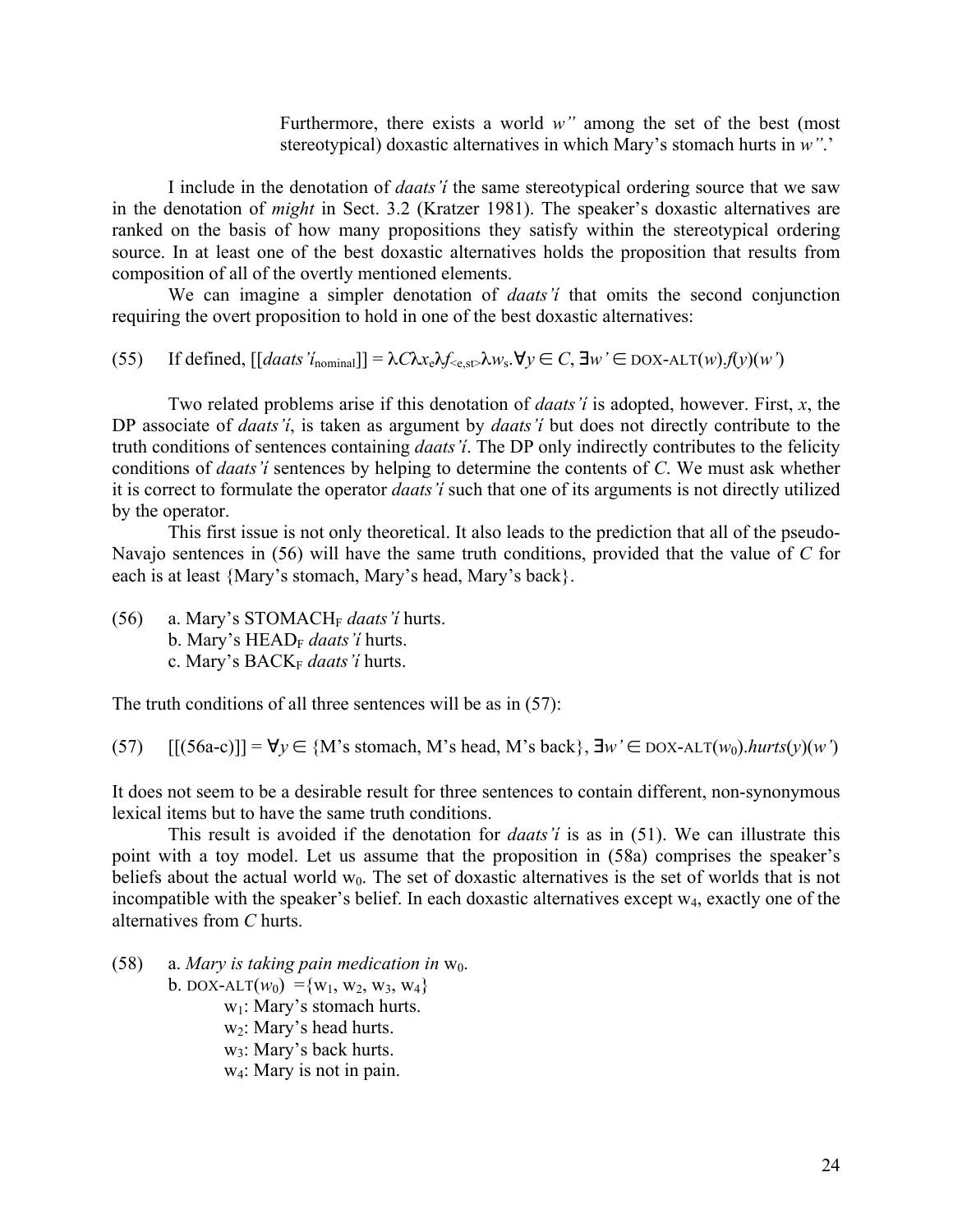Furthermore, there exists a world *w''* among the set of the best (most stereotypical) doxastic alternatives in which Mary's stomach hurts in *w''*.'

I include in the denotation of *daats'í* the same stereotypical ordering source that we saw in the denotation of *might* in Sect. 3.2 (Kratzer 1981). The speaker's doxastic alternatives are ranked on the basis of how many propositions they satisfy within the stereotypical ordering source. In at least one of the best doxastic alternatives holds the proposition that results from composition of all of the overtly mentioned elements.

We can imagine a simpler denotation of *daats'í* that omits the second conjunction requiring the overt proposition to hold in one of the best doxastic alternatives:

(55) If defined, $[[daats'í_{\text{nominal}}]] = \lambda C \lambda x_e \lambda f_{<e,st>} \lambda w_s . \forall y \in C, \exists w' \in \text{DOX-ALT}(w). f(y)(w')$

Two related problems arise if this denotation of *daats'í* is adopted, however. First, *x*, the DP associate of *daats'í*, is taken as argument by *daats'í* but does not directly contribute to the truth conditions of sentences containing *daats'í*. The DP only indirectly contributes to the felicity conditions of *daats'í* sentences by helping to determine the contents of *C*. We must ask whether it is correct to formulate the operator *daats'í* such that one of its arguments is not directly utilized by the operator.

This first issue is not only theoretical. It also leads to the prediction that all of the pseudo-Navajo sentences in (56) will have the same truth conditions, provided that the value of *C* for each is at least {Mary's stomach, Mary's head, Mary's back}.

(56) a. Mary's $\text{STOMACH}_F$ *daats'í* hurts.
  b. Mary's $\text{HEAD}_F$ *daats'í* hurts.
  c. Mary's $\text{BACK}_F$ *daats'í* hurts.

The truth conditions of all three sentences will be as in (57):

(57) $[[(56\text{a-c})]] = \forall y \in \{\text{M's stomach, M's head, M's back}\}, \exists w' \in \text{DOX-ALT}(w_0).hurts(y)(w')$

It does not seem to be a desirable result for three sentences to contain different, non-synonymous lexical items but to have the same truth conditions.

This result is avoided if the denotation for *daats'í* is as in (51). We can illustrate this point with a toy model. Let us assume that the proposition in (58a) comprises the speaker's beliefs about the actual world $w_0$. The set of doxastic alternatives is the set of worlds that is not incompatible with the speaker's belief. In each doxastic alternatives except $w_4$, exactly one of the alternatives from *C* hurts.

(58) a. *Mary is taking pain medication in* $w_0$.
  b. $\text{DOX-ALT}(w_0) = \{w_1, w_2, w_3, w_4\}$
    $w_1$: Mary's stomach hurts.
    $w_2$: Mary's head hurts.
    $w_3$: Mary's back hurts.
    $w_4$: Mary is not in pain.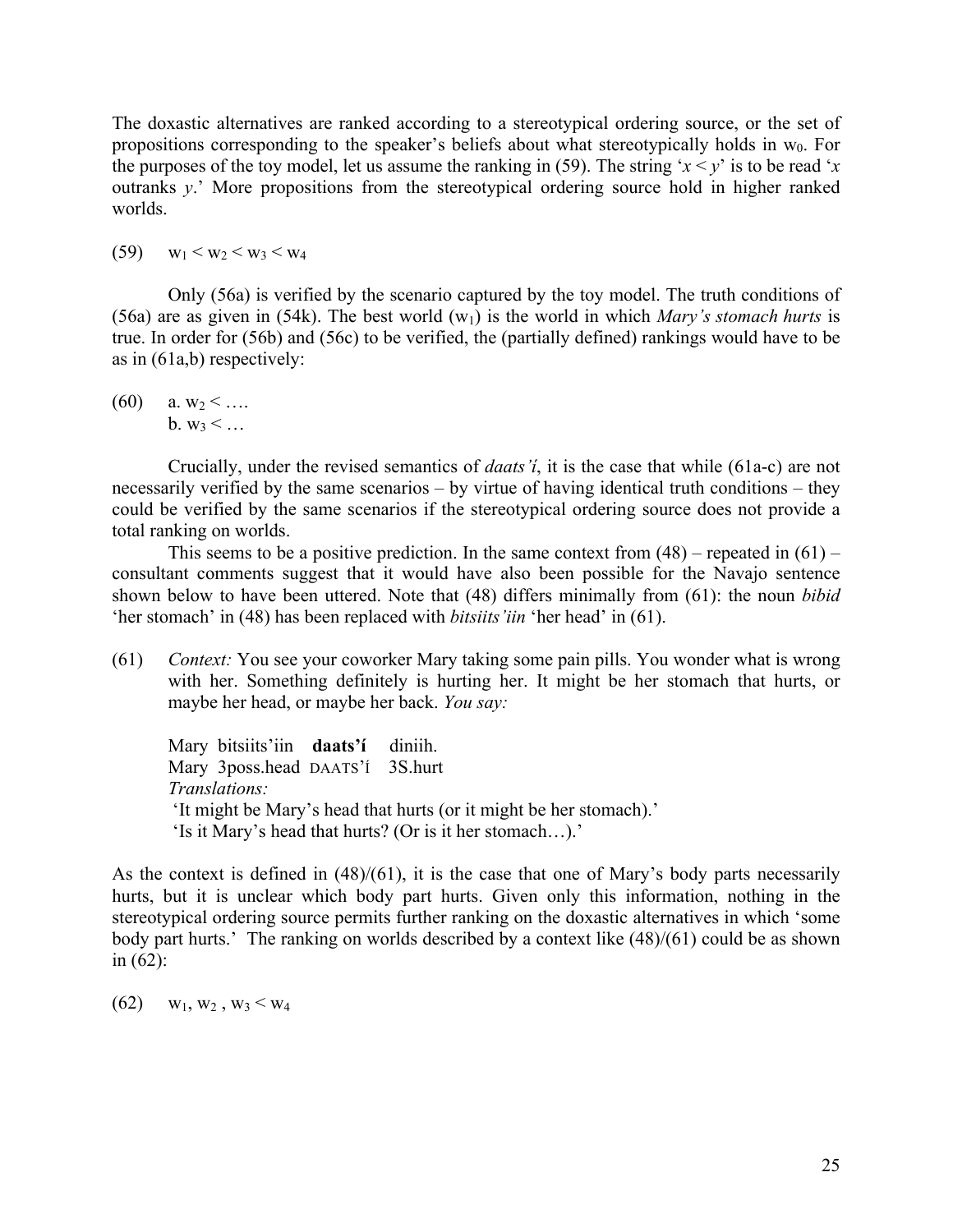The doxastic alternatives are ranked according to a stereotypical ordering source, or the set of propositions corresponding to the speaker's beliefs about what stereotypically holds in $w_0$. For the purposes of the toy model, let us assume the ranking in (59). The string '$x < y$' is to be read '*x* outranks *y*.' More propositions from the stereotypical ordering source hold in higher ranked worlds.

(59) $w_1 < w_2 < w_3 < w_4$

Only (56a) is verified by the scenario captured by the toy model. The truth conditions of (56a) are as given in (54k). The best world ($w_1$) is the world in which *Mary's stomach hurts* is true. In order for (56b) and (56c) to be verified, the (partially defined) rankings would have to be as in (61a,b) respectively:

(60) a. $w_2 < ….$
b. $w_3 < …$

Crucially, under the revised semantics of *daats'í*, it is the case that while (61a-c) are not necessarily verified by the same scenarios – by virtue of having identical truth conditions – they could be verified by the same scenarios if the stereotypical ordering source does not provide a total ranking on worlds.

This seems to be a positive prediction. In the same context from (48) – repeated in (61) – consultant comments suggest that it would have also been possible for the Navajo sentence shown below to have been uttered. Note that (48) differs minimally from (61): the noun *bibid* 'her stomach' in (48) has been replaced with *bitsiits'iin* 'her head' in (61).

(61) *Context:* You see your coworker Mary taking some pain pills. You wonder what is wrong with her. Something definitely is hurting her. It might be her stomach that hurts, or maybe her head, or maybe her back. *You say:*

Mary bitsiits'iin **daats'í** diniih.
Mary 3poss.head DAATS'Í 3S.hurt
*Translations:*
'It might be Mary's head that hurts (or it might be her stomach).'
'Is it Mary's head that hurts? (Or is it her stomach…).'

As the context is defined in (48)/(61), it is the case that one of Mary's body parts necessarily hurts, but it is unclear which body part hurts. Given only this information, nothing in the stereotypical ordering source permits further ranking on the doxastic alternatives in which 'some body part hurts.' The ranking on worlds described by a context like (48)/(61) could be as shown in (62):

(62) $w_1, w_2, w_3 < w_4$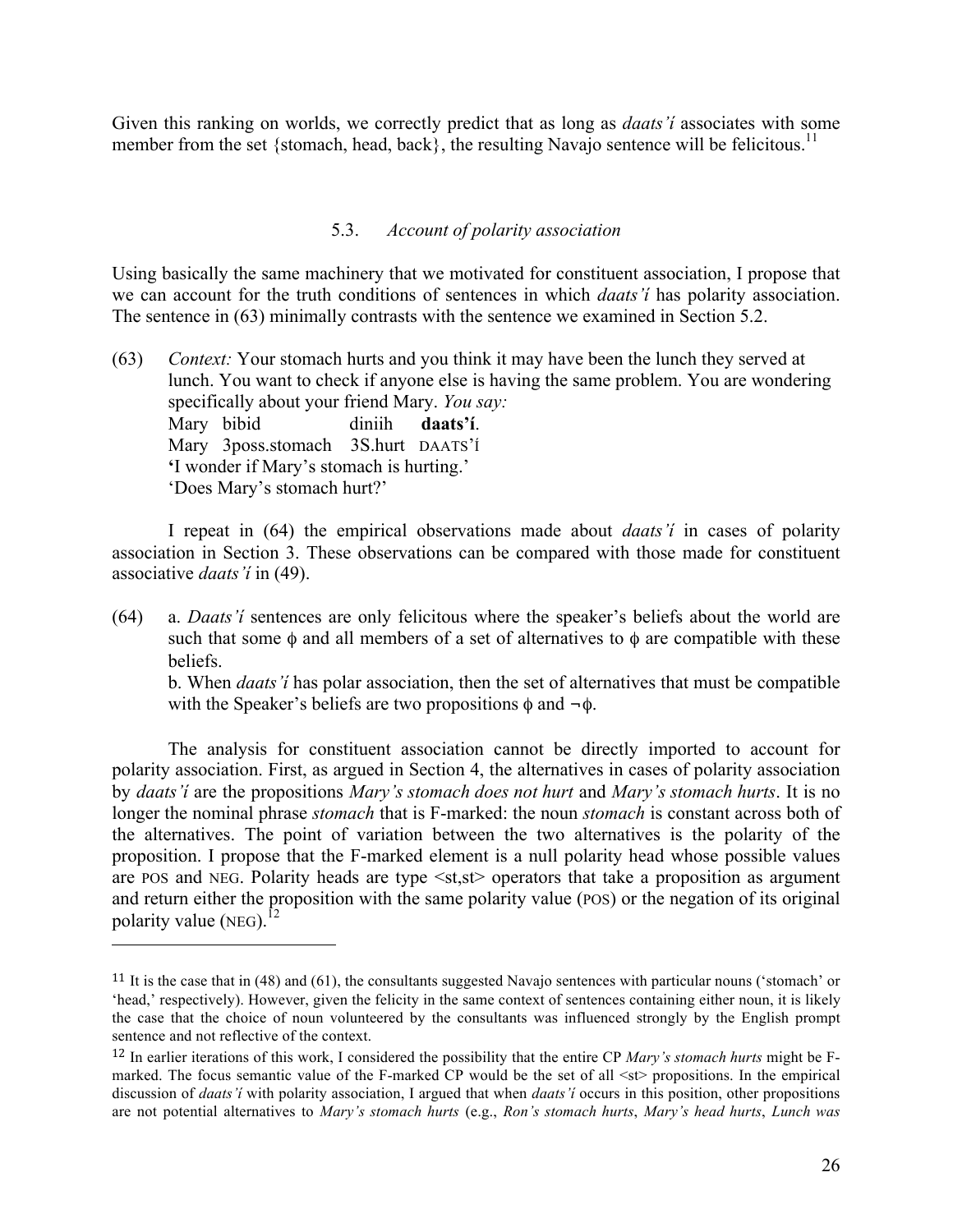Given this ranking on worlds, we correctly predict that as long as *daats'í* associates with some member from the set {stomach, head, back}, the resulting Navajo sentence will be felicitous.[11]

### 5.3. *Account of polarity association*

Using basically the same machinery that we motivated for constituent association, I propose that we can account for the truth conditions of sentences in which *daats'í* has polarity association. The sentence in (63) minimally contrasts with the sentence we examined in Section 5.2.

(63) *Context:* Your stomach hurts and you think it may have been the lunch they served at lunch. You want to check if anyone else is having the same problem. You are wondering specifically about your friend Mary. *You say:*

Mary bibid diniih **daats'í**.
Mary 3poss.stomach 3S.hurt DAATS'Í
**'**I wonder if Mary's stomach is hurting.'
'Does Mary's stomach hurt?'

I repeat in (64) the empirical observations made about *daats'í* in cases of polarity association in Section 3. These observations can be compared with those made for constituent associative *daats'í* in (49).

(64) a. *Daats'í* sentences are only felicitous where the speaker's beliefs about the world are such that some $\phi$ and all members of a set of alternatives to $\phi$ are compatible with these beliefs.
b. When *daats'í* has polar association, then the set of alternatives that must be compatible with the Speaker's beliefs are two propositions $\phi$ and $\neg\phi$.

The analysis for constituent association cannot be directly imported to account for polarity association. First, as argued in Section 4, the alternatives in cases of polarity association by *daats'í* are the propositions *Mary's stomach does not hurt* and *Mary's stomach hurts*. It is no longer the nominal phrase *stomach* that is F-marked: the noun *stomach* is constant across both of the alternatives. The point of variation between the two alternatives is the polarity of the proposition. I propose that the F-marked element is a null polarity head whose possible values are POS and NEG. Polarity heads are type <st,st> operators that take a proposition as argument and return either the proposition with the same polarity value (POS) or the negation of its original polarity value (NEG).[12]

---

[11] It is the case that in (48) and (61), the consultants suggested Navajo sentences with particular nouns ('stomach' or 'head,' respectively). However, given the felicity in the same context of sentences containing either noun, it is likely the case that the choice of noun volunteered by the consultants was influenced strongly by the English prompt sentence and not reflective of the context.

[12] In earlier iterations of this work, I considered the possibility that the entire CP *Mary's stomach hurts* might be F-marked. The focus semantic value of the F-marked CP would be the set of all <st> propositions. In the empirical discussion of *daats'í* with polarity association, I argued that when *daats'í* occurs in this position, other propositions are not potential alternatives to *Mary's stomach hurts* (e.g., *Ron's stomach hurts*, *Mary's head hurts*, *Lunch was*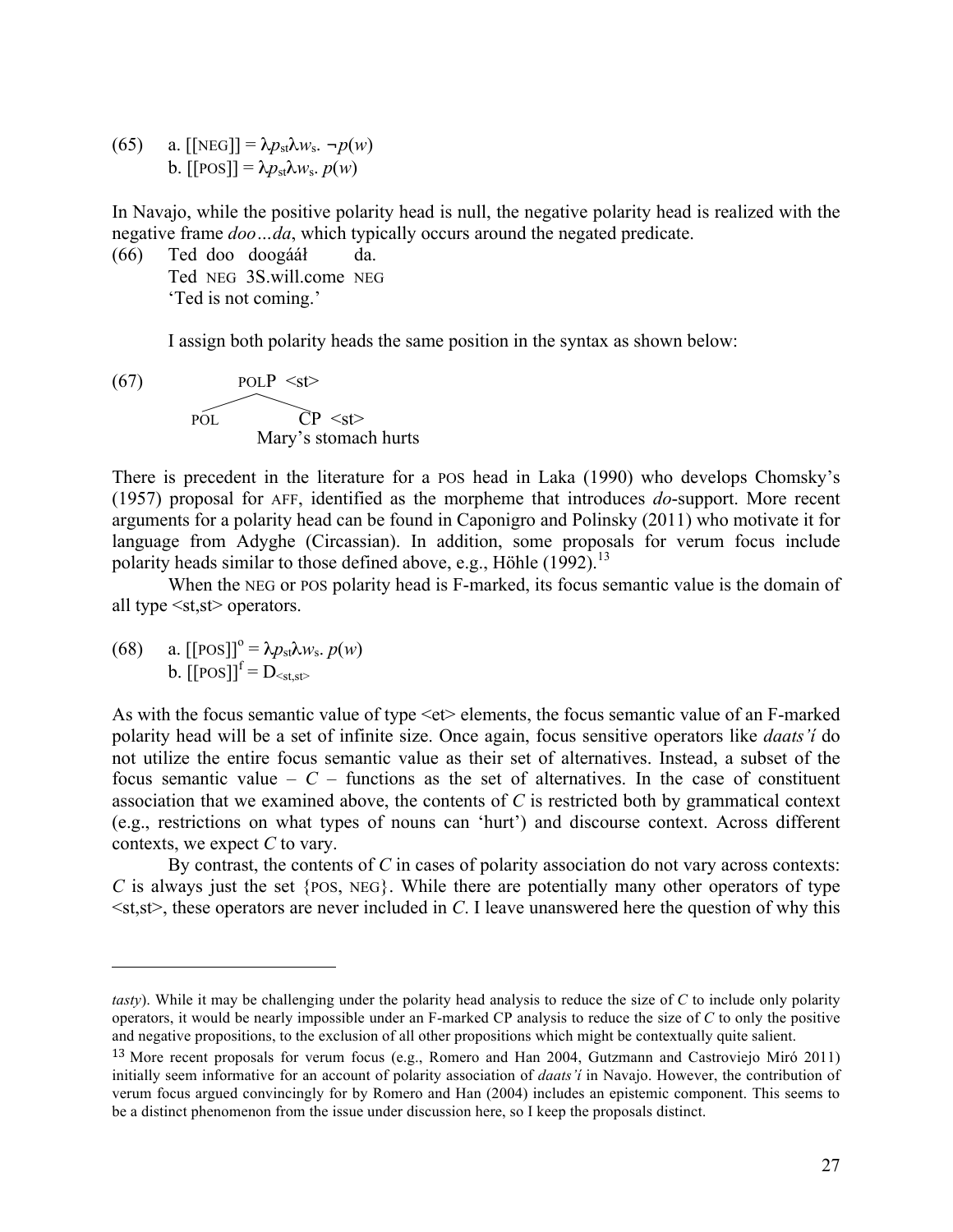(65) a. [[NEG]] = $\lambda p_{st} \lambda w_s.\ \neg p(w)$
     b. [[POS]] = $\lambda p_{st} \lambda w_s.\ p(w)$

In Navajo, while the positive polarity head is null, the negative polarity head is realized with the negative frame *doo…da*, which typically occurs around the negated predicate.

(66) Ted doo doogááł da.
     Ted NEG 3S.will.come NEG
     'Ted is not coming.'

I assign both polarity heads the same position in the syntax as shown below:

(67)
```
            POLP <st>
           /         \
        POL           CP <st>
                 Mary's stomach hurts
```

There is precedent in the literature for a POS head in Laka (1990) who develops Chomsky's (1957) proposal for AFF, identified as the morpheme that introduces *do*-support. More recent arguments for a polarity head can be found in Caponigro and Polinsky (2011) who motivate it for language from Adyghe (Circassian). In addition, some proposals for verum focus include polarity heads similar to those defined above, e.g., Höhle (1992).[13]

When the NEG or POS polarity head is F-marked, its focus semantic value is the domain of all type <st,st> operators.

(68) a. $[[\text{POS}]]^o = \lambda p_{st} \lambda w_s.\ p(w)$
     b. $[[\text{POS}]]^f = D_{<st,st>}$

As with the focus semantic value of type <et> elements, the focus semantic value of an F-marked polarity head will be a set of infinite size. Once again, focus sensitive operators like *daats'í* do not utilize the entire focus semantic value as their set of alternatives. Instead, a subset of the focus semantic value – *C* – functions as the set of alternatives. In the case of constituent association that we examined above, the contents of *C* is restricted both by grammatical context (e.g., restrictions on what types of nouns can 'hurt') and discourse context. Across different contexts, we expect *C* to vary.

By contrast, the contents of *C* in cases of polarity association do not vary across contexts: *C* is always just the set {POS, NEG}. While there are potentially many other operators of type <st,st>, these operators are never included in *C*. I leave unanswered here the question of why this

---

*tasty*). While it may be challenging under the polarity head analysis to reduce the size of *C* to include only polarity operators, it would be nearly impossible under an F-marked CP analysis to reduce the size of *C* to only the positive and negative propositions, to the exclusion of all other propositions which might be contextually quite salient.

[13] More recent proposals for verum focus (e.g., Romero and Han 2004, Gutzmann and Castroviejo Miró 2011) initially seem informative for an account of polarity association of *daats'í* in Navajo. However, the contribution of verum focus argued convincingly for by Romero and Han (2004) includes an epistemic component. This seems to be a distinct phenomenon from the issue under discussion here, so I keep the proposals distinct.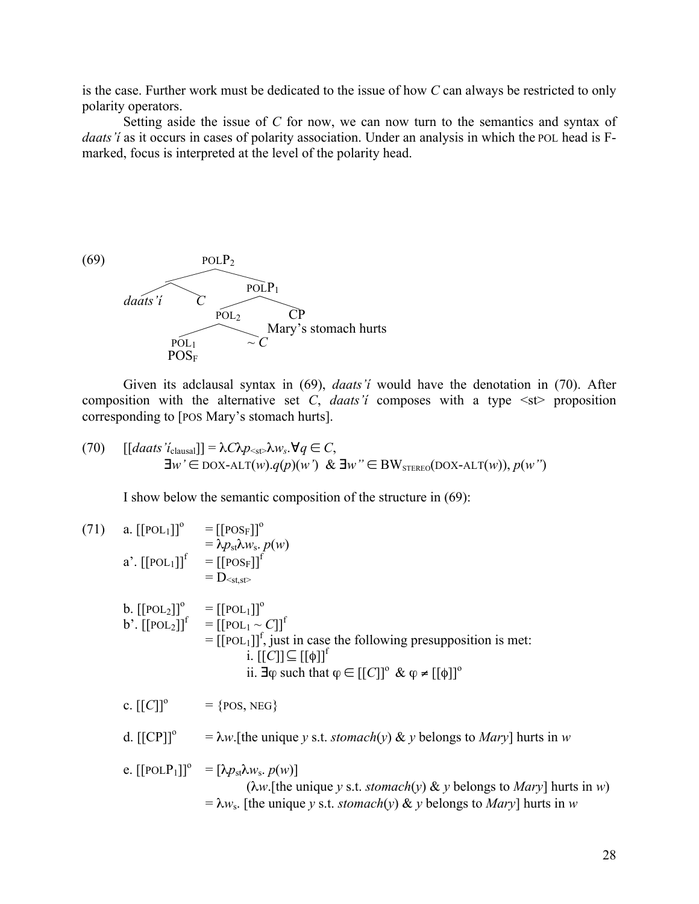is the case. Further work must be dedicated to the issue of how *C* can always be restricted to only polarity operators.

Setting aside the issue of *C* for now, we can now turn to the semantics and syntax of *daats'í* as it occurs in cases of polarity association. Under an analysis in which the POL head is F-marked, focus is interpreted at the level of the polarity head.

(69)

```
                    POLP2
          ___________|___________
         |                       |
   _____/ \_____               POLP1
  |             |          ______|______
daats'í         C         |             |
                        POL2            CP
                    _____|_____    Mary's stomach hurts
                   |           |
                 POL1         ~ C
                 POS_F
```

Given its adclausal syntax in (69), *daats'í* would have the denotation in (70). After composition with the alternative set *C*, *daats'í* composes with a type <st> proposition corresponding to [POS Mary's stomach hurts].

(70) $[[daats'í_{\text{clausal}}]] = \lambda C \lambda p_{<st>} \lambda w_s. \forall q \in C,$
$\exists w' \in \text{DOX-ALT}(w).q(p)(w')\ \ \&\ \exists w'' \in \text{BW}_{\text{STEREO}}(\text{DOX-ALT}(w)), p(w'')$

I show below the semantic composition of the structure in (69):

(71) a. $[[\text{POL}_1]]^{o} = [[\text{POS}_F]]^{o}$
$= \lambda p_{st} \lambda w_s.\ p(w)$

a'. $[[\text{POL}_1]]^{f} = [[\text{POS}_F]]^{f}$
$= D_{<st,st>}$

b. $[[\text{POL}_2]]^{o} = [[\text{POL}_1]]^{o}$

b'. $[[\text{POL}_2]]^{f} = [[\text{POL}_1 \sim C]]^{f}$
$= [[\text{POL}_1]]^{f}$, just in case the following presupposition is met:
i. $[[C]] \subseteq [[\phi]]^{f}$
ii. $\exists \varphi$ such that $\varphi \in [[C]]^{o}\ \&\ \varphi \neq [[\phi]]^{o}$

c. $[[C]]^{o} = \{\text{POS}, \text{NEG}\}$

d. $[[\text{CP}]]^{o} = \lambda w.$[the unique $y$ s.t. $stomach(y)$ & $y$ belongs to $Mary$] hurts in $w$

e. $[[\text{POLP}_1]]^{o} = [\lambda p_{st} \lambda w_s.\ p(w)]$
($\lambda w.$[the unique $y$ s.t. $stomach(y)$ & $y$ belongs to $Mary$] hurts in $w$)
$= \lambda w_s.$ [the unique $y$ s.t. $stomach(y)$ & $y$ belongs to $Mary$] hurts in $w$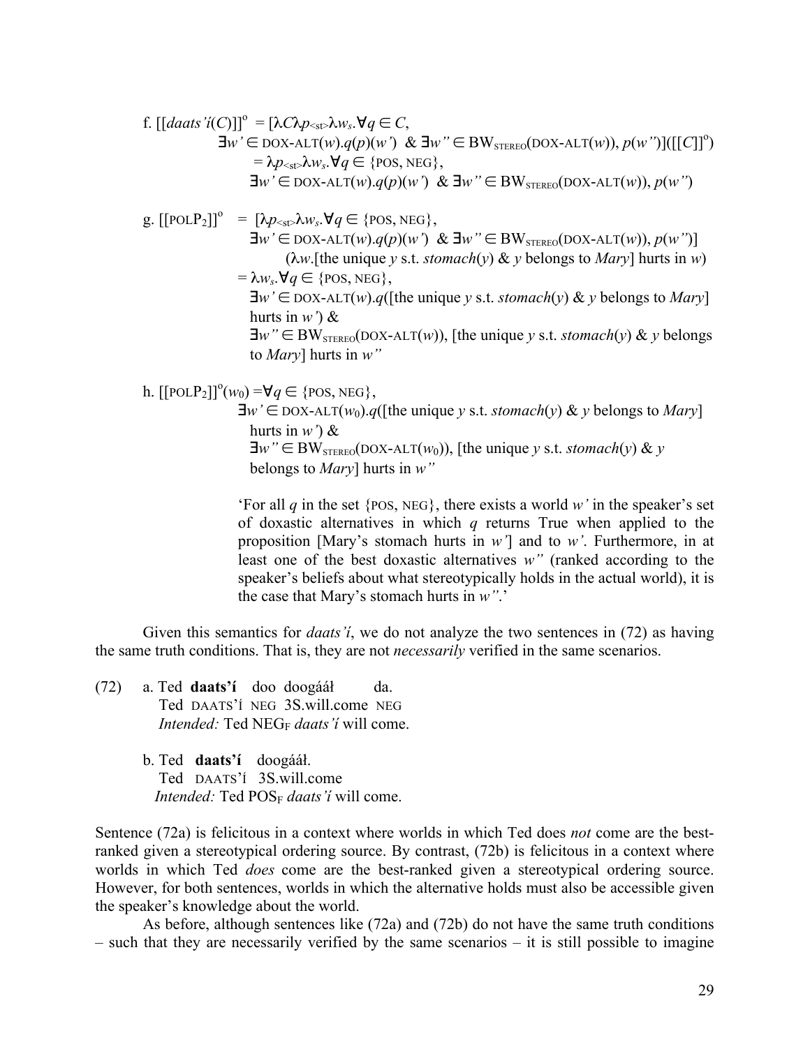f. $[[daats'\acute{i}(C)]]^o = [\lambda C \lambda p_{<st>} \lambda w_s.\forall q \in C,$
$\exists w' \in \text{DOX-ALT}(w).q(p)(w')\ \ \&\ \exists w'' \in \text{BW}_{\text{STEREO}}(\text{DOX-ALT}(w)), p(w'')]([[C]]^o)$
$= \lambda p_{<st>} \lambda w_s.\forall q \in \{\text{POS}, \text{NEG}\},$
$\exists w' \in \text{DOX-ALT}(w).q(p)(w')\ \ \&\ \exists w'' \in \text{BW}_{\text{STEREO}}(\text{DOX-ALT}(w)), p(w'')$

g. $[[\text{POLP}_2]]^o = [\lambda p_{<st>} \lambda w_s.\forall q \in \{\text{POS}, \text{NEG}\},$
$\exists w' \in \text{DOX-ALT}(w).q(p)(w')\ \ \&\ \exists w'' \in \text{BW}_{\text{STEREO}}(\text{DOX-ALT}(w)), p(w'')]$
($\lambda w$.[the unique $y$ s.t. *stomach*($y$) & $y$ belongs to *Mary*] hurts in $w$)
$= \lambda w_s.\forall q \in \{\text{POS}, \text{NEG}\},$
$\exists w' \in \text{DOX-ALT}(w).q$([the unique $y$ s.t. *stomach*($y$) & $y$ belongs to *Mary*] hurts in $w'$) &
$\exists w'' \in \text{BW}_{\text{STEREO}}(\text{DOX-ALT}(w))$, [the unique $y$ s.t. *stomach*($y$) & $y$ belongs to *Mary*] hurts in $w''$

h. $[[\text{POLP}_2]]^o(w_0) = \forall q \in \{\text{POS}, \text{NEG}\},$
$\exists w' \in \text{DOX-ALT}(w_0).q$([the unique $y$ s.t. *stomach*($y$) & $y$ belongs to *Mary*] hurts in $w'$) &
$\exists w'' \in \text{BW}_{\text{STEREO}}(\text{DOX-ALT}(w_0))$, [the unique $y$ s.t. *stomach*($y$) & $y$ belongs to *Mary*] hurts in $w''$

'For all $q$ in the set {POS, NEG}, there exists a world $w'$ in the speaker's set of doxastic alternatives in which $q$ returns True when applied to the proposition [Mary's stomach hurts in $w'$] and to $w'$. Furthermore, in at least one of the best doxastic alternatives $w''$ (ranked according to the speaker's beliefs about what stereotypically holds in the actual world), it is the case that Mary's stomach hurts in $w''$.'

Given this semantics for *daats'í*, we do not analyze the two sentences in (72) as having the same truth conditions. That is, they are not *necessarily* verified in the same scenarios.

(72) a. Ted **daats'í** doo doogááł da.
Ted DAATS'Í NEG 3S.will.come NEG
*Intended:* Ted $\text{NEG}_F$ *daats'í* will come.

b. Ted **daats'í** doogááł.
Ted DAATS'Í 3S.will.come
*Intended:* Ted $\text{POS}_F$ *daats'í* will come.

Sentence (72a) is felicitous in a context where worlds in which Ted does *not* come are the best-ranked given a stereotypical ordering source. By contrast, (72b) is felicitous in a context where worlds in which Ted *does* come are the best-ranked given a stereotypical ordering source. However, for both sentences, worlds in which the alternative holds must also be accessible given the speaker's knowledge about the world.

As before, although sentences like (72a) and (72b) do not have the same truth conditions – such that they are necessarily verified by the same scenarios – it is still possible to imagine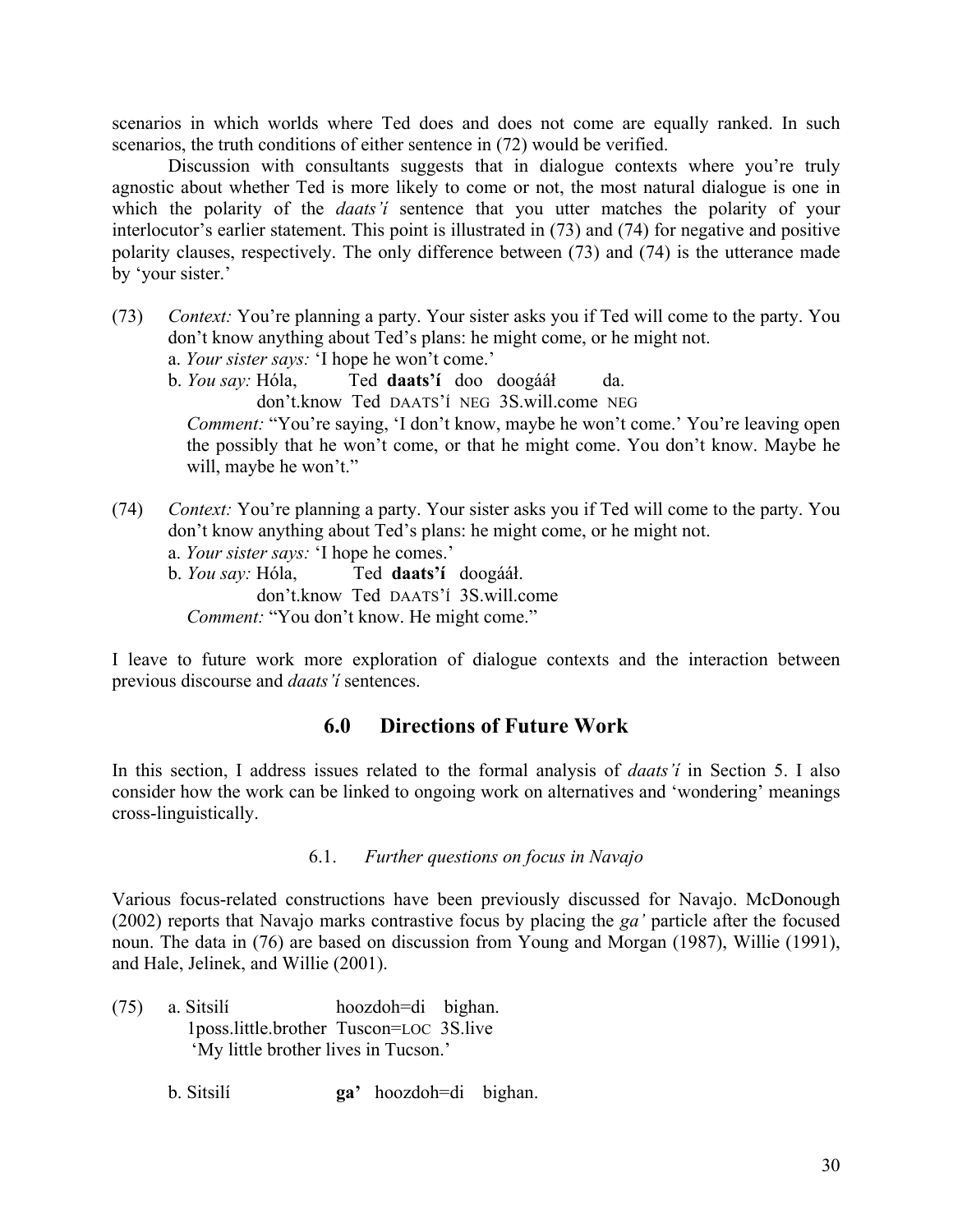scenarios in which worlds where Ted does and does not come are equally ranked. In such scenarios, the truth conditions of either sentence in (72) would be verified.

Discussion with consultants suggests that in dialogue contexts where you're truly agnostic about whether Ted is more likely to come or not, the most natural dialogue is one in which the polarity of the *daats'í* sentence that you utter matches the polarity of your interlocutor's earlier statement. This point is illustrated in (73) and (74) for negative and positive polarity clauses, respectively. The only difference between (73) and (74) is the utterance made by 'your sister.'

(73) *Context:* You're planning a party. Your sister asks you if Ted will come to the party. You don't know anything about Ted's plans: he might come, or he might not.

a. *Your sister says:* 'I hope he won't come.'

b. *You say:* Hóla, Ted **daats'í** doo doogááł da.
don't.know Ted DAATS'Í NEG 3S.will.come NEG

*Comment:* "You're saying, 'I don't know, maybe he won't come.' You're leaving open the possibly that he won't come, or that he might come. You don't know. Maybe he will, maybe he won't."

(74) *Context:* You're planning a party. Your sister asks you if Ted will come to the party. You don't know anything about Ted's plans: he might come, or he might not.

a. *Your sister says:* 'I hope he comes.'

b. *You say:* Hóla, Ted **daats'í** doogááł.
don't.know Ted DAATS'Í 3S.will.come

*Comment:* "You don't know. He might come."

I leave to future work more exploration of dialogue contexts and the interaction between previous discourse and *daats'í* sentences.

## 6.0 Directions of Future Work

In this section, I address issues related to the formal analysis of *daats'í* in Section 5. I also consider how the work can be linked to ongoing work on alternatives and 'wondering' meanings cross-linguistically.

### 6.1. *Further questions on focus in Navajo*

Various focus-related constructions have been previously discussed for Navajo. McDonough (2002) reports that Navajo marks contrastive focus by placing the *ga'* particle after the focused noun. The data in (76) are based on discussion from Young and Morgan (1987), Willie (1991), and Hale, Jelinek, and Willie (2001).

(75) a. Sitsilí hoozdoh=di bighan.
1poss.little.brother Tuscon=LOC 3S.live
'My little brother lives in Tucson.'

b. Sitsilí **ga'** hoozdoh=di bighan.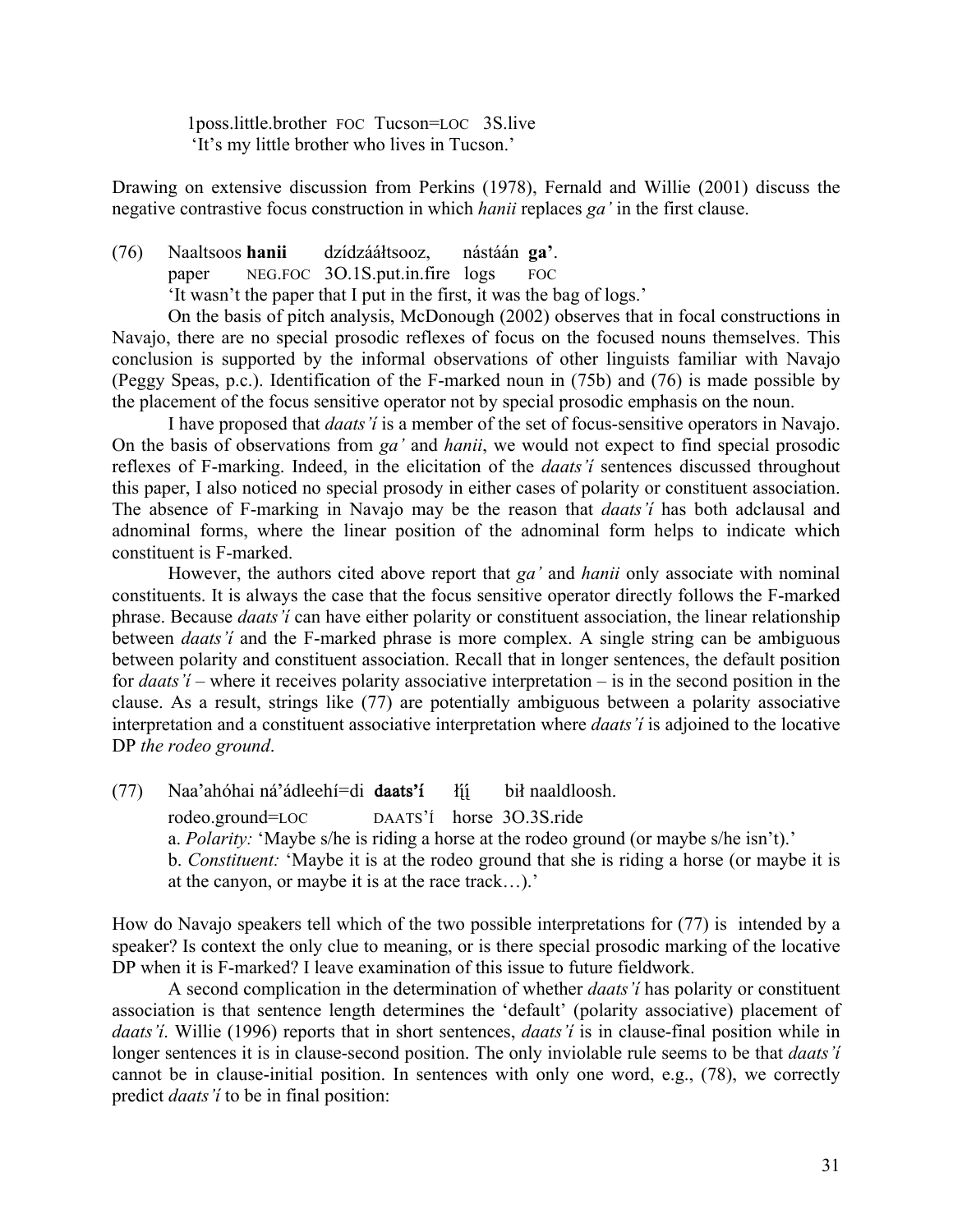1poss.little.brother FOC Tucson=LOC 3S.live
'It's my little brother who lives in Tucson.'

Drawing on extensive discussion from Perkins (1978), Fernald and Willie (2001) discuss the negative contrastive focus construction in which *hanii* replaces *ga'* in the first clause.

(76) Naaltsoos **hanii** dzídzááłtsooz, nástáán **ga'**.
paper NEG.FOC 3O.1S.put.in.fire logs FOC
'It wasn't the paper that I put in the first, it was the bag of logs.'

On the basis of pitch analysis, McDonough (2002) observes that in focal constructions in Navajo, there are no special prosodic reflexes of focus on the focused nouns themselves. This conclusion is supported by the informal observations of other linguists familiar with Navajo (Peggy Speas, p.c.). Identification of the F-marked noun in (75b) and (76) is made possible by the placement of the focus sensitive operator not by special prosodic emphasis on the noun.

I have proposed that *daats'í* is a member of the set of focus-sensitive operators in Navajo. On the basis of observations from *ga'* and *hanii*, we would not expect to find special prosodic reflexes of F-marking. Indeed, in the elicitation of the *daats'í* sentences discussed throughout this paper, I also noticed no special prosody in either cases of polarity or constituent association. The absence of F-marking in Navajo may be the reason that *daats'í* has both adclausal and adnominal forms, where the linear position of the adnominal form helps to indicate which constituent is F-marked.

However, the authors cited above report that *ga'* and *hanii* only associate with nominal constituents. It is always the case that the focus sensitive operator directly follows the F-marked phrase. Because *daats'í* can have either polarity or constituent association, the linear relationship between *daats'í* and the F-marked phrase is more complex. A single string can be ambiguous between polarity and constituent association. Recall that in longer sentences, the default position for *daats'í* – where it receives polarity associative interpretation – is in the second position in the clause. As a result, strings like (77) are potentially ambiguous between a polarity associative interpretation and a constituent associative interpretation where *daats'í* is adjoined to the locative DP *the rodeo ground*.

(77) Naa'ahóhai ná'ádleehí=di **daats'í** łį́į́ bił naaldloosh.
rodeo.ground=LOC DAATS'í horse 3O.3S.ride
a. *Polarity:* 'Maybe s/he is riding a horse at the rodeo ground (or maybe s/he isn't).'
b. *Constituent:* 'Maybe it is at the rodeo ground that she is riding a horse (or maybe it is at the canyon, or maybe it is at the race track…).'

How do Navajo speakers tell which of the two possible interpretations for (77) is intended by a speaker? Is context the only clue to meaning, or is there special prosodic marking of the locative DP when it is F-marked? I leave examination of this issue to future fieldwork.

A second complication in the determination of whether *daats'í* has polarity or constituent association is that sentence length determines the 'default' (polarity associative) placement of *daats'í*. Willie (1996) reports that in short sentences, *daats'í* is in clause-final position while in longer sentences it is in clause-second position. The only inviolable rule seems to be that *daats'í* cannot be in clause-initial position. In sentences with only one word, e.g., (78), we correctly predict *daats'í* to be in final position: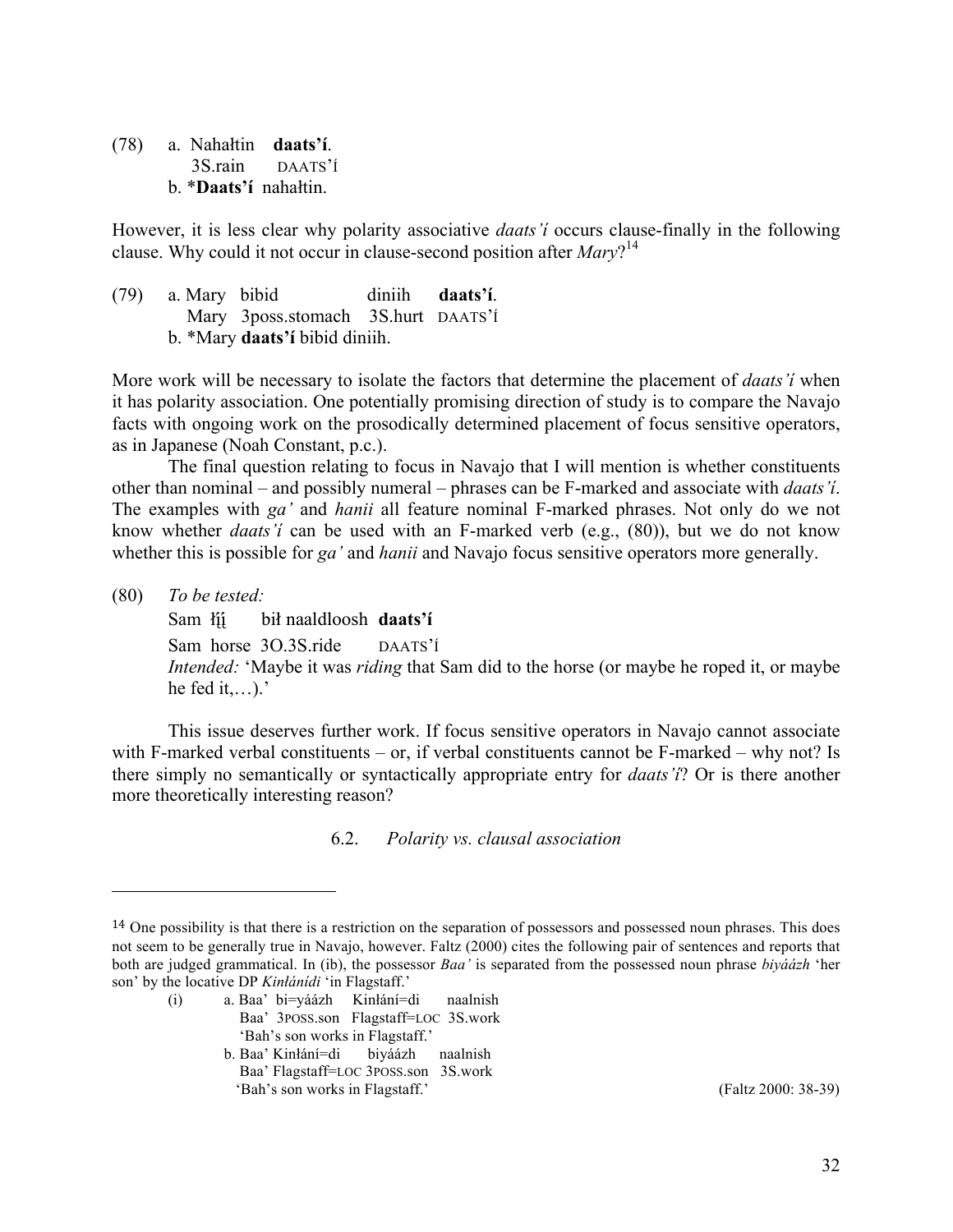(78) a. Nahałtin **daats'í**.
 3S.rain DAATS'Í
 b. ***Daats'í** nahałtin.

However, it is less clear why polarity associative *daats'í* occurs clause-finally in the following clause. Why could it not occur in clause-second position after *Mary*?[14]

(79) a. Mary bibid diniih **daats'í**.
 Mary 3poss.stomach 3S.hurt DAATS'Í
 b. *Mary **daats'í** bibid diniih.

More work will be necessary to isolate the factors that determine the placement of *daats'í* when it has polarity association. One potentially promising direction of study is to compare the Navajo facts with ongoing work on the prosodically determined placement of focus sensitive operators, as in Japanese (Noah Constant, p.c.).

The final question relating to focus in Navajo that I will mention is whether constituents other than nominal – and possibly numeral – phrases can be F-marked and associate with *daats'í*. The examples with *ga'* and *hanii* all feature nominal F-marked phrases. Not only do we not know whether *daats'í* can be used with an F-marked verb (e.g., (80)), but we do not know whether this is possible for *ga'* and *hanii* and Navajo focus sensitive operators more generally.

(80) *To be tested:*
 Sam łįį́ bił naaldloosh **daats'í**
 Sam horse 3O.3S.ride DAATS'Í
 *Intended:* 'Maybe it was *riding* that Sam did to the horse (or maybe he roped it, or maybe he fed it,…).'

This issue deserves further work. If focus sensitive operators in Navajo cannot associate with F-marked verbal constituents – or, if verbal constituents cannot be F-marked – why not? Is there simply no semantically or syntactically appropriate entry for *daats'í*? Or is there another more theoretically interesting reason?

### 6.2. *Polarity vs. clausal association*

---

[14] One possibility is that there is a restriction on the separation of possessors and possessed noun phrases. This does not seem to be generally true in Navajo, however. Faltz (2000) cites the following pair of sentences and reports that both are judged grammatical. In (ib), the possessor *Baa'* is separated from the possessed noun phrase *biyáázh* 'her son' by the locative DP *Kinłánídi* 'in Flagstaff.'

(i) a. Baa' bi=yáázh Kinłání=di naalnish
 Baa' 3POSS.son Flagstaff=LOC 3S.work
 'Bah's son works in Flagstaff.'
 b. Baa' Kinłání=di biyáázh naalnish
 Baa' Flagstaff=LOC 3POSS.son 3S.work
 'Bah's son works in Flagstaff.' (Faltz 2000: 38-39)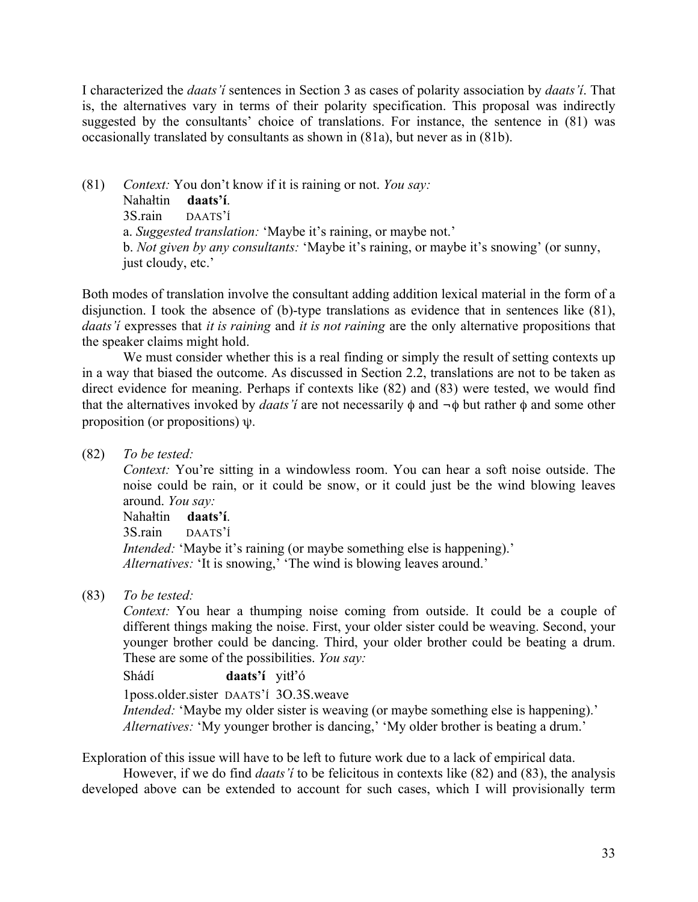I characterized the *daats'í* sentences in Section 3 as cases of polarity association by *daats'í*. That is, the alternatives vary in terms of their polarity specification. This proposal was indirectly suggested by the consultants' choice of translations. For instance, the sentence in (81) was occasionally translated by consultants as shown in (81a), but never as in (81b).

(81) *Context:* You don't know if it is raining or not. *You say:*
Nahałtin **daats'í**.
3S.rain DAATS'Í
a. *Suggested translation:* 'Maybe it's raining, or maybe not.'
b. *Not given by any consultants:* 'Maybe it's raining, or maybe it's snowing' (or sunny, just cloudy, etc.'

Both modes of translation involve the consultant adding addition lexical material in the form of a disjunction. I took the absence of (b)-type translations as evidence that in sentences like (81), *daats'í* expresses that *it is raining* and *it is not raining* are the only alternative propositions that the speaker claims might hold.

We must consider whether this is a real finding or simply the result of setting contexts up in a way that biased the outcome. As discussed in Section 2.2, translations are not to be taken as direct evidence for meaning. Perhaps if contexts like (82) and (83) were tested, we would find that the alternatives invoked by *daats'í* are not necessarily $\phi$ and $\neg\phi$ but rather $\phi$ and some other proposition (or propositions) $\psi$.

(82) *To be tested:*
*Context:* You're sitting in a windowless room. You can hear a soft noise outside. The noise could be rain, or it could be snow, or it could just be the wind blowing leaves around. *You say:*
Nahałtin **daats'í**.
3S.rain DAATS'Í
*Intended:* 'Maybe it's raining (or maybe something else is happening).'
*Alternatives:* 'It is snowing,' 'The wind is blowing leaves around.'

(83) *To be tested:*
*Context:* You hear a thumping noise coming from outside. It could be a couple of different things making the noise. First, your older sister could be weaving. Second, your younger brother could be dancing. Third, your older brother could be beating a drum. These are some of the possibilities. *You say:*
Shádí **daats'í** yitł'ó
1poss.older.sister DAATS'Í 3O.3S.weave
*Intended:* 'Maybe my older sister is weaving (or maybe something else is happening).'
*Alternatives:* 'My younger brother is dancing,' 'My older brother is beating a drum.'

Exploration of this issue will have to be left to future work due to a lack of empirical data.

However, if we do find *daats'í* to be felicitous in contexts like (82) and (83), the analysis developed above can be extended to account for such cases, which I will provisionally term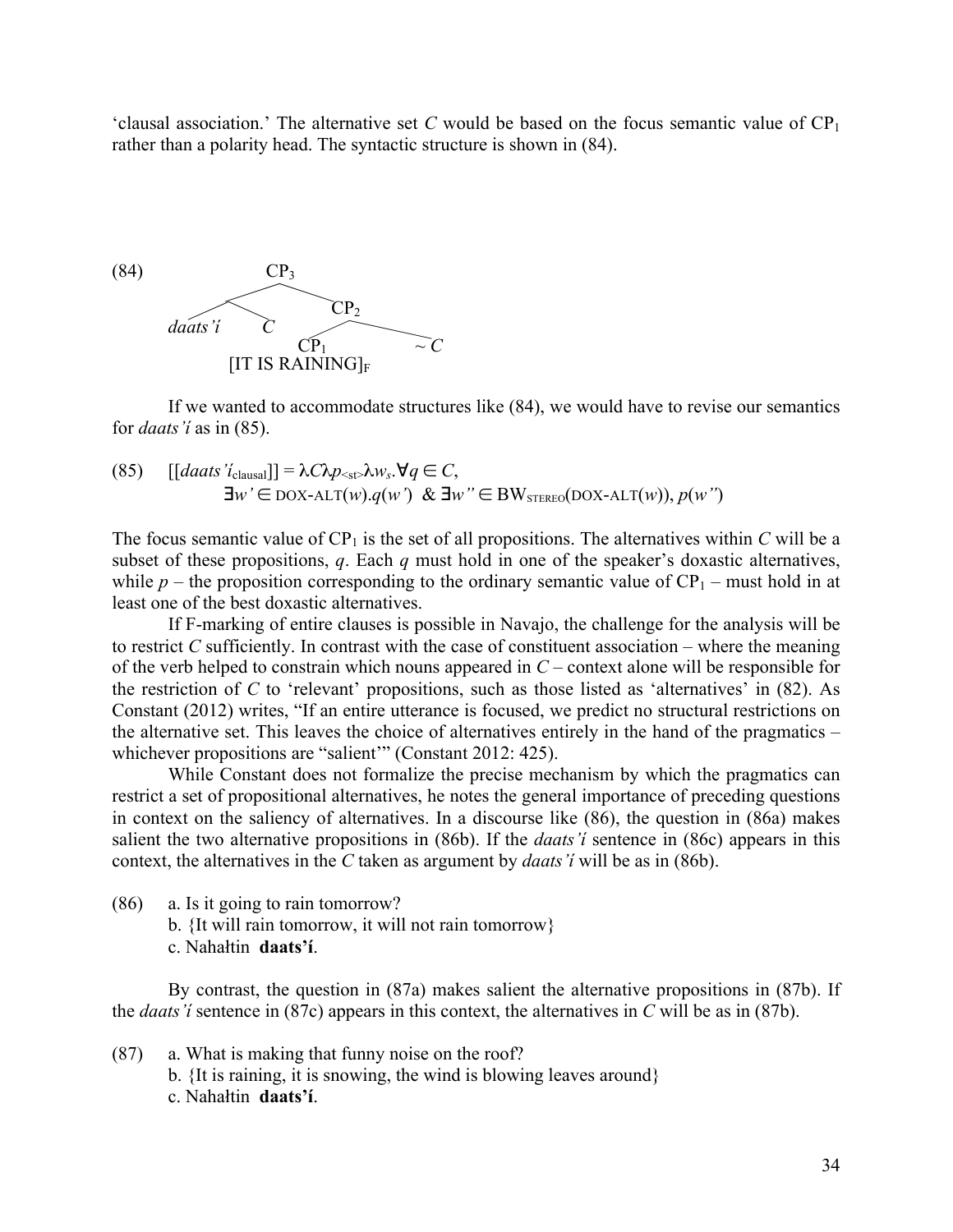'clausal association.' The alternative set *C* would be based on the focus semantic value of $CP_1$ rather than a polarity head. The syntactic structure is shown in (84).

(84)

```
                CP3
          /            \
        /  \            CP2
  daats'í   C         /      \
                   CP1         ~ C
            [IT IS RAINING]F
```

If we wanted to accommodate structures like (84), we would have to revise our semantics for *daats'í* as in (85).

(85) $[[daats'í_{clausal}]] = \lambda C \lambda p_{<st>} \lambda w_s . \forall q \in C$,
$\exists w' \in \text{DOX-ALT}(w).q(w')$ & $\exists w'' \in BW_{STEREO}(\text{DOX-ALT}(w)), p(w'')$

The focus semantic value of $CP_1$ is the set of all propositions. The alternatives within *C* will be a subset of these propositions, *q*. Each *q* must hold in one of the speaker's doxastic alternatives, while *p* – the proposition corresponding to the ordinary semantic value of $CP_1$ – must hold in at least one of the best doxastic alternatives.

If F-marking of entire clauses is possible in Navajo, the challenge for the analysis will be to restrict *C* sufficiently. In contrast with the case of constituent association – where the meaning of the verb helped to constrain which nouns appeared in *C* – context alone will be responsible for the restriction of *C* to 'relevant' propositions, such as those listed as 'alternatives' in (82). As Constant (2012) writes, "If an entire utterance is focused, we predict no structural restrictions on the alternative set. This leaves the choice of alternatives entirely in the hand of the pragmatics – whichever propositions are "salient'" (Constant 2012: 425).

While Constant does not formalize the precise mechanism by which the pragmatics can restrict a set of propositional alternatives, he notes the general importance of preceding questions in context on the saliency of alternatives. In a discourse like (86), the question in (86a) makes salient the two alternative propositions in (86b). If the *daats'í* sentence in (86c) appears in this context, the alternatives in the *C* taken as argument by *daats'í* will be as in (86b).

(86) a. Is it going to rain tomorrow?
b. {It will rain tomorrow, it will not rain tomorrow}
c. Nahałtin **daats'í**.

By contrast, the question in (87a) makes salient the alternative propositions in (87b). If the *daats'í* sentence in (87c) appears in this context, the alternatives in *C* will be as in (87b).

(87) a. What is making that funny noise on the roof?
b. {It is raining, it is snowing, the wind is blowing leaves around}
c. Nahałtin **daats'í**.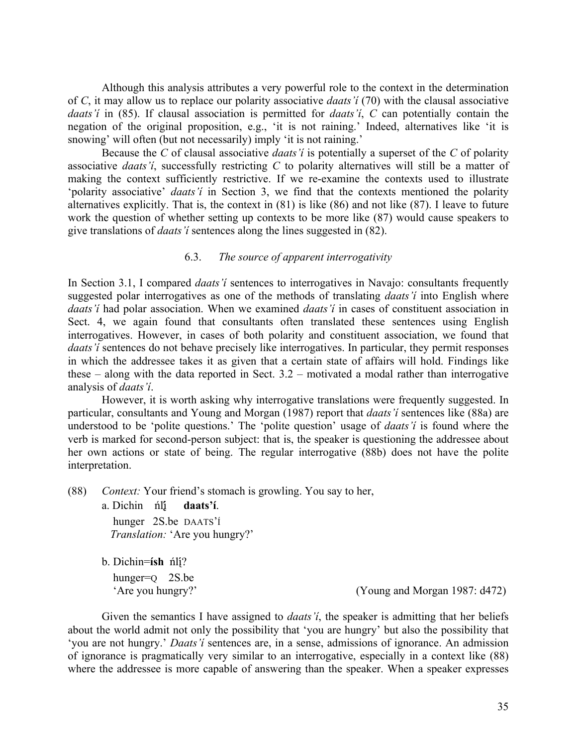Although this analysis attributes a very powerful role to the context in the determination of *C*, it may allow us to replace our polarity associative *daats'í* (70) with the clausal associative *daats'í* in (85). If clausal association is permitted for *daats'í*, *C* can potentially contain the negation of the original proposition, e.g., 'it is not raining.' Indeed, alternatives like 'it is snowing' will often (but not necessarily) imply 'it is not raining.'

Because the *C* of clausal associative *daats'í* is potentially a superset of the *C* of polarity associative *daats'í*, successfully restricting *C* to polarity alternatives will still be a matter of making the context sufficiently restrictive. If we re-examine the contexts used to illustrate 'polarity associative' *daats'í* in Section 3, we find that the contexts mentioned the polarity alternatives explicitly. That is, the context in (81) is like (86) and not like (87). I leave to future work the question of whether setting up contexts to be more like (87) would cause speakers to give translations of *daats'í* sentences along the lines suggested in (82).

### 6.3. *The source of apparent interrogativity*

In Section 3.1, I compared *daats'í* sentences to interrogatives in Navajo: consultants frequently suggested polar interrogatives as one of the methods of translating *daats'í* into English where *daats'í* had polar association. When we examined *daats'í* in cases of constituent association in Sect. 4, we again found that consultants often translated these sentences using English interrogatives. However, in cases of both polarity and constituent association, we found that *daats'í* sentences do not behave precisely like interrogatives. In particular, they permit responses in which the addressee takes it as given that a certain state of affairs will hold. Findings like these – along with the data reported in Sect. 3.2 – motivated a modal rather than interrogative analysis of *daats'í*.

However, it is worth asking why interrogative translations were frequently suggested. In particular, consultants and Young and Morgan (1987) report that *daats'í* sentences like (88a) are understood to be 'polite questions.' The 'polite question' usage of *daats'í* is found where the verb is marked for second-person subject: that is, the speaker is questioning the addressee about her own actions or state of being. The regular interrogative (88b) does not have the polite interpretation.

(88) *Context:* Your friend's stomach is growling. You say to her,

a. Dichin ńlį̨́ **daats'í**.
hunger 2S.be DAATS'Í
*Translation:* 'Are you hungry?'

b. Dichin=**ísh** ńlį̨́?
hunger=Q 2S.be
'Are you hungry?' (Young and Morgan 1987: d472)

Given the semantics I have assigned to *daats'í*, the speaker is admitting that her beliefs about the world admit not only the possibility that 'you are hungry' but also the possibility that 'you are not hungry.' *Daats'í* sentences are, in a sense, admissions of ignorance. An admission of ignorance is pragmatically very similar to an interrogative, especially in a context like (88) where the addressee is more capable of answering than the speaker. When a speaker expresses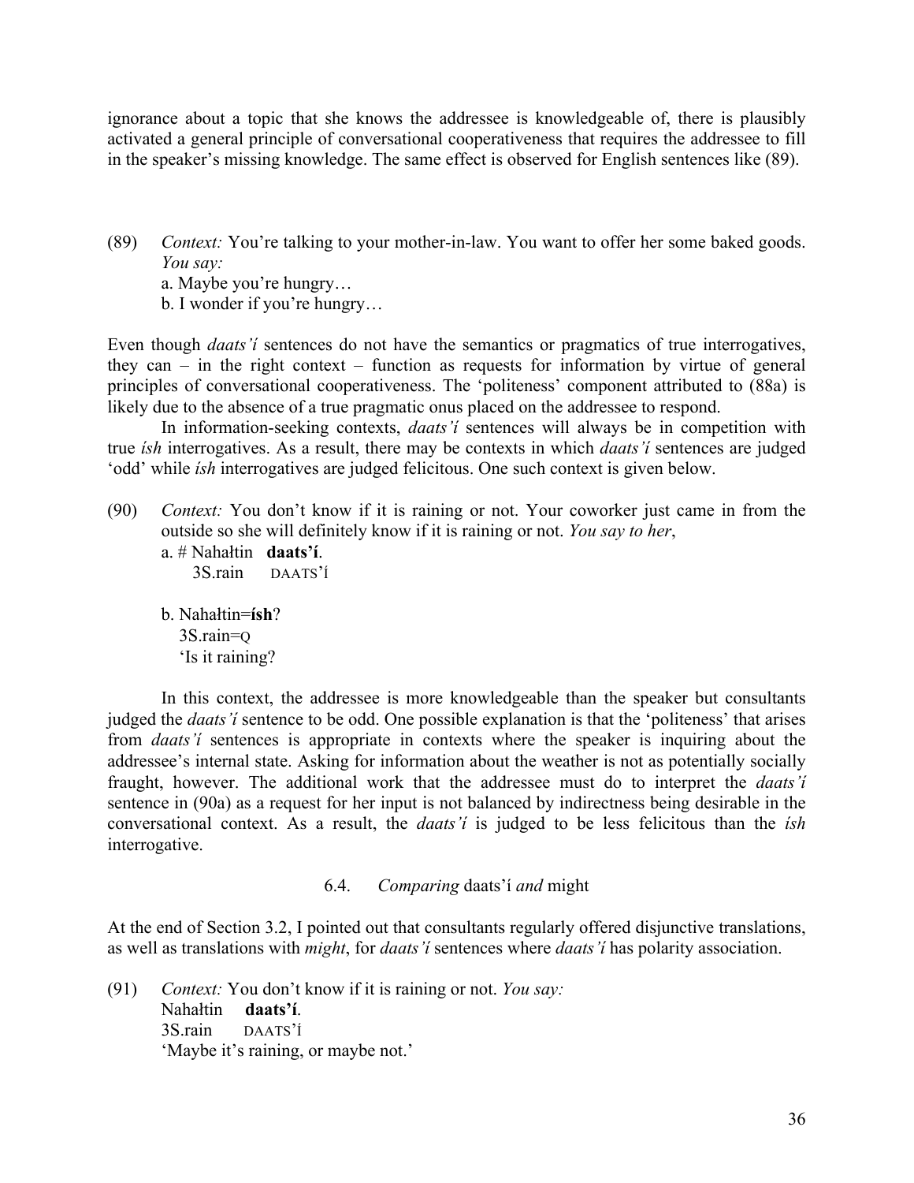ignorance about a topic that she knows the addressee is knowledgeable of, there is plausibly activated a general principle of conversational cooperativeness that requires the addressee to fill in the speaker's missing knowledge. The same effect is observed for English sentences like (89).

(89) *Context:* You're talking to your mother-in-law. You want to offer her some baked goods. *You say:*
  a. Maybe you're hungry…
  b. I wonder if you're hungry…

Even though *daats'í* sentences do not have the semantics or pragmatics of true interrogatives, they can – in the right context – function as requests for information by virtue of general principles of conversational cooperativeness. The 'politeness' component attributed to (88a) is likely due to the absence of a true pragmatic onus placed on the addressee to respond.

In information-seeking contexts, *daats'í* sentences will always be in competition with true *ísh* interrogatives. As a result, there may be contexts in which *daats'í* sentences are judged 'odd' while *ísh* interrogatives are judged felicitous. One such context is given below.

(90) *Context:* You don't know if it is raining or not. Your coworker just came in from the outside so she will definitely know if it is raining or not. *You say to her*,
  a. # Nahałtin **daats'í**.
    3S.rain DAATS'Í

  b. Nahałtin=**ísh**?
    3S.rain=Q
    'Is it raining?

In this context, the addressee is more knowledgeable than the speaker but consultants judged the *daats'í* sentence to be odd. One possible explanation is that the 'politeness' that arises from *daats'í* sentences is appropriate in contexts where the speaker is inquiring about the addressee's internal state. Asking for information about the weather is not as potentially socially fraught, however. The additional work that the addressee must do to interpret the *daats'í* sentence in (90a) as a request for her input is not balanced by indirectness being desirable in the conversational context. As a result, the *daats'í* is judged to be less felicitous than the *ísh* interrogative.

### 6.4. *Comparing* daats'í *and* might

At the end of Section 3.2, I pointed out that consultants regularly offered disjunctive translations, as well as translations with *might*, for *daats'í* sentences where *daats'í* has polarity association.

(91) *Context:* You don't know if it is raining or not. *You say:*
  Nahałtin **daats'í**.
  3S.rain DAATS'Í
  'Maybe it's raining, or maybe not.'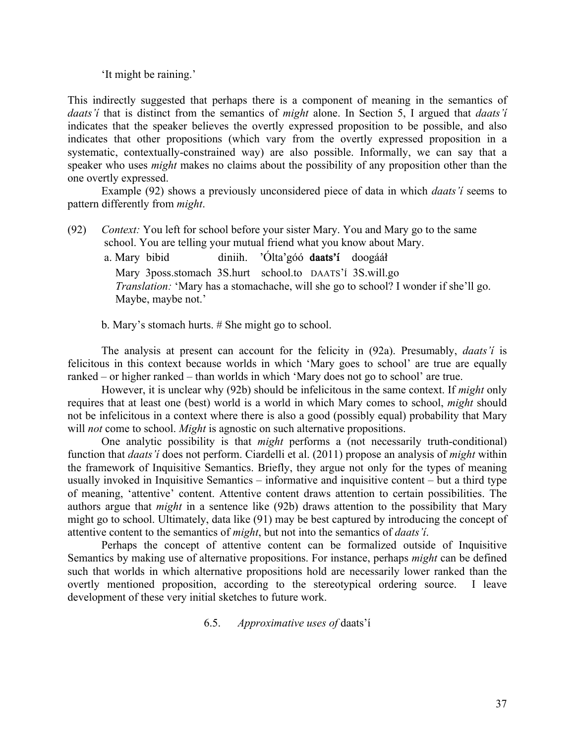'It might be raining.'

This indirectly suggested that perhaps there is a component of meaning in the semantics of *daats'í* that is distinct from the semantics of *might* alone. In Section 5, I argued that *daats'í* indicates that the speaker believes the overtly expressed proposition to be possible, and also indicates that other propositions (which vary from the overtly expressed proposition in a systematic, contextually-constrained way) are also possible. Informally, we can say that a speaker who uses *might* makes no claims about the possibility of any proposition other than the one overtly expressed.

Example (92) shows a previously unconsidered piece of data in which *daats'í* seems to pattern differently from *might*.

(92) *Context:* You left for school before your sister Mary. You and Mary go to the same school. You are telling your mutual friend what you know about Mary.

a. Mary bibid diniih. 'Ólta'góó **daats'í** doogááł
   Mary 3poss.stomach 3S.hurt school.to DAATS'í 3S.will.go
   *Translation:* 'Mary has a stomachache, will she go to school? I wonder if she'll go. Maybe, maybe not.'

b. Mary's stomach hurts. # She might go to school.

The analysis at present can account for the felicity in (92a). Presumably, *daats'í* is felicitous in this context because worlds in which 'Mary goes to school' are true are equally ranked – or higher ranked – than worlds in which 'Mary does not go to school' are true.

However, it is unclear why (92b) should be infelicitous in the same context. If *might* only requires that at least one (best) world is a world in which Mary comes to school, *might* should not be infelicitous in a context where there is also a good (possibly equal) probability that Mary will *not* come to school. *Might* is agnostic on such alternative propositions.

One analytic possibility is that *might* performs a (not necessarily truth-conditional) function that *daats'í* does not perform. Ciardelli et al. (2011) propose an analysis of *might* within the framework of Inquisitive Semantics. Briefly, they argue not only for the types of meaning usually invoked in Inquisitive Semantics – informative and inquisitive content – but a third type of meaning, 'attentive' content. Attentive content draws attention to certain possibilities. The authors argue that *might* in a sentence like (92b) draws attention to the possibility that Mary might go to school. Ultimately, data like (91) may be best captured by introducing the concept of attentive content to the semantics of *might*, but not into the semantics of *daats'í*.

Perhaps the concept of attentive content can be formalized outside of Inquisitive Semantics by making use of alternative propositions. For instance, perhaps *might* can be defined such that worlds in which alternative propositions hold are necessarily lower ranked than the overtly mentioned proposition, according to the stereotypical ordering source. I leave development of these very initial sketches to future work.

### 6.5. *Approximative uses of* daats'í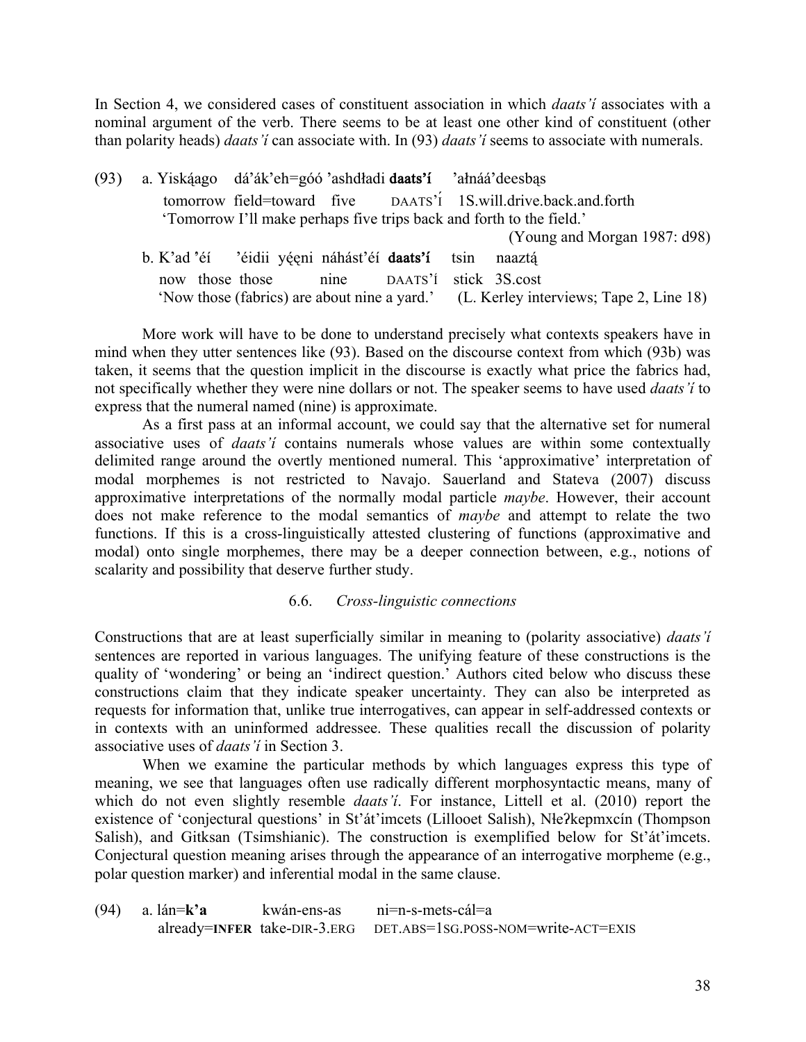In Section 4, we considered cases of constituent association in which *daats'í* associates with a nominal argument of the verb. There seems to be at least one other kind of constituent (other than polarity heads) *daats'í* can associate with. In (93) *daats'í* seems to associate with numerals.

(93) a. Yiskáago dá'ák'eh=góó 'ashdładi **daats'í** 'ałnáá'deesbąs
   tomorrow field=toward five DAATS'Í 1S.will.drive.back.and.forth
   'Tomorrow I'll make perhaps five trips back and forth to the field.'
   (Young and Morgan 1987: d98)

b. K'ad 'éí 'éidii yę́ę́ni náhást'éí **daats'í** tsin naaztą́
   now those those nine DAATS'í stick 3S.cost
   'Now those (fabrics) are about nine a yard.' (L. Kerley interviews; Tape 2, Line 18)

More work will have to be done to understand precisely what contexts speakers have in mind when they utter sentences like (93). Based on the discourse context from which (93b) was taken, it seems that the question implicit in the discourse is exactly what price the fabrics had, not specifically whether they were nine dollars or not. The speaker seems to have used *daats'í* to express that the numeral named (nine) is approximate.

As a first pass at an informal account, we could say that the alternative set for numeral associative uses of *daats'í* contains numerals whose values are within some contextually delimited range around the overtly mentioned numeral. This 'approximative' interpretation of modal morphemes is not restricted to Navajo. Sauerland and Stateva (2007) discuss approximative interpretations of the normally modal particle *maybe*. However, their account does not make reference to the modal semantics of *maybe* and attempt to relate the two functions. If this is a cross-linguistically attested clustering of functions (approximative and modal) onto single morphemes, there may be a deeper connection between, e.g., notions of scalarity and possibility that deserve further study.

### 6.6. *Cross-linguistic connections*

Constructions that are at least superficially similar in meaning to (polarity associative) *daats'í* sentences are reported in various languages. The unifying feature of these constructions is the quality of 'wondering' or being an 'indirect question.' Authors cited below who discuss these constructions claim that they indicate speaker uncertainty. They can also be interpreted as requests for information that, unlike true interrogatives, can appear in self-addressed contexts or in contexts with an uninformed addressee. These qualities recall the discussion of polarity associative uses of *daats'í* in Section 3.

When we examine the particular methods by which languages express this type of meaning, we see that languages often use radically different morphosyntactic means, many of which do not even slightly resemble *daats'í*. For instance, Littell et al. (2010) report the existence of 'conjectural questions' in St'át'imcets (Lillooet Salish), Nłeʔkepmxcín (Thompson Salish), and Gitksan (Tsimshianic). The construction is exemplified below for St'át'imcets. Conjectural question meaning arises through the appearance of an interrogative morpheme (e.g., polar question marker) and inferential modal in the same clause.

(94) a. lán=**k'a** kwán-ens-as ni=n-s-mets-cál=a
   already=**INFER** take-DIR-3.ERG DET.ABS=1SG.POSS-NOM=write-ACT=EXIS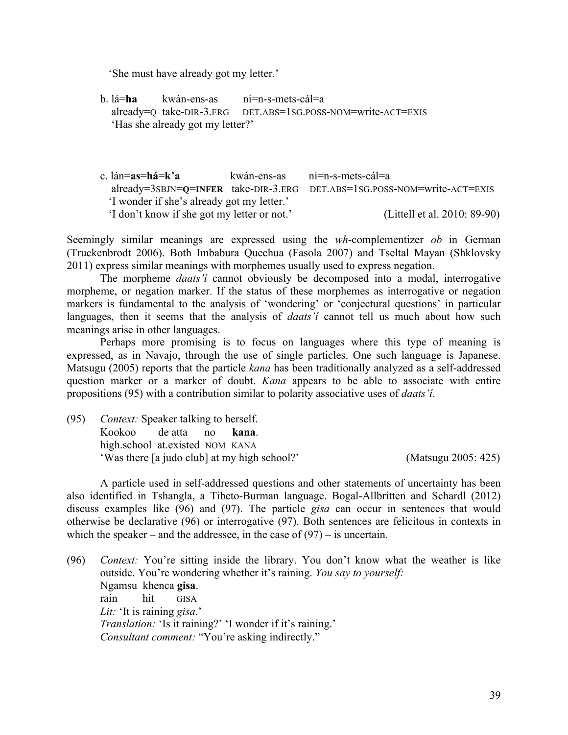'She must have already got my letter.'

b. lá=**ha** kwán-ens-as ni=n-s-mets-cál=a
already=Q take-DIR-3.ERG DET.ABS=1SG.POSS-NOM=write-ACT=EXIS
'Has she already got my letter?'

c. lán=**as**=**há**=**k'a** kwán-ens-as ni=n-s-mets-cál=a
already=3SBJN=**Q**=**INFER** take-DIR-3.ERG DET.ABS=1SG.POSS-NOM=write-ACT=EXIS
'I wonder if she's already got my letter.'
'I don't know if she got my letter or not.' (Littell et al. 2010: 89-90)

Seemingly similar meanings are expressed using the *wh*-complementizer *ob* in German (Truckenbrodt 2006). Both Imbabura Quechua (Fasola 2007) and Tseltal Mayan (Shklovsky 2011) express similar meanings with morphemes usually used to express negation.

The morpheme *daats'í* cannot obviously be decomposed into a modal, interrogative morpheme, or negation marker. If the status of these morphemes as interrogative or negation markers is fundamental to the analysis of 'wondering' or 'conjectural questions' in particular languages, then it seems that the analysis of *daats'í* cannot tell us much about how such meanings arise in other languages.

Perhaps more promising is to focus on languages where this type of meaning is expressed, as in Navajo, through the use of single particles. One such language is Japanese. Matsugu (2005) reports that the particle *kana* has been traditionally analyzed as a self-addressed question marker or a marker of doubt. *Kana* appears to be able to associate with entire propositions (95) with a contribution similar to polarity associative uses of *daats'í*.

(95) *Context:* Speaker talking to herself.
Kookoo de atta no **kana**.
high.school at.existed NOM KANA
'Was there [a judo club] at my high school?' (Matsugu 2005: 425)

A particle used in self-addressed questions and other statements of uncertainty has been also identified in Tshangla, a Tibeto-Burman language. Bogal-Allbritten and Schardl (2012) discuss examples like (96) and (97). The particle *gisa* can occur in sentences that would otherwise be declarative (96) or interrogative (97). Both sentences are felicitous in contexts in which the speaker – and the addressee, in the case of (97) – is uncertain.

(96) *Context:* You're sitting inside the library. You don't know what the weather is like outside. You're wondering whether it's raining. *You say to yourself:*
Ngamsu khenca **gisa**.
rain hit GISA
*Lit:* 'It is raining *gisa*.'
*Translation:* 'Is it raining?' 'I wonder if it's raining.'
*Consultant comment:* "You're asking indirectly."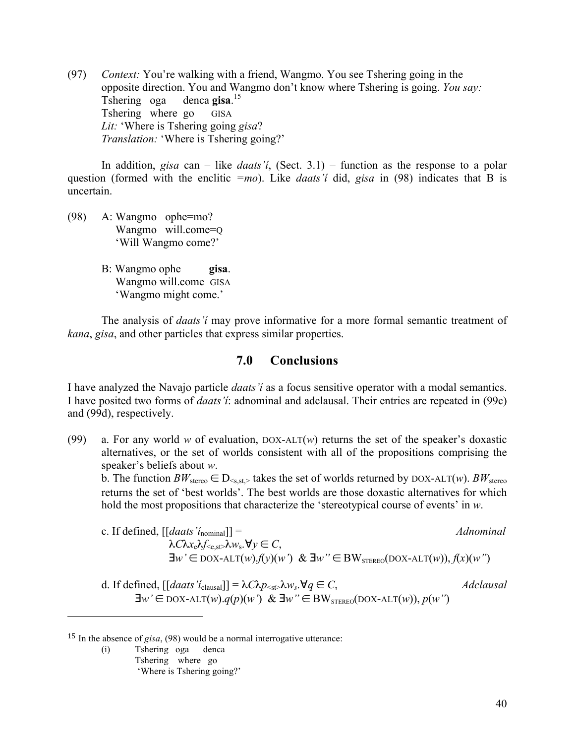(97) *Context:* You're walking with a friend, Wangmo. You see Tshering going in the opposite direction. You and Wangmo don't know where Tshering is going. *You say:*
  Tshering oga denca **gisa**.[15]
  Tshering where go GISA
  *Lit:* 'Where is Tshering going *gisa*?
  *Translation:* 'Where is Tshering going?'

In addition, *gisa* can – like *daats'í*, (Sect. 3.1) – function as the response to a polar question (formed with the enclitic =*mo*). Like *daats'í* did, *gisa* in (98) indicates that B is uncertain.

(98) A: Wangmo ophe=mo?
  Wangmo will.come=Q
  'Will Wangmo come?'

  B: Wangmo ophe **gisa**.
  Wangmo will.come GISA
  'Wangmo might come.'

The analysis of *daats'í* may prove informative for a more formal semantic treatment of *kana*, *gisa*, and other particles that express similar properties.

## 7.0 Conclusions

I have analyzed the Navajo particle *daats'í* as a focus sensitive operator with a modal semantics. I have posited two forms of *daats'í*: adnominal and adclausal. Their entries are repeated in (99c) and (99d), respectively.

(99) a. For any world *w* of evaluation, DOX-ALT($w$) returns the set of the speaker's doxastic alternatives, or the set of worlds consistent with all of the propositions comprising the speaker's beliefs about *w*.

b. The function $BW_{stereo} \in D_{<s,st,>}$ takes the set of worlds returned by DOX-ALT($w$). $BW_{stereo}$ returns the set of 'best worlds'. The best worlds are those doxastic alternatives for which hold the most propositions that characterize the 'stereotypical course of events' in *w*.

c. If defined, [[*daats'í*$_{nominal}$]] = *Adnominal*

$$\lambda C \lambda x_e \lambda f_{<e,st>} \lambda w_s . \forall y \in C, \exists w' \in \text{DOX-ALT}(w). f(y)(w') \ \& \ \exists w'' \in \text{BW}_{\text{STEREO}}(\text{DOX-ALT}(w)), f(x)(w'')$$

d. If defined, [[*daats'í*$_{clausal}$]] = *Adclausal*

$$\lambda C \lambda p_{<st>} \lambda w_s . \forall q \in C, \exists w' \in \text{DOX-ALT}(w). q(p)(w') \ \& \ \exists w'' \in \text{BW}_{\text{STEREO}}(\text{DOX-ALT}(w)), p(w'')$$

---

[15] In the absence of *gisa*, (98) would be a normal interrogative utterance:

(i) Tshering oga denca
  Tshering where go
  'Where is Tshering going?'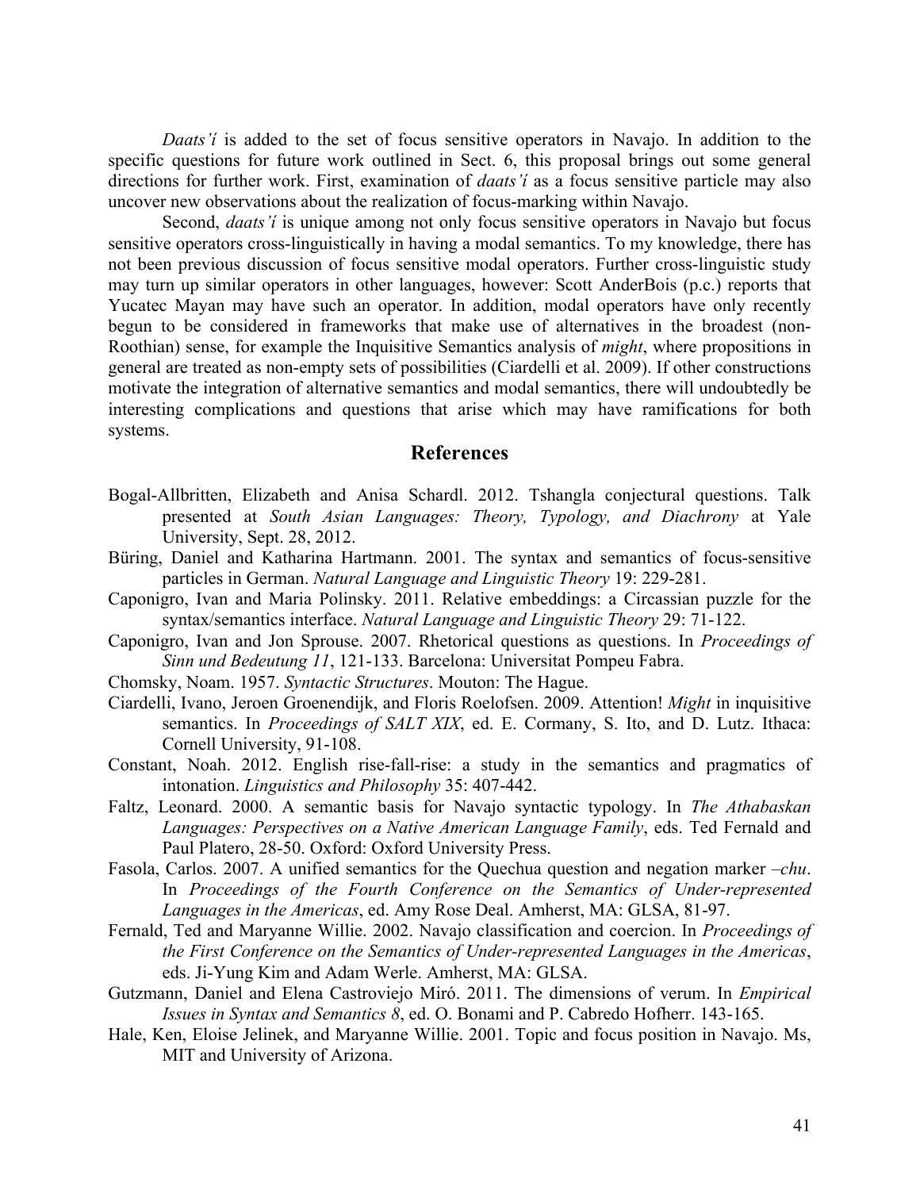*Daats'í* is added to the set of focus sensitive operators in Navajo. In addition to the specific questions for future work outlined in Sect. 6, this proposal brings out some general directions for further work. First, examination of *daats'í* as a focus sensitive particle may also uncover new observations about the realization of focus-marking within Navajo.

Second, *daats'í* is unique among not only focus sensitive operators in Navajo but focus sensitive operators cross-linguistically in having a modal semantics. To my knowledge, there has not been previous discussion of focus sensitive modal operators. Further cross-linguistic study may turn up similar operators in other languages, however: Scott AnderBois (p.c.) reports that Yucatec Mayan may have such an operator. In addition, modal operators have only recently begun to be considered in frameworks that make use of alternatives in the broadest (non-Roothian) sense, for example the Inquisitive Semantics analysis of *might*, where propositions in general are treated as non-empty sets of possibilities (Ciardelli et al. 2009). If other constructions motivate the integration of alternative semantics and modal semantics, there will undoubtedly be interesting complications and questions that arise which may have ramifications for both systems.

## References

Bogal-Allbritten, Elizabeth and Anisa Schardl. 2012. Tshangla conjectural questions. Talk presented at *South Asian Languages: Theory, Typology, and Diachrony* at Yale University, Sept. 28, 2012.

Büring, Daniel and Katharina Hartmann. 2001. The syntax and semantics of focus-sensitive particles in German. *Natural Language and Linguistic Theory* 19: 229-281.

Caponigro, Ivan and Maria Polinsky. 2011. Relative embeddings: a Circassian puzzle for the syntax/semantics interface. *Natural Language and Linguistic Theory* 29: 71-122.

Caponigro, Ivan and Jon Sprouse. 2007. Rhetorical questions as questions. In *Proceedings of Sinn und Bedeutung 11*, 121-133. Barcelona: Universitat Pompeu Fabra.

Chomsky, Noam. 1957. *Syntactic Structures*. Mouton: The Hague.

Ciardelli, Ivano, Jeroen Groenendijk, and Floris Roelofsen. 2009. Attention! *Might* in inquisitive semantics. In *Proceedings of SALT XIX*, ed. E. Cormany, S. Ito, and D. Lutz. Ithaca: Cornell University, 91-108.

Constant, Noah. 2012. English rise-fall-rise: a study in the semantics and pragmatics of intonation. *Linguistics and Philosophy* 35: 407-442.

Faltz, Leonard. 2000. A semantic basis for Navajo syntactic typology. In *The Athabaskan Languages: Perspectives on a Native American Language Family*, eds. Ted Fernald and Paul Platero, 28-50. Oxford: Oxford University Press.

Fasola, Carlos. 2007. A unified semantics for the Quechua question and negation marker *–chu*. In *Proceedings of the Fourth Conference on the Semantics of Under-represented Languages in the Americas*, ed. Amy Rose Deal. Amherst, MA: GLSA, 81-97.

Fernald, Ted and Maryanne Willie. 2002. Navajo classification and coercion. In *Proceedings of the First Conference on the Semantics of Under-represented Languages in the Americas*, eds. Ji-Yung Kim and Adam Werle. Amherst, MA: GLSA.

Gutzmann, Daniel and Elena Castroviejo Miró. 2011. The dimensions of verum. In *Empirical Issues in Syntax and Semantics 8*, ed. O. Bonami and P. Cabredo Hofherr. 143-165.

Hale, Ken, Eloise Jelinek, and Maryanne Willie. 2001. Topic and focus position in Navajo. Ms, MIT and University of Arizona.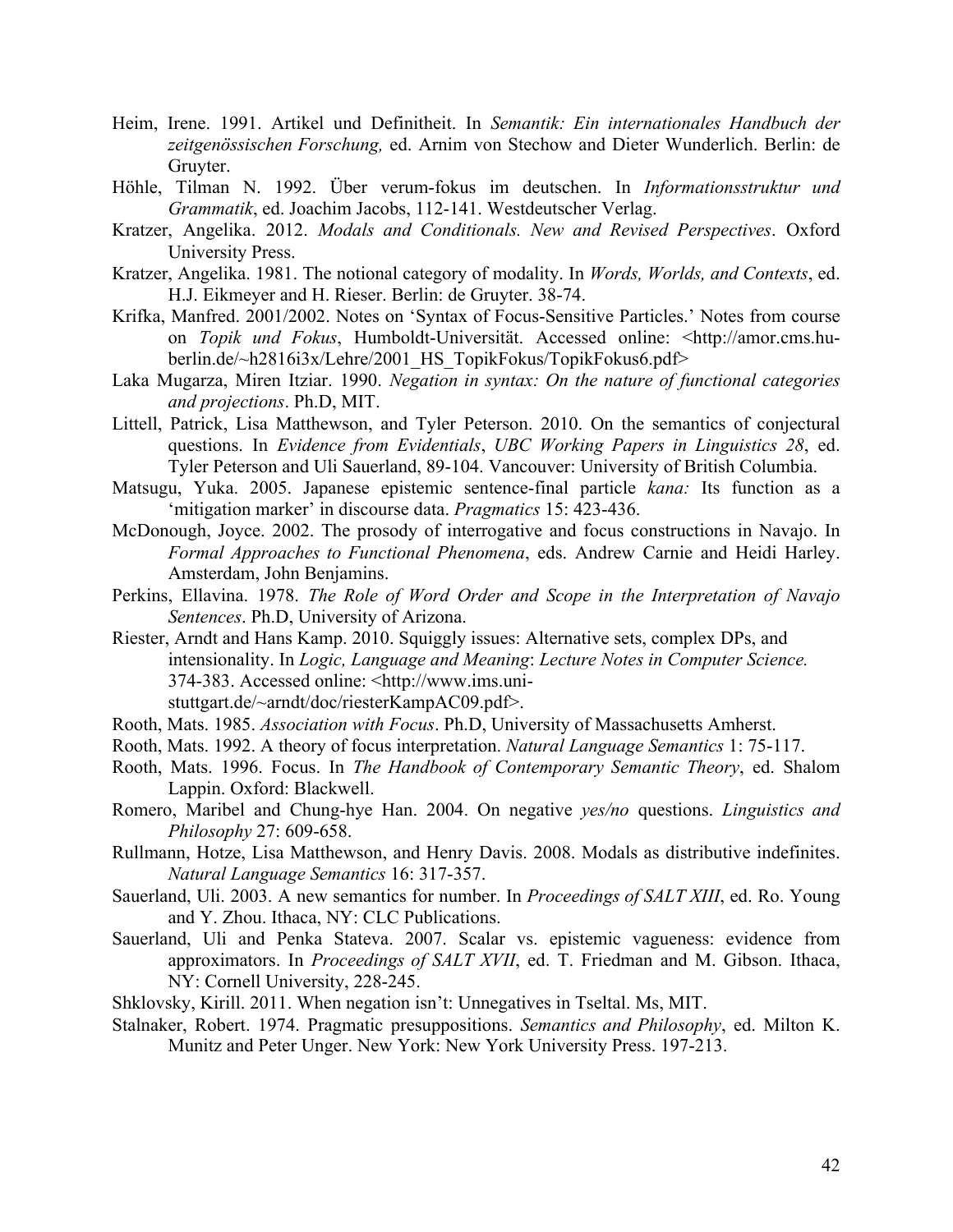Heim, Irene. 1991. Artikel und Definitheit. In *Semantik: Ein internationales Handbuch der zeitgenössischen Forschung,* ed. Arnim von Stechow and Dieter Wunderlich. Berlin: de Gruyter.

Höhle, Tilman N. 1992. Über verum-fokus im deutschen. In *Informationsstruktur und Grammatik*, ed. Joachim Jacobs, 112-141. Westdeutscher Verlag.

Kratzer, Angelika. 2012. *Modals and Conditionals. New and Revised Perspectives*. Oxford University Press.

Kratzer, Angelika. 1981. The notional category of modality. In *Words, Worlds, and Contexts*, ed. H.J. Eikmeyer and H. Rieser. Berlin: de Gruyter. 38-74.

Krifka, Manfred. 2001/2002. Notes on 'Syntax of Focus-Sensitive Particles.' Notes from course on *Topik und Fokus*, Humboldt-Universität. Accessed online: <http://amor.cms.hu-berlin.de/~h2816i3x/Lehre/2001_HS_TopikFokus/TopikFokus6.pdf>

Laka Mugarza, Miren Itziar. 1990. *Negation in syntax: On the nature of functional categories and projections*. Ph.D, MIT.

Littell, Patrick, Lisa Matthewson, and Tyler Peterson. 2010. On the semantics of conjectural questions. In *Evidence from Evidentials*, *UBC Working Papers in Linguistics 28*, ed. Tyler Peterson and Uli Sauerland, 89-104. Vancouver: University of British Columbia.

Matsugu, Yuka. 2005. Japanese epistemic sentence-final particle *kana:* Its function as a 'mitigation marker' in discourse data. *Pragmatics* 15: 423-436.

McDonough, Joyce. 2002. The prosody of interrogative and focus constructions in Navajo. In *Formal Approaches to Functional Phenomena*, eds. Andrew Carnie and Heidi Harley. Amsterdam, John Benjamins.

Perkins, Ellavina. 1978. *The Role of Word Order and Scope in the Interpretation of Navajo Sentences*. Ph.D, University of Arizona.

Riester, Arndt and Hans Kamp. 2010. Squiggly issues: Alternative sets, complex DPs, and intensionality. In *Logic, Language and Meaning*: *Lecture Notes in Computer Science.* 374-383. Accessed online: <http://www.ims.uni-stuttgart.de/~arndt/doc/riesterKampAC09.pdf>.

Rooth, Mats. 1985. *Association with Focus*. Ph.D, University of Massachusetts Amherst.

Rooth, Mats. 1992. A theory of focus interpretation. *Natural Language Semantics* 1: 75-117.

Rooth, Mats. 1996. Focus. In *The Handbook of Contemporary Semantic Theory*, ed. Shalom Lappin. Oxford: Blackwell.

Romero, Maribel and Chung-hye Han. 2004. On negative *yes/no* questions. *Linguistics and Philosophy* 27: 609-658.

Rullmann, Hotze, Lisa Matthewson, and Henry Davis. 2008. Modals as distributive indefinites. *Natural Language Semantics* 16: 317-357.

Sauerland, Uli. 2003. A new semantics for number. In *Proceedings of SALT XIII*, ed. Ro. Young and Y. Zhou. Ithaca, NY: CLC Publications.

Sauerland, Uli and Penka Stateva. 2007. Scalar vs. epistemic vagueness: evidence from approximators. In *Proceedings of SALT XVII*, ed. T. Friedman and M. Gibson. Ithaca, NY: Cornell University, 228-245.

Shklovsky, Kirill. 2011. When negation isn't: Unnegatives in Tseltal. Ms, MIT.

Stalnaker, Robert. 1974. Pragmatic presuppositions. *Semantics and Philosophy*, ed. Milton K. Munitz and Peter Unger. New York: New York University Press. 197-213.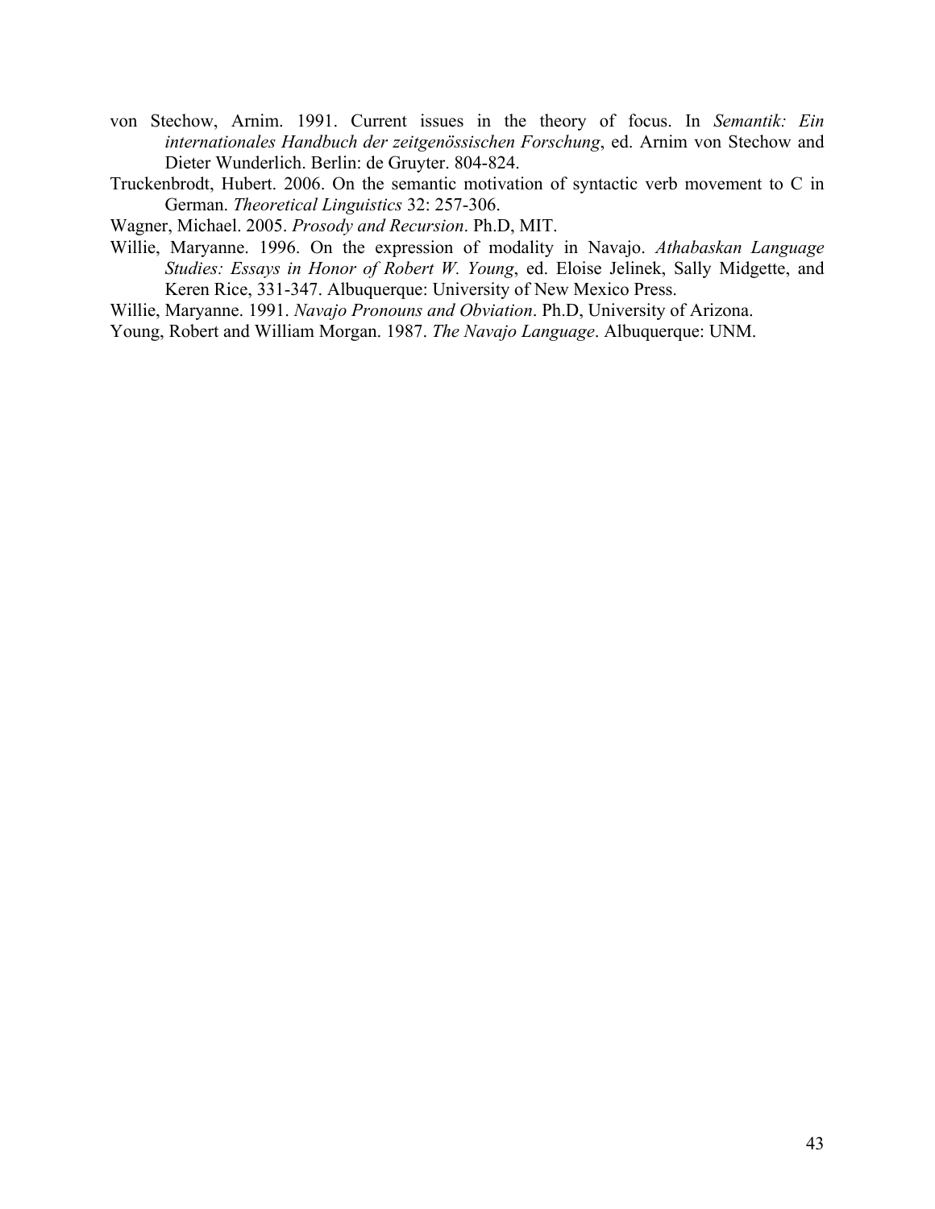von Stechow, Arnim. 1991. Current issues in the theory of focus. In *Semantik: Ein internationales Handbuch der zeitgenössischen Forschung*, ed. Arnim von Stechow and Dieter Wunderlich. Berlin: de Gruyter. 804-824.

Truckenbrodt, Hubert. 2006. On the semantic motivation of syntactic verb movement to C in German. *Theoretical Linguistics* 32: 257-306.

Wagner, Michael. 2005. *Prosody and Recursion*. Ph.D, MIT.

Willie, Maryanne. 1996. On the expression of modality in Navajo. *Athabaskan Language Studies: Essays in Honor of Robert W. Young*, ed. Eloise Jelinek, Sally Midgette, and Keren Rice, 331-347. Albuquerque: University of New Mexico Press.

Willie, Maryanne. 1991. *Navajo Pronouns and Obviation*. Ph.D, University of Arizona.

Young, Robert and William Morgan. 1987. *The Navajo Language*. Albuquerque: UNM.